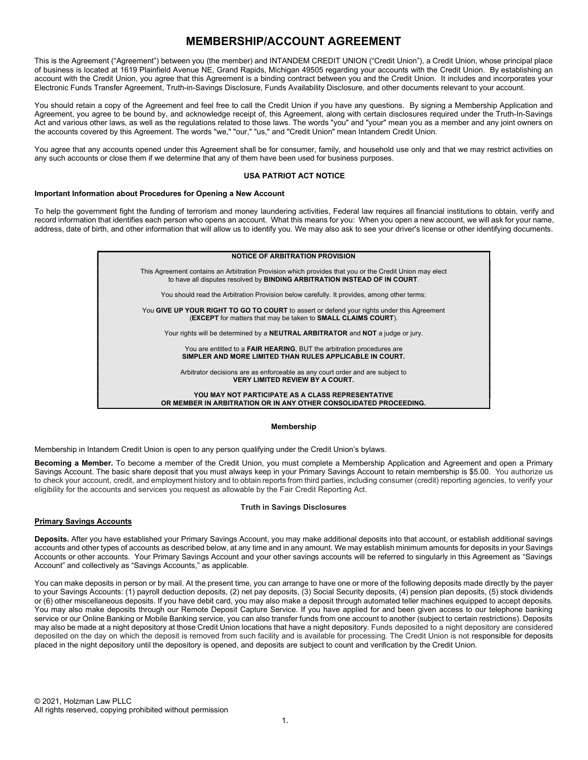# MEMBERSHIP/ACCOUNT AGREEMENT

This is the Agreement ("Agreement") between you (the member) and INTANDEM CREDIT UNION ("Credit Union"), a Credit Union, whose principal place of business is located at 1619 Plainfield Avenue NE, Grand Rapids, Michigan 49505 regarding your accounts with the Credit Union. By establishing an account with the Credit Union, you agree that this Agreement is a binding contract between you and the Credit Union. It includes and incorporates your Electronic Funds Transfer Agreement, Truth-in-Savings Disclosure, Funds Availability Disclosure, and other documents relevant to your account.

You should retain a copy of the Agreement and feel free to call the Credit Union if you have any questions. By signing a Membership Application and Agreement, you agree to be bound by, and acknowledge receipt of, this Agreement, along with certain disclosures required under the Truth-In-Savings Act and various other laws, as well as the regulations related to those laws. The words "you" and "your" mean you as a member and any joint owners on the accounts covered by this Agreement. The words "we," "our," "us," and "Credit Union" mean Intandem Credit Union.

You agree that any accounts opened under this Agreement shall be for consumer, family, and household use only and that we may restrict activities on any such accounts or close them if we determine that any of them have been used for business purposes.

## USA PATRIOT ACT NOTICE

**Important Information about Procedures for Opening a New Account**

To help the government fight the funding of terrorism and money laundering activities, Federal law requires all financial institutions to obtain, verify and record information that identifies each person who opens an account. What this means for you: When you open a new account, we will ask for your name, address, date of birth, and other information that will allow us to identify you. We may also ask to see your driver's license or other identifying documents.

**NOTICE OF ARBITRATION PROVISION**

This Agreement contains an Arbitration Provision which provides that you or the Credit Union may elect to have all disputes resolved by **BINDING ARBITRATION INSTEAD OF IN COURT**.

You should read the Arbitration Provision below carefully. It provides, among other terms:

You **GIVE UP YOUR RIGHT TO GO TO COURT** to assert or defend your rights under this Agreement (**EXCEPT** for matters that may be taken to **SMALL CLAIMS COURT**).

Your rights will be determined by a **NEUTRAL ARBITRATOR** and **NOT** a judge or jury.

You are entitled to a **FAIR HEARING**, BUT the arbitration procedures are **SIMPLER AND MORE LIMITED THAN RULES APPLICABLE IN COURT.**

Arbitrator decisions are as enforceable as any court order and are subject to **VERY LIMITED REVIEW BY A COURT.**

**YOU MAY NOT PARTICIPATE AS A CLASS REPRESENTATIVE OR MEMBER IN ARBITRATION OR IN ANY OTHER CONSOLIDATED PROCEEDING.**

## Membership

Membership in Intandem Credit Union is open to any person qualifying under the Credit Union's bylaws.

**Becoming a Member.** To become a member of the Credit Union, you must complete a Membership Application and Agreement and open a Primary Savings Account. The basic share deposit that you must always keep in your Primary Savings Account to retain membership is $5.00. You authorize us to check your account, credit, and employment history and to obtain reports from third parties, including consumer (credit) reporting agencies, to verify your eligibility for the accounts and services you request as allowable by the Fair Credit Reporting Act.

## Truth in Savings Disclosures

### Primary Savings Accounts

**Deposits.** After you have established your Primary Savings Account, you may make additional deposits into that account, or establish additional savings accounts and other types of accounts as described below, at any time and in any amount. We may establish minimum amounts for deposits in your Savings Accounts or other accounts. Your Primary Savings Account and your other savings accounts will be referred to singularly in this Agreement as "Savings Account" and collectively as "Savings Accounts," as applicable.

You can make deposits in person or by mail. At the present time, you can arrange to have one or more of the following deposits made directly by the payer to your Savings Accounts: (1) payroll deduction deposits, (2) net pay deposits, (3) Social Security deposits, (4) pension plan deposits, (5) stock dividends or (6) other miscellaneous deposits. If you have debit card, you may also make a deposit through automated teller machines equipped to accept deposits. You may also make deposits through our Remote Deposit Capture Service. If you have applied for and been given access to our telephone banking service or our Online Banking or Mobile Banking service, you can also transfer funds from one account to another (subject to certain restrictions). Deposits may also be made at a night depository at those Credit Union locations that have a night depository. Funds deposited to a night depository are considered deposited on the day on which the deposit is removed from such facility and is available for processing. The Credit Union is not responsible for deposits placed in the night depository until the depository is opened, and deposits are subject to count and verification by the Credit Union.

© 2021, Holzman Law PLLC
All rights reserved, copying prohibited without permission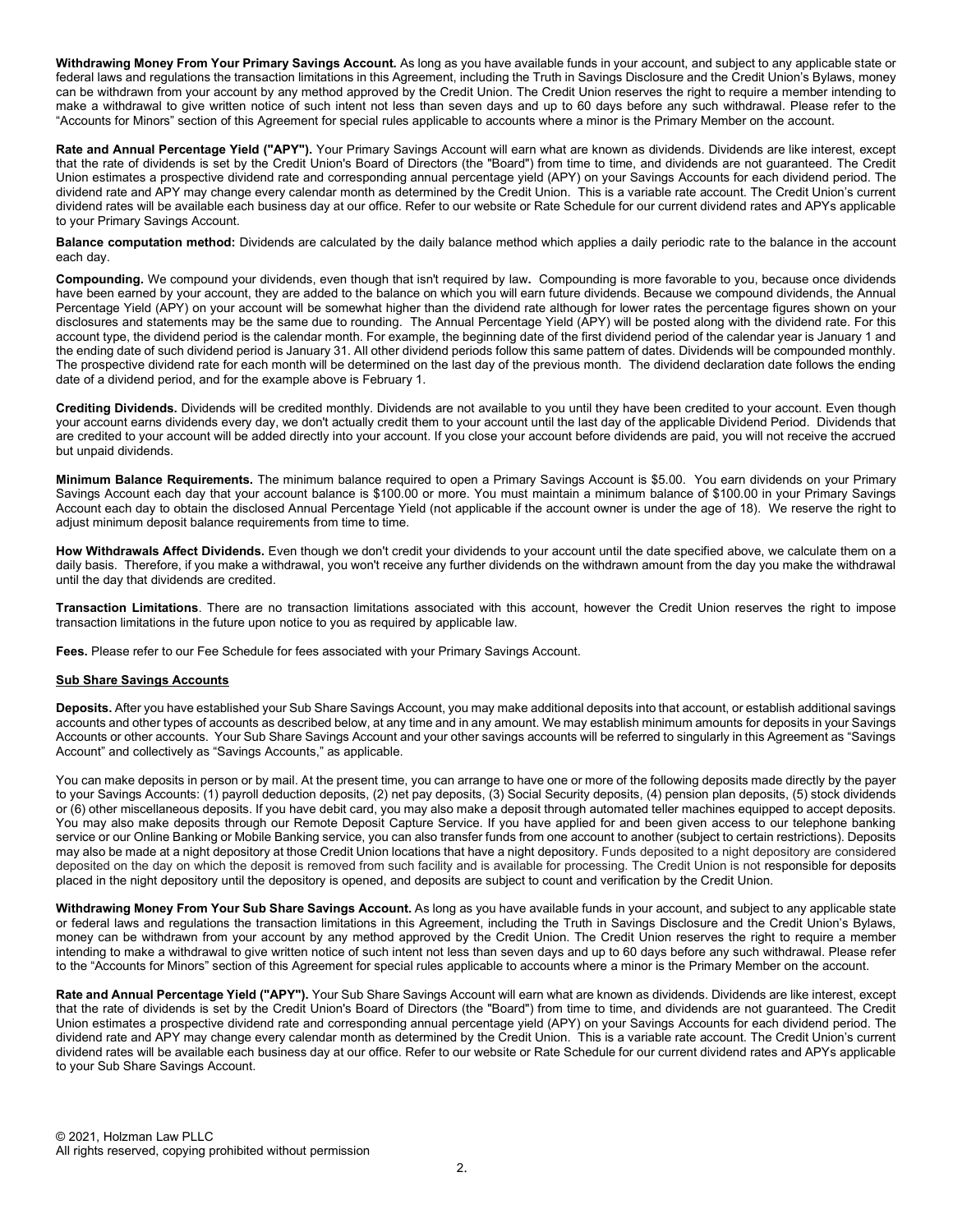**Withdrawing Money From Your Primary Savings Account.** As long as you have available funds in your account, and subject to any applicable state or federal laws and regulations the transaction limitations in this Agreement, including the Truth in Savings Disclosure and the Credit Union's Bylaws, money can be withdrawn from your account by any method approved by the Credit Union. The Credit Union reserves the right to require a member intending to make a withdrawal to give written notice of such intent not less than seven days and up to 60 days before any such withdrawal. Please refer to the "Accounts for Minors" section of this Agreement for special rules applicable to accounts where a minor is the Primary Member on the account.

**Rate and Annual Percentage Yield ("APY").** Your Primary Savings Account will earn what are known as dividends. Dividends are like interest, except that the rate of dividends is set by the Credit Union's Board of Directors (the "Board") from time to time, and dividends are not guaranteed. The Credit Union estimates a prospective dividend rate and corresponding annual percentage yield (APY) on your Savings Accounts for each dividend period. The dividend rate and APY may change every calendar month as determined by the Credit Union. This is a variable rate account. The Credit Union's current dividend rates will be available each business day at our office. Refer to our website or Rate Schedule for our current dividend rates and APYs applicable to your Primary Savings Account.

**Balance computation method:** Dividends are calculated by the daily balance method which applies a daily periodic rate to the balance in the account each day.

**Compounding.** We compound your dividends, even though that isn't required by law**.** Compounding is more favorable to you, because once dividends have been earned by your account, they are added to the balance on which you will earn future dividends. Because we compound dividends, the Annual Percentage Yield (APY) on your account will be somewhat higher than the dividend rate although for lower rates the percentage figures shown on your disclosures and statements may be the same due to rounding. The Annual Percentage Yield (APY) will be posted along with the dividend rate. For this account type, the dividend period is the calendar month. For example, the beginning date of the first dividend period of the calendar year is January 1 and the ending date of such dividend period is January 31. All other dividend periods follow this same pattern of dates. Dividends will be compounded monthly. The prospective dividend rate for each month will be determined on the last day of the previous month. The dividend declaration date follows the ending date of a dividend period, and for the example above is February 1.

**Crediting Dividends.** Dividends will be credited monthly. Dividends are not available to you until they have been credited to your account. Even though your account earns dividends every day, we don't actually credit them to your account until the last day of the applicable Dividend Period. Dividends that are credited to your account will be added directly into your account. If you close your account before dividends are paid, you will not receive the accrued but unpaid dividends.

**Minimum Balance Requirements.** The minimum balance required to open a Primary Savings Account is $5.00. You earn dividends on your Primary Savings Account each day that your account balance is $100.00 or more. You must maintain a minimum balance of $100.00 in your Primary Savings Account each day to obtain the disclosed Annual Percentage Yield (not applicable if the account owner is under the age of 18). We reserve the right to adjust minimum deposit balance requirements from time to time.

**How Withdrawals Affect Dividends.** Even though we don't credit your dividends to your account until the date specified above, we calculate them on a daily basis. Therefore, if you make a withdrawal, you won't receive any further dividends on the withdrawn amount from the day you make the withdrawal until the day that dividends are credited.

**Transaction Limitations**. There are no transaction limitations associated with this account, however the Credit Union reserves the right to impose transaction limitations in the future upon notice to you as required by applicable law.

**Fees.** Please refer to our Fee Schedule for fees associated with your Primary Savings Account.

## Sub Share Savings Accounts

**Deposits.** After you have established your Sub Share Savings Account, you may make additional deposits into that account, or establish additional savings accounts and other types of accounts as described below, at any time and in any amount. We may establish minimum amounts for deposits in your Savings Accounts or other accounts. Your Sub Share Savings Account and your other savings accounts will be referred to singularly in this Agreement as "Savings Account" and collectively as "Savings Accounts," as applicable.

You can make deposits in person or by mail. At the present time, you can arrange to have one or more of the following deposits made directly by the payer to your Savings Accounts: (1) payroll deduction deposits, (2) net pay deposits, (3) Social Security deposits, (4) pension plan deposits, (5) stock dividends or (6) other miscellaneous deposits. If you have debit card, you may also make a deposit through automated teller machines equipped to accept deposits. You may also make deposits through our Remote Deposit Capture Service. If you have applied for and been given access to our telephone banking service or our Online Banking or Mobile Banking service, you can also transfer funds from one account to another (subject to certain restrictions). Deposits may also be made at a night depository at those Credit Union locations that have a night depository. Funds deposited to a night depository are considered deposited on the day on which the deposit is removed from such facility and is available for processing. The Credit Union is not responsible for deposits placed in the night depository until the depository is opened, and deposits are subject to count and verification by the Credit Union.

**Withdrawing Money From Your Sub Share Savings Account.** As long as you have available funds in your account, and subject to any applicable state or federal laws and regulations the transaction limitations in this Agreement, including the Truth in Savings Disclosure and the Credit Union's Bylaws, money can be withdrawn from your account by any method approved by the Credit Union. The Credit Union reserves the right to require a member intending to make a withdrawal to give written notice of such intent not less than seven days and up to 60 days before any such withdrawal. Please refer to the "Accounts for Minors" section of this Agreement for special rules applicable to accounts where a minor is the Primary Member on the account.

**Rate and Annual Percentage Yield ("APY").** Your Sub Share Savings Account will earn what are known as dividends. Dividends are like interest, except that the rate of dividends is set by the Credit Union's Board of Directors (the "Board") from time to time, and dividends are not guaranteed. The Credit Union estimates a prospective dividend rate and corresponding annual percentage yield (APY) on your Savings Accounts for each dividend period. The dividend rate and APY may change every calendar month as determined by the Credit Union. This is a variable rate account. The Credit Union's current dividend rates will be available each business day at our office. Refer to our website or Rate Schedule for our current dividend rates and APYs applicable to your Sub Share Savings Account.

© 2021, Holzman Law PLLC
All rights reserved, copying prohibited without permission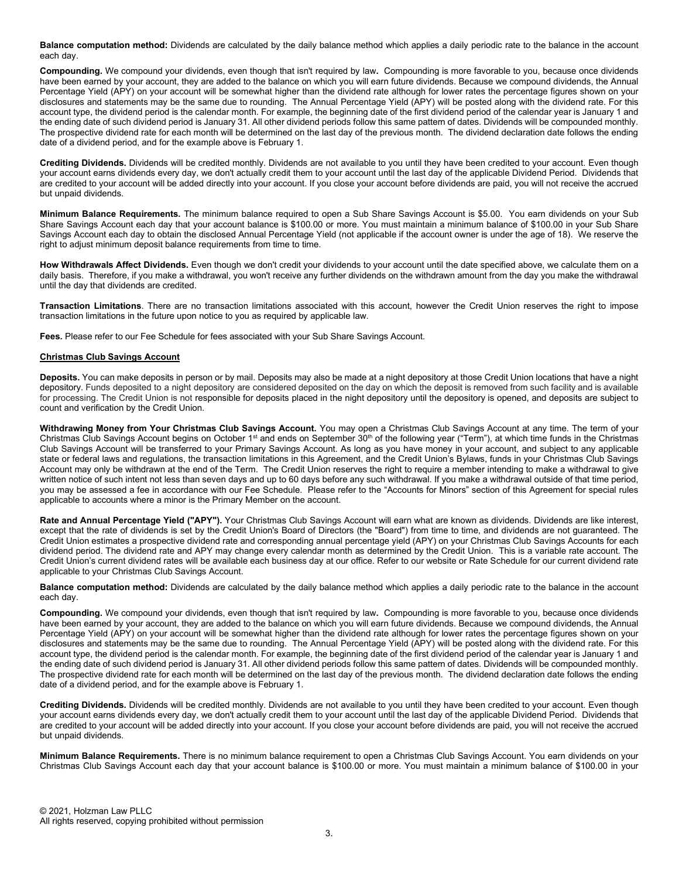**Balance computation method:** Dividends are calculated by the daily balance method which applies a daily periodic rate to the balance in the account each day.

**Compounding.** We compound your dividends, even though that isn't required by law**.** Compounding is more favorable to you, because once dividends have been earned by your account, they are added to the balance on which you will earn future dividends. Because we compound dividends, the Annual Percentage Yield (APY) on your account will be somewhat higher than the dividend rate although for lower rates the percentage figures shown on your disclosures and statements may be the same due to rounding. The Annual Percentage Yield (APY) will be posted along with the dividend rate. For this account type, the dividend period is the calendar month. For example, the beginning date of the first dividend period of the calendar year is January 1 and the ending date of such dividend period is January 31. All other dividend periods follow this same pattern of dates. Dividends will be compounded monthly. The prospective dividend rate for each month will be determined on the last day of the previous month. The dividend declaration date follows the ending date of a dividend period, and for the example above is February 1.

**Crediting Dividends.** Dividends will be credited monthly. Dividends are not available to you until they have been credited to your account. Even though your account earns dividends every day, we don't actually credit them to your account until the last day of the applicable Dividend Period. Dividends that are credited to your account will be added directly into your account. If you close your account before dividends are paid, you will not receive the accrued but unpaid dividends.

**Minimum Balance Requirements.** The minimum balance required to open a Sub Share Savings Account is $5.00. You earn dividends on your Sub Share Savings Account each day that your account balance is $100.00 or more. You must maintain a minimum balance of $100.00 in your Sub Share Savings Account each day to obtain the disclosed Annual Percentage Yield (not applicable if the account owner is under the age of 18). We reserve the right to adjust minimum deposit balance requirements from time to time.

**How Withdrawals Affect Dividends.** Even though we don't credit your dividends to your account until the date specified above, we calculate them on a daily basis. Therefore, if you make a withdrawal, you won't receive any further dividends on the withdrawn amount from the day you make the withdrawal until the day that dividends are credited.

**Transaction Limitations**. There are no transaction limitations associated with this account, however the Credit Union reserves the right to impose transaction limitations in the future upon notice to you as required by applicable law.

**Fees.** Please refer to our Fee Schedule for fees associated with your Sub Share Savings Account.

## Christmas Club Savings Account

**Deposits.** You can make deposits in person or by mail. Deposits may also be made at a night depository at those Credit Union locations that have a night depository. Funds deposited to a night depository are considered deposited on the day on which the deposit is removed from such facility and is available for processing. The Credit Union is not responsible for deposits placed in the night depository until the depository is opened, and deposits are subject to count and verification by the Credit Union.

**Withdrawing Money from Your Christmas Club Savings Account.** You may open a Christmas Club Savings Account at any time. The term of your Christmas Club Savings Account begins on October 1st and ends on September 30th of the following year ("Term"), at which time funds in the Christmas Club Savings Account will be transferred to your Primary Savings Account. As long as you have money in your account, and subject to any applicable state or federal laws and regulations, the transaction limitations in this Agreement, and the Credit Union's Bylaws, funds in your Christmas Club Savings Account may only be withdrawn at the end of the Term. The Credit Union reserves the right to require a member intending to make a withdrawal to give written notice of such intent not less than seven days and up to 60 days before any such withdrawal. If you make a withdrawal outside of that time period, you may be assessed a fee in accordance with our Fee Schedule. Please refer to the "Accounts for Minors" section of this Agreement for special rules applicable to accounts where a minor is the Primary Member on the account.

**Rate and Annual Percentage Yield ("APY").** Your Christmas Club Savings Account will earn what are known as dividends. Dividends are like interest, except that the rate of dividends is set by the Credit Union's Board of Directors (the "Board") from time to time, and dividends are not guaranteed. The Credit Union estimates a prospective dividend rate and corresponding annual percentage yield (APY) on your Christmas Club Savings Accounts for each dividend period. The dividend rate and APY may change every calendar month as determined by the Credit Union. This is a variable rate account. The Credit Union's current dividend rates will be available each business day at our office. Refer to our website or Rate Schedule for our current dividend rate applicable to your Christmas Club Savings Account.

**Balance computation method:** Dividends are calculated by the daily balance method which applies a daily periodic rate to the balance in the account each day.

**Compounding.** We compound your dividends, even though that isn't required by law**.** Compounding is more favorable to you, because once dividends have been earned by your account, they are added to the balance on which you will earn future dividends. Because we compound dividends, the Annual Percentage Yield (APY) on your account will be somewhat higher than the dividend rate although for lower rates the percentage figures shown on your disclosures and statements may be the same due to rounding. The Annual Percentage Yield (APY) will be posted along with the dividend rate. For this account type, the dividend period is the calendar month. For example, the beginning date of the first dividend period of the calendar year is January 1 and the ending date of such dividend period is January 31. All other dividend periods follow this same pattern of dates. Dividends will be compounded monthly. The prospective dividend rate for each month will be determined on the last day of the previous month. The dividend declaration date follows the ending date of a dividend period, and for the example above is February 1.

**Crediting Dividends.** Dividends will be credited monthly. Dividends are not available to you until they have been credited to your account. Even though your account earns dividends every day, we don't actually credit them to your account until the last day of the applicable Dividend Period. Dividends that are credited to your account will be added directly into your account. If you close your account before dividends are paid, you will not receive the accrued but unpaid dividends.

**Minimum Balance Requirements.** There is no minimum balance requirement to open a Christmas Club Savings Account. You earn dividends on your Christmas Club Savings Account each day that your account balance is $100.00 or more. You must maintain a minimum balance of $100.00 in your

© 2021, Holzman Law PLLC
All rights reserved, copying prohibited without permission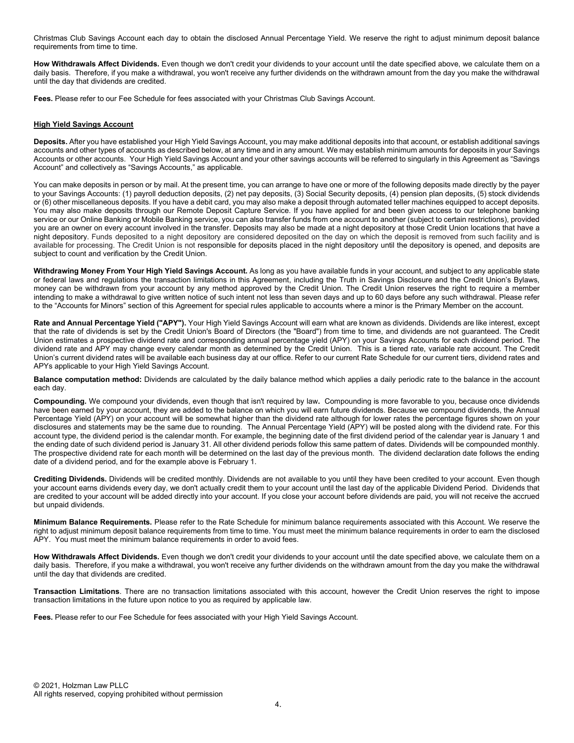Christmas Club Savings Account each day to obtain the disclosed Annual Percentage Yield. We reserve the right to adjust minimum deposit balance requirements from time to time.

**How Withdrawals Affect Dividends.** Even though we don't credit your dividends to your account until the date specified above, we calculate them on a daily basis. Therefore, if you make a withdrawal, you won't receive any further dividends on the withdrawn amount from the day you make the withdrawal until the day that dividends are credited.

**Fees.** Please refer to our Fee Schedule for fees associated with your Christmas Club Savings Account.

## High Yield Savings Account

**Deposits.** After you have established your High Yield Savings Account, you may make additional deposits into that account, or establish additional savings accounts and other types of accounts as described below, at any time and in any amount. We may establish minimum amounts for deposits in your Savings Accounts or other accounts. Your High Yield Savings Account and your other savings accounts will be referred to singularly in this Agreement as "Savings Account" and collectively as "Savings Accounts," as applicable.

You can make deposits in person or by mail. At the present time, you can arrange to have one or more of the following deposits made directly by the payer to your Savings Accounts: (1) payroll deduction deposits, (2) net pay deposits, (3) Social Security deposits, (4) pension plan deposits, (5) stock dividends or (6) other miscellaneous deposits. If you have a debit card, you may also make a deposit through automated teller machines equipped to accept deposits. You may also make deposits through our Remote Deposit Capture Service. If you have applied for and been given access to our telephone banking service or our Online Banking or Mobile Banking service, you can also transfer funds from one account to another (subject to certain restrictions), provided you are an owner on every account involved in the transfer. Deposits may also be made at a night depository at those Credit Union locations that have a night depository. Funds deposited to a night depository are considered deposited on the day on which the deposit is removed from such facility and is available for processing. The Credit Union is not responsible for deposits placed in the night depository until the depository is opened, and deposits are subject to count and verification by the Credit Union.

**Withdrawing Money From Your High Yield Savings Account.** As long as you have available funds in your account, and subject to any applicable state or federal laws and regulations the transaction limitations in this Agreement, including the Truth in Savings Disclosure and the Credit Union's Bylaws, money can be withdrawn from your account by any method approved by the Credit Union. The Credit Union reserves the right to require a member intending to make a withdrawal to give written notice of such intent not less than seven days and up to 60 days before any such withdrawal. Please refer to the "Accounts for Minors" section of this Agreement for special rules applicable to accounts where a minor is the Primary Member on the account.

**Rate and Annual Percentage Yield ("APY").** Your High Yield Savings Account will earn what are known as dividends. Dividends are like interest, except that the rate of dividends is set by the Credit Union's Board of Directors (the "Board") from time to time, and dividends are not guaranteed. The Credit Union estimates a prospective dividend rate and corresponding annual percentage yield (APY) on your Savings Accounts for each dividend period. The dividend rate and APY may change every calendar month as determined by the Credit Union. This is a tiered rate, variable rate account. The Credit Union's current dividend rates will be available each business day at our office. Refer to our current Rate Schedule for our current tiers, dividend rates and APYs applicable to your High Yield Savings Account.

**Balance computation method:** Dividends are calculated by the daily balance method which applies a daily periodic rate to the balance in the account each day.

**Compounding.** We compound your dividends, even though that isn't required by law**.** Compounding is more favorable to you, because once dividends have been earned by your account, they are added to the balance on which you will earn future dividends. Because we compound dividends, the Annual Percentage Yield (APY) on your account will be somewhat higher than the dividend rate although for lower rates the percentage figures shown on your disclosures and statements may be the same due to rounding. The Annual Percentage Yield (APY) will be posted along with the dividend rate. For this account type, the dividend period is the calendar month. For example, the beginning date of the first dividend period of the calendar year is January 1 and the ending date of such dividend period is January 31. All other dividend periods follow this same pattern of dates. Dividends will be compounded monthly. The prospective dividend rate for each month will be determined on the last day of the previous month. The dividend declaration date follows the ending date of a dividend period, and for the example above is February 1.

**Crediting Dividends.** Dividends will be credited monthly. Dividends are not available to you until they have been credited to your account. Even though your account earns dividends every day, we don't actually credit them to your account until the last day of the applicable Dividend Period. Dividends that are credited to your account will be added directly into your account. If you close your account before dividends are paid, you will not receive the accrued but unpaid dividends.

**Minimum Balance Requirements.** Please refer to the Rate Schedule for minimum balance requirements associated with this Account. We reserve the right to adjust minimum deposit balance requirements from time to time. You must meet the minimum balance requirements in order to earn the disclosed APY. You must meet the minimum balance requirements in order to avoid fees.

**How Withdrawals Affect Dividends.** Even though we don't credit your dividends to your account until the date specified above, we calculate them on a daily basis. Therefore, if you make a withdrawal, you won't receive any further dividends on the withdrawn amount from the day you make the withdrawal until the day that dividends are credited.

**Transaction Limitations**. There are no transaction limitations associated with this account, however the Credit Union reserves the right to impose transaction limitations in the future upon notice to you as required by applicable law.

**Fees.** Please refer to our Fee Schedule for fees associated with your High Yield Savings Account.

© 2021, Holzman Law PLLC
All rights reserved, copying prohibited without permission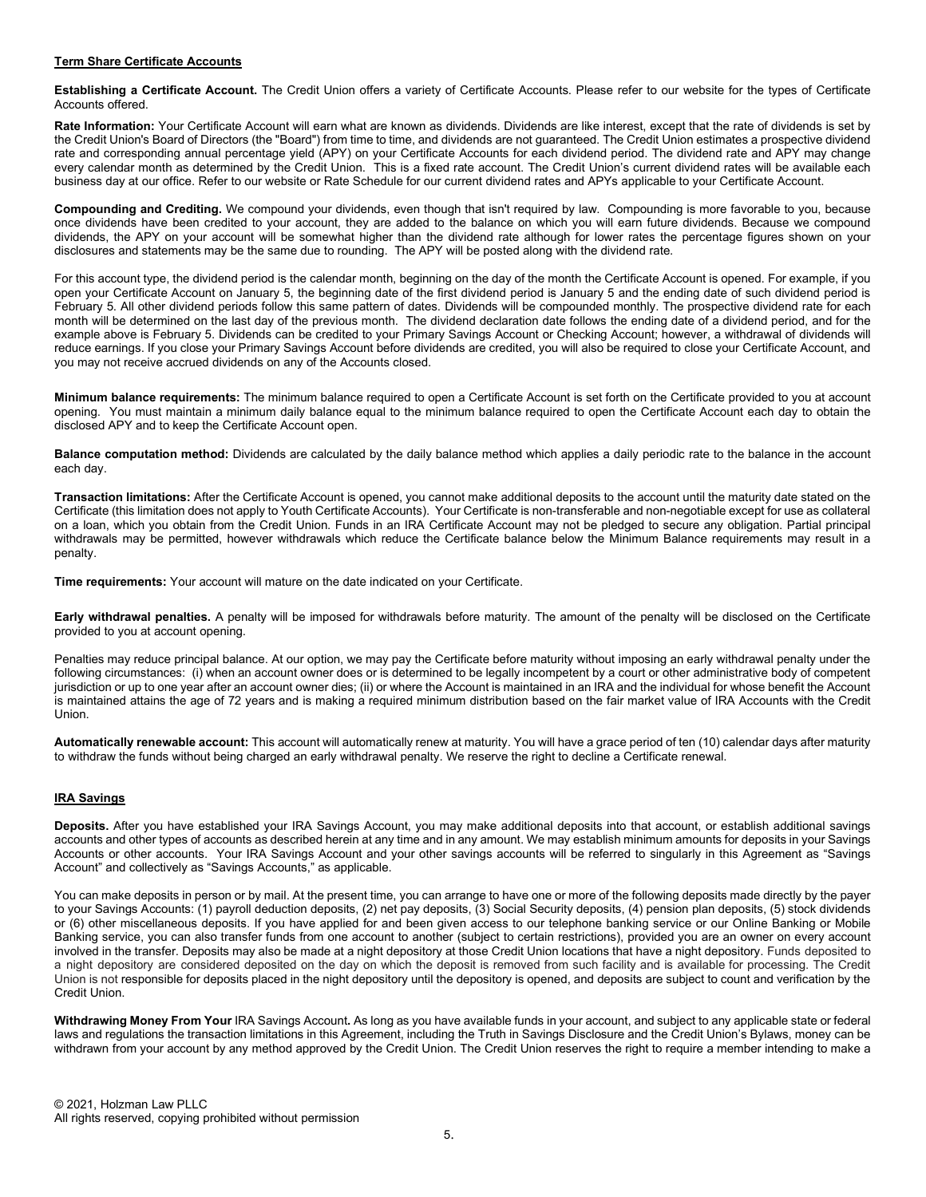## Term Share Certificate Accounts

**Establishing a Certificate Account.** The Credit Union offers a variety of Certificate Accounts. Please refer to our website for the types of Certificate Accounts offered.

**Rate Information:** Your Certificate Account will earn what are known as dividends. Dividends are like interest, except that the rate of dividends is set by the Credit Union's Board of Directors (the "Board") from time to time, and dividends are not guaranteed. The Credit Union estimates a prospective dividend rate and corresponding annual percentage yield (APY) on your Certificate Accounts for each dividend period. The dividend rate and APY may change every calendar month as determined by the Credit Union. This is a fixed rate account. The Credit Union's current dividend rates will be available each business day at our office. Refer to our website or Rate Schedule for our current dividend rates and APYs applicable to your Certificate Account.

**Compounding and Crediting.** We compound your dividends, even though that isn't required by law. Compounding is more favorable to you, because once dividends have been credited to your account, they are added to the balance on which you will earn future dividends. Because we compound dividends, the APY on your account will be somewhat higher than the dividend rate although for lower rates the percentage figures shown on your disclosures and statements may be the same due to rounding. The APY will be posted along with the dividend rate.

For this account type, the dividend period is the calendar month, beginning on the day of the month the Certificate Account is opened. For example, if you open your Certificate Account on January 5, the beginning date of the first dividend period is January 5 and the ending date of such dividend period is February 5. All other dividend periods follow this same pattern of dates. Dividends will be compounded monthly. The prospective dividend rate for each month will be determined on the last day of the previous month. The dividend declaration date follows the ending date of a dividend period, and for the example above is February 5. Dividends can be credited to your Primary Savings Account or Checking Account; however, a withdrawal of dividends will reduce earnings. If you close your Primary Savings Account before dividends are credited, you will also be required to close your Certificate Account, and you may not receive accrued dividends on any of the Accounts closed.

**Minimum balance requirements:** The minimum balance required to open a Certificate Account is set forth on the Certificate provided to you at account opening. You must maintain a minimum daily balance equal to the minimum balance required to open the Certificate Account each day to obtain the disclosed APY and to keep the Certificate Account open.

**Balance computation method:** Dividends are calculated by the daily balance method which applies a daily periodic rate to the balance in the account each day.

**Transaction limitations:** After the Certificate Account is opened, you cannot make additional deposits to the account until the maturity date stated on the Certificate (this limitation does not apply to Youth Certificate Accounts). Your Certificate is non-transferable and non-negotiable except for use as collateral on a loan, which you obtain from the Credit Union. Funds in an IRA Certificate Account may not be pledged to secure any obligation. Partial principal withdrawals may be permitted, however withdrawals which reduce the Certificate balance below the Minimum Balance requirements may result in a penalty.

**Time requirements:** Your account will mature on the date indicated on your Certificate.

**Early withdrawal penalties.** A penalty will be imposed for withdrawals before maturity. The amount of the penalty will be disclosed on the Certificate provided to you at account opening.

Penalties may reduce principal balance. At our option, we may pay the Certificate before maturity without imposing an early withdrawal penalty under the following circumstances: (i) when an account owner does or is determined to be legally incompetent by a court or other administrative body of competent jurisdiction or up to one year after an account owner dies; (ii) or where the Account is maintained in an IRA and the individual for whose benefit the Account is maintained attains the age of 72 years and is making a required minimum distribution based on the fair market value of IRA Accounts with the Credit Union.

**Automatically renewable account:** This account will automatically renew at maturity. You will have a grace period of ten (10) calendar days after maturity to withdraw the funds without being charged an early withdrawal penalty. We reserve the right to decline a Certificate renewal.

## IRA Savings

**Deposits.** After you have established your IRA Savings Account, you may make additional deposits into that account, or establish additional savings accounts and other types of accounts as described herein at any time and in any amount. We may establish minimum amounts for deposits in your Savings Accounts or other accounts. Your IRA Savings Account and your other savings accounts will be referred to singularly in this Agreement as "Savings Account" and collectively as "Savings Accounts," as applicable.

You can make deposits in person or by mail. At the present time, you can arrange to have one or more of the following deposits made directly by the payer to your Savings Accounts: (1) payroll deduction deposits, (2) net pay deposits, (3) Social Security deposits, (4) pension plan deposits, (5) stock dividends or (6) other miscellaneous deposits. If you have applied for and been given access to our telephone banking service or our Online Banking or Mobile Banking service, you can also transfer funds from one account to another (subject to certain restrictions), provided you are an owner on every account involved in the transfer. Deposits may also be made at a night depository at those Credit Union locations that have a night depository. Funds deposited to a night depository are considered deposited on the day on which the deposit is removed from such facility and is available for processing. The Credit Union is not responsible for deposits placed in the night depository until the depository is opened, and deposits are subject to count and verification by the Credit Union.

**Withdrawing Money From Your** IRA Savings Account**.** As long as you have available funds in your account, and subject to any applicable state or federal laws and regulations the transaction limitations in this Agreement, including the Truth in Savings Disclosure and the Credit Union's Bylaws, money can be withdrawn from your account by any method approved by the Credit Union. The Credit Union reserves the right to require a member intending to make a

© 2021, Holzman Law PLLC
All rights reserved, copying prohibited without permission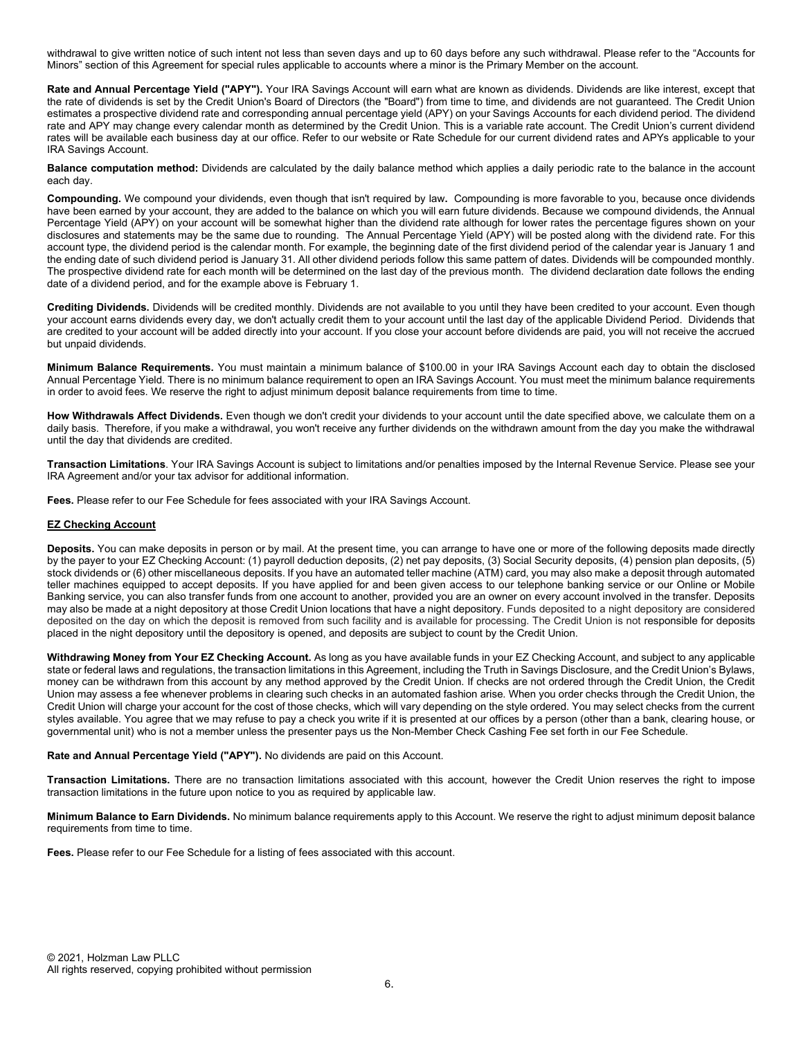withdrawal to give written notice of such intent not less than seven days and up to 60 days before any such withdrawal. Please refer to the "Accounts for Minors" section of this Agreement for special rules applicable to accounts where a minor is the Primary Member on the account.

**Rate and Annual Percentage Yield ("APY").** Your IRA Savings Account will earn what are known as dividends. Dividends are like interest, except that the rate of dividends is set by the Credit Union's Board of Directors (the "Board") from time to time, and dividends are not guaranteed. The Credit Union estimates a prospective dividend rate and corresponding annual percentage yield (APY) on your Savings Accounts for each dividend period. The dividend rate and APY may change every calendar month as determined by the Credit Union. This is a variable rate account. The Credit Union's current dividend rates will be available each business day at our office. Refer to our website or Rate Schedule for our current dividend rates and APYs applicable to your IRA Savings Account.

**Balance computation method:** Dividends are calculated by the daily balance method which applies a daily periodic rate to the balance in the account each day.

**Compounding.** We compound your dividends, even though that isn't required by law**.** Compounding is more favorable to you, because once dividends have been earned by your account, they are added to the balance on which you will earn future dividends. Because we compound dividends, the Annual Percentage Yield (APY) on your account will be somewhat higher than the dividend rate although for lower rates the percentage figures shown on your disclosures and statements may be the same due to rounding. The Annual Percentage Yield (APY) will be posted along with the dividend rate. For this account type, the dividend period is the calendar month. For example, the beginning date of the first dividend period of the calendar year is January 1 and the ending date of such dividend period is January 31. All other dividend periods follow this same pattern of dates. Dividends will be compounded monthly. The prospective dividend rate for each month will be determined on the last day of the previous month. The dividend declaration date follows the ending date of a dividend period, and for the example above is February 1.

**Crediting Dividends.** Dividends will be credited monthly. Dividends are not available to you until they have been credited to your account. Even though your account earns dividends every day, we don't actually credit them to your account until the last day of the applicable Dividend Period. Dividends that are credited to your account will be added directly into your account. If you close your account before dividends are paid, you will not receive the accrued but unpaid dividends.

**Minimum Balance Requirements.** You must maintain a minimum balance of $100.00 in your IRA Savings Account each day to obtain the disclosed Annual Percentage Yield. There is no minimum balance requirement to open an IRA Savings Account. You must meet the minimum balance requirements in order to avoid fees. We reserve the right to adjust minimum deposit balance requirements from time to time.

**How Withdrawals Affect Dividends.** Even though we don't credit your dividends to your account until the date specified above, we calculate them on a daily basis. Therefore, if you make a withdrawal, you won't receive any further dividends on the withdrawn amount from the day you make the withdrawal until the day that dividends are credited.

**Transaction Limitations**. Your IRA Savings Account is subject to limitations and/or penalties imposed by the Internal Revenue Service. Please see your IRA Agreement and/or your tax advisor for additional information.

**Fees.** Please refer to our Fee Schedule for fees associated with your IRA Savings Account.

## EZ Checking Account

**Deposits.** You can make deposits in person or by mail. At the present time, you can arrange to have one or more of the following deposits made directly by the payer to your EZ Checking Account: (1) payroll deduction deposits, (2) net pay deposits, (3) Social Security deposits, (4) pension plan deposits, (5) stock dividends or (6) other miscellaneous deposits. If you have an automated teller machine (ATM) card, you may also make a deposit through automated teller machines equipped to accept deposits. If you have applied for and been given access to our telephone banking service or our Online or Mobile Banking service, you can also transfer funds from one account to another, provided you are an owner on every account involved in the transfer. Deposits may also be made at a night depository at those Credit Union locations that have a night depository. Funds deposited to a night depository are considered deposited on the day on which the deposit is removed from such facility and is available for processing. The Credit Union is not responsible for deposits placed in the night depository until the depository is opened, and deposits are subject to count by the Credit Union.

**Withdrawing Money from Your EZ Checking Account.** As long as you have available funds in your EZ Checking Account, and subject to any applicable state or federal laws and regulations, the transaction limitations in this Agreement, including the Truth in Savings Disclosure, and the Credit Union's Bylaws, money can be withdrawn from this account by any method approved by the Credit Union. If checks are not ordered through the Credit Union, the Credit Union may assess a fee whenever problems in clearing such checks in an automated fashion arise. When you order checks through the Credit Union, the Credit Union will charge your account for the cost of those checks, which will vary depending on the style ordered. You may select checks from the current styles available. You agree that we may refuse to pay a check you write if it is presented at our offices by a person (other than a bank, clearing house, or governmental unit) who is not a member unless the presenter pays us the Non-Member Check Cashing Fee set forth in our Fee Schedule.

**Rate and Annual Percentage Yield ("APY").** No dividends are paid on this Account.

**Transaction Limitations.** There are no transaction limitations associated with this account, however the Credit Union reserves the right to impose transaction limitations in the future upon notice to you as required by applicable law.

**Minimum Balance to Earn Dividends.** No minimum balance requirements apply to this Account. We reserve the right to adjust minimum deposit balance requirements from time to time.

**Fees.** Please refer to our Fee Schedule for a listing of fees associated with this account.

© 2021, Holzman Law PLLC
All rights reserved, copying prohibited without permission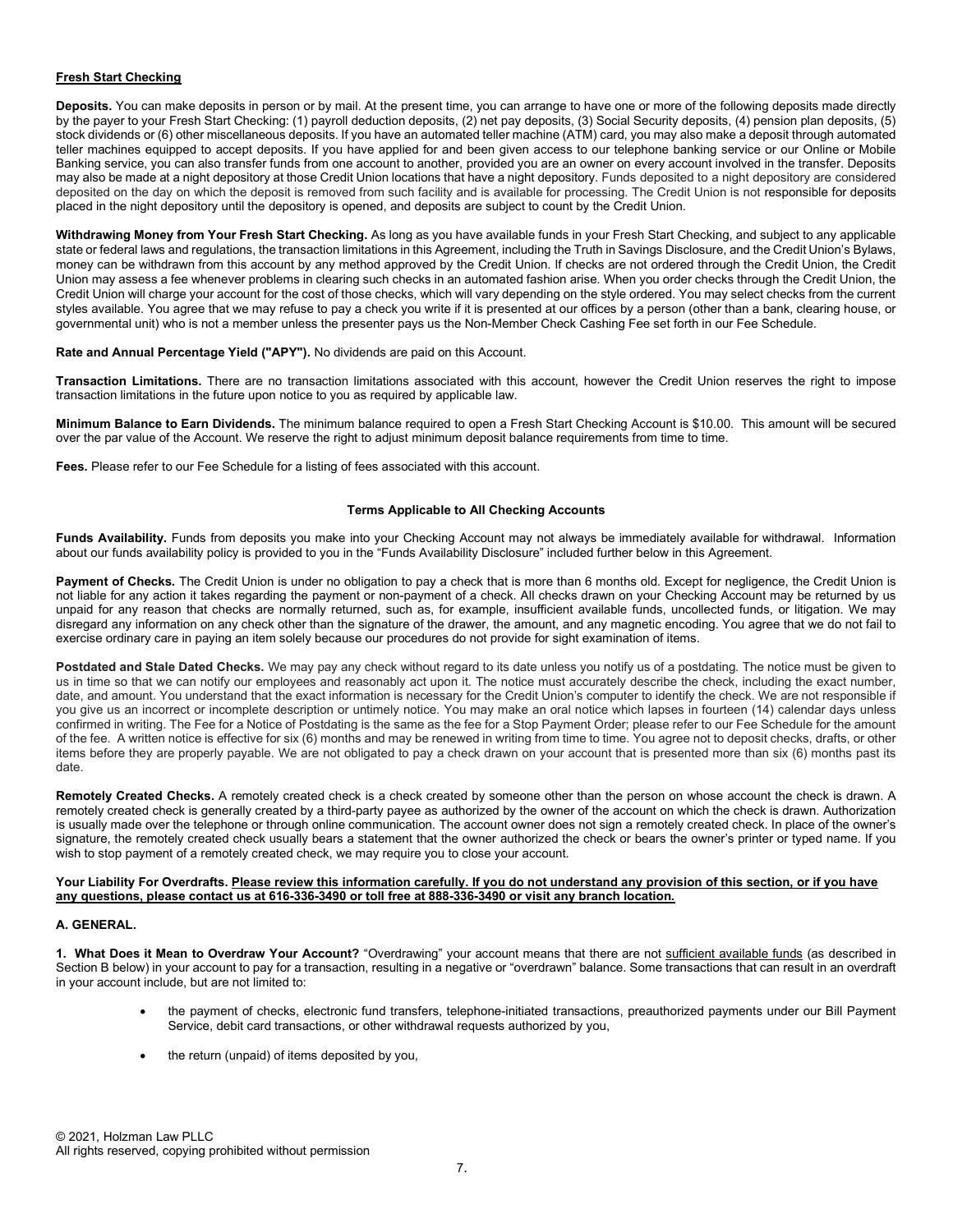**Fresh Start Checking**

**Deposits.** You can make deposits in person or by mail. At the present time, you can arrange to have one or more of the following deposits made directly by the payer to your Fresh Start Checking: (1) payroll deduction deposits, (2) net pay deposits, (3) Social Security deposits, (4) pension plan deposits, (5) stock dividends or (6) other miscellaneous deposits. If you have an automated teller machine (ATM) card, you may also make a deposit through automated teller machines equipped to accept deposits. If you have applied for and been given access to our telephone banking service or our Online or Mobile Banking service, you can also transfer funds from one account to another, provided you are an owner on every account involved in the transfer. Deposits may also be made at a night depository at those Credit Union locations that have a night depository. Funds deposited to a night depository are considered deposited on the day on which the deposit is removed from such facility and is available for processing. The Credit Union is not responsible for deposits placed in the night depository until the depository is opened, and deposits are subject to count by the Credit Union.

**Withdrawing Money from Your Fresh Start Checking.** As long as you have available funds in your Fresh Start Checking, and subject to any applicable state or federal laws and regulations, the transaction limitations in this Agreement, including the Truth in Savings Disclosure, and the Credit Union's Bylaws, money can be withdrawn from this account by any method approved by the Credit Union. If checks are not ordered through the Credit Union, the Credit Union may assess a fee whenever problems in clearing such checks in an automated fashion arise. When you order checks through the Credit Union, the Credit Union will charge your account for the cost of those checks, which will vary depending on the style ordered. You may select checks from the current styles available. You agree that we may refuse to pay a check you write if it is presented at our offices by a person (other than a bank, clearing house, or governmental unit) who is not a member unless the presenter pays us the Non-Member Check Cashing Fee set forth in our Fee Schedule.

**Rate and Annual Percentage Yield ("APY").** No dividends are paid on this Account.

**Transaction Limitations.** There are no transaction limitations associated with this account, however the Credit Union reserves the right to impose transaction limitations in the future upon notice to you as required by applicable law.

**Minimum Balance to Earn Dividends.** The minimum balance required to open a Fresh Start Checking Account is $10.00. This amount will be secured over the par value of the Account. We reserve the right to adjust minimum deposit balance requirements from time to time.

**Fees.** Please refer to our Fee Schedule for a listing of fees associated with this account.

## Terms Applicable to All Checking Accounts

**Funds Availability.** Funds from deposits you make into your Checking Account may not always be immediately available for withdrawal. Information about our funds availability policy is provided to you in the "Funds Availability Disclosure" included further below in this Agreement.

**Payment of Checks.** The Credit Union is under no obligation to pay a check that is more than 6 months old. Except for negligence, the Credit Union is not liable for any action it takes regarding the payment or non-payment of a check. All checks drawn on your Checking Account may be returned by us unpaid for any reason that checks are normally returned, such as, for example, insufficient available funds, uncollected funds, or litigation. We may disregard any information on any check other than the signature of the drawer, the amount, and any magnetic encoding. You agree that we do not fail to exercise ordinary care in paying an item solely because our procedures do not provide for sight examination of items.

**Postdated and Stale Dated Checks.** We may pay any check without regard to its date unless you notify us of a postdating. The notice must be given to us in time so that we can notify our employees and reasonably act upon it. The notice must accurately describe the check, including the exact number, date, and amount. You understand that the exact information is necessary for the Credit Union's computer to identify the check. We are not responsible if you give us an incorrect or incomplete description or untimely notice. You may make an oral notice which lapses in fourteen (14) calendar days unless confirmed in writing. The Fee for a Notice of Postdating is the same as the fee for a Stop Payment Order; please refer to our Fee Schedule for the amount of the fee. A written notice is effective for six (6) months and may be renewed in writing from time to time. You agree not to deposit checks, drafts, or other items before they are properly payable. We are not obligated to pay a check drawn on your account that is presented more than six (6) months past its date.

**Remotely Created Checks.** A remotely created check is a check created by someone other than the person on whose account the check is drawn. A remotely created check is generally created by a third-party payee as authorized by the owner of the account on which the check is drawn. Authorization is usually made over the telephone or through online communication. The account owner does not sign a remotely created check. In place of the owner's signature, the remotely created check usually bears a statement that the owner authorized the check or bears the owner's printer or typed name. If you wish to stop payment of a remotely created check, we may require you to close your account.

**Your Liability For Overdrafts. Please review this information carefully. If you do not understand any provision of this section, or if you have any questions, please contact us at 616-336-3490 or toll free at 888-336-3490 or visit any branch location.**

**A. GENERAL.**

**1. What Does it Mean to Overdraw Your Account?** "Overdrawing" your account means that there are not sufficient available funds (as described in Section B below) in your account to pay for a transaction, resulting in a negative or "overdrawn" balance. Some transactions that can result in an overdraft in your account include, but are not limited to:

- the payment of checks, electronic fund transfers, telephone-initiated transactions, preauthorized payments under our Bill Payment Service, debit card transactions, or other withdrawal requests authorized by you,
- the return (unpaid) of items deposited by you,

© 2021, Holzman Law PLLC
All rights reserved, copying prohibited without permission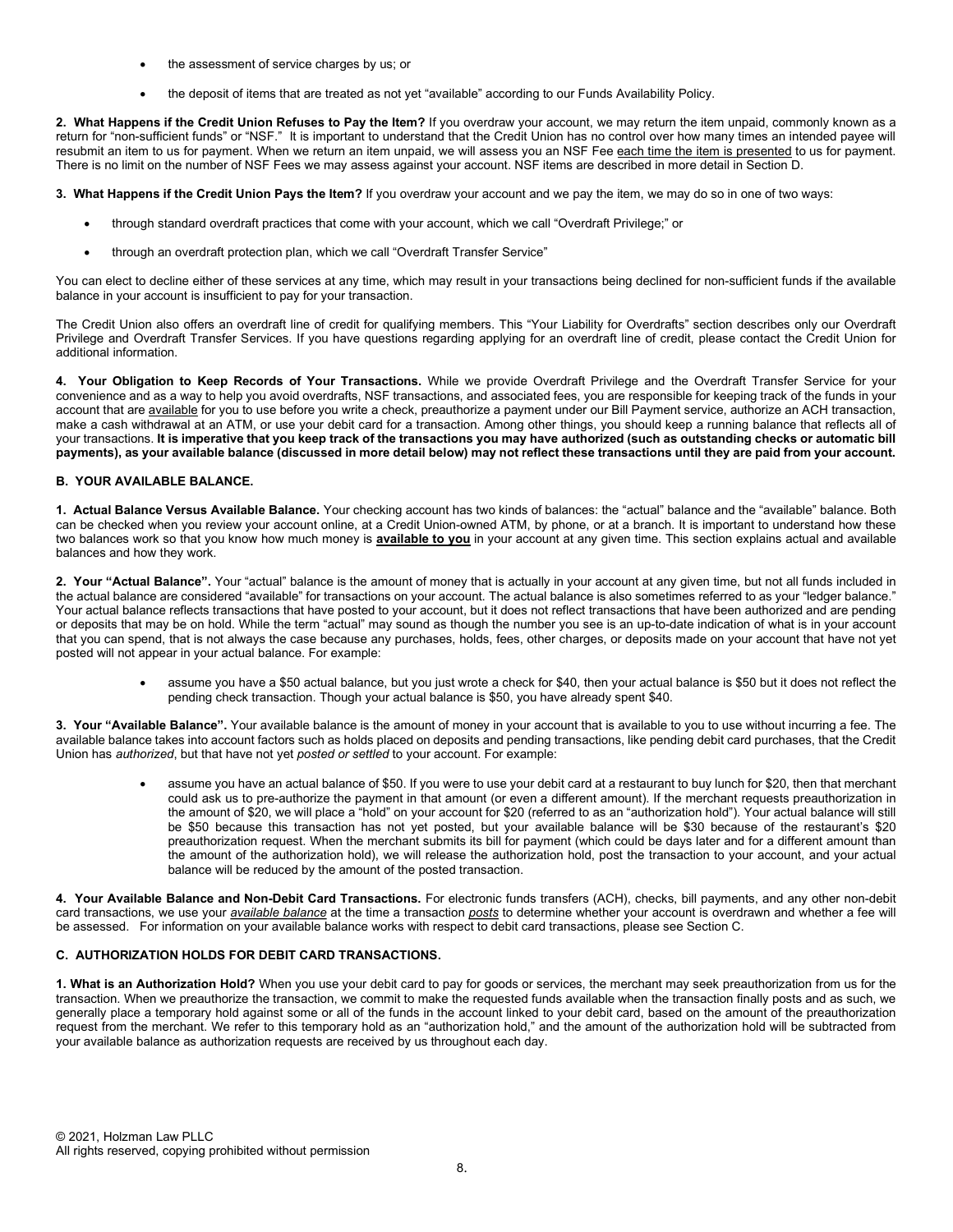- the assessment of service charges by us; or
- the deposit of items that are treated as not yet "available" according to our Funds Availability Policy.

**2. What Happens if the Credit Union Refuses to Pay the Item?** If you overdraw your account, we may return the item unpaid, commonly known as a return for "non-sufficient funds" or "NSF." It is important to understand that the Credit Union has no control over how many times an intended payee will resubmit an item to us for payment. When we return an item unpaid, we will assess you an NSF Fee each time the item is presented to us for payment. There is no limit on the number of NSF Fees we may assess against your account. NSF items are described in more detail in Section D.

**3. What Happens if the Credit Union Pays the Item?** If you overdraw your account and we pay the item, we may do so in one of two ways:

- through standard overdraft practices that come with your account, which we call "Overdraft Privilege;" or
- through an overdraft protection plan, which we call "Overdraft Transfer Service"

You can elect to decline either of these services at any time, which may result in your transactions being declined for non-sufficient funds if the available balance in your account is insufficient to pay for your transaction.

The Credit Union also offers an overdraft line of credit for qualifying members. This "Your Liability for Overdrafts" section describes only our Overdraft Privilege and Overdraft Transfer Services. If you have questions regarding applying for an overdraft line of credit, please contact the Credit Union for additional information.

**4. Your Obligation to Keep Records of Your Transactions.** While we provide Overdraft Privilege and the Overdraft Transfer Service for your convenience and as a way to help you avoid overdrafts, NSF transactions, and associated fees, you are responsible for keeping track of the funds in your account that are available for you to use before you write a check, preauthorize a payment under our Bill Payment service, authorize an ACH transaction, make a cash withdrawal at an ATM, or use your debit card for a transaction. Among other things, you should keep a running balance that reflects all of your transactions. **It is imperative that you keep track of the transactions you may have authorized (such as outstanding checks or automatic bill payments), as your available balance (discussed in more detail below) may not reflect these transactions until they are paid from your account.**

### B. YOUR AVAILABLE BALANCE.

**1. Actual Balance Versus Available Balance.** Your checking account has two kinds of balances: the "actual" balance and the "available" balance. Both can be checked when you review your account online, at a Credit Union-owned ATM, by phone, or at a branch. It is important to understand how these two balances work so that you know how much money is **available to you** in your account at any given time. This section explains actual and available balances and how they work.

**2. Your "Actual Balance".** Your "actual" balance is the amount of money that is actually in your account at any given time, but not all funds included in the actual balance are considered "available" for transactions on your account. The actual balance is also sometimes referred to as your "ledger balance." Your actual balance reflects transactions that have posted to your account, but it does not reflect transactions that have been authorized and are pending or deposits that may be on hold. While the term "actual" may sound as though the number you see is an up-to-date indication of what is in your account that you can spend, that is not always the case because any purchases, holds, fees, other charges, or deposits made on your account that have not yet posted will not appear in your actual balance. For example:

- assume you have a $50 actual balance, but you just wrote a check for $40, then your actual balance is $50 but it does not reflect the pending check transaction. Though your actual balance is $50, you have already spent $40.

**3. Your "Available Balance".** Your available balance is the amount of money in your account that is available to you to use without incurring a fee. The available balance takes into account factors such as holds placed on deposits and pending transactions, like pending debit card purchases, that the Credit Union has *authorized*, but that have not yet *posted or settled* to your account. For example:

- assume you have an actual balance of $50. If you were to use your debit card at a restaurant to buy lunch for $20, then that merchant could ask us to pre-authorize the payment in that amount (or even a different amount). If the merchant requests preauthorization in the amount of $20, we will place a "hold" on your account for $20 (referred to as an "authorization hold"). Your actual balance will still be $50 because this transaction has not yet posted, but your available balance will be $30 because of the restaurant's $20 preauthorization request. When the merchant submits its bill for payment (which could be days later and for a different amount than the amount of the authorization hold), we will release the authorization hold, post the transaction to your account, and your actual balance will be reduced by the amount of the posted transaction.

**4. Your Available Balance and Non-Debit Card Transactions.** For electronic funds transfers (ACH), checks, bill payments, and any other non-debit card transactions, we use your ***available balance*** at the time a transaction ***posts*** to determine whether your account is overdrawn and whether a fee will be assessed. For information on your available balance works with respect to debit card transactions, please see Section C.

### C. AUTHORIZATION HOLDS FOR DEBIT CARD TRANSACTIONS.

**1. What is an Authorization Hold?** When you use your debit card to pay for goods or services, the merchant may seek preauthorization from us for the transaction. When we preauthorize the transaction, we commit to make the requested funds available when the transaction finally posts and as such, we generally place a temporary hold against some or all of the funds in the account linked to your debit card, based on the amount of the preauthorization request from the merchant. We refer to this temporary hold as an "authorization hold," and the amount of the authorization hold will be subtracted from your available balance as authorization requests are received by us throughout each day.

© 2021, Holzman Law PLLC
All rights reserved, copying prohibited without permission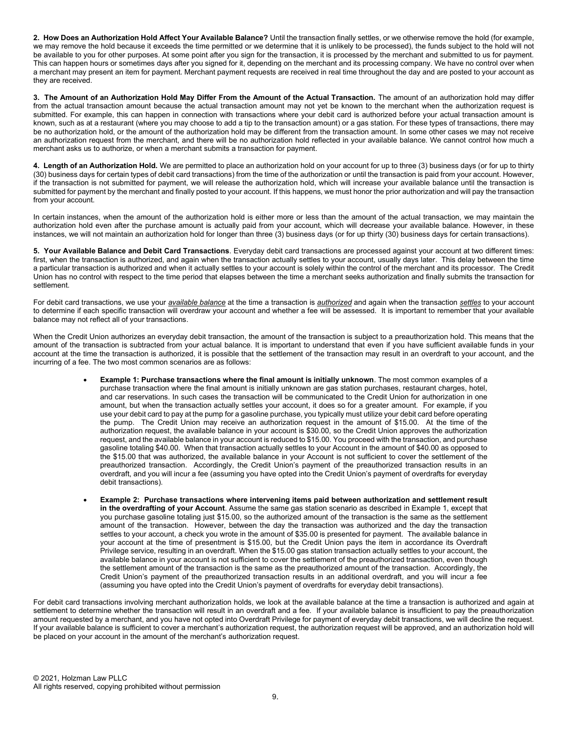**2. How Does an Authorization Hold Affect Your Available Balance?** Until the transaction finally settles, or we otherwise remove the hold (for example, we may remove the hold because it exceeds the time permitted or we determine that it is unlikely to be processed), the funds subject to the hold will not be available to you for other purposes. At some point after you sign for the transaction, it is processed by the merchant and submitted to us for payment. This can happen hours or sometimes days after you signed for it, depending on the merchant and its processing company. We have no control over when a merchant may present an item for payment. Merchant payment requests are received in real time throughout the day and are posted to your account as they are received.

**3. The Amount of an Authorization Hold May Differ From the Amount of the Actual Transaction.** The amount of an authorization hold may differ from the actual transaction amount because the actual transaction amount may not yet be known to the merchant when the authorization request is submitted. For example, this can happen in connection with transactions where your debit card is authorized before your actual transaction amount is known, such as at a restaurant (where you may choose to add a tip to the transaction amount) or a gas station. For these types of transactions, there may be no authorization hold, or the amount of the authorization hold may be different from the transaction amount. In some other cases we may not receive an authorization request from the merchant, and there will be no authorization hold reflected in your available balance. We cannot control how much a merchant asks us to authorize, or when a merchant submits a transaction for payment.

**4. Length of an Authorization Hold.** We are permitted to place an authorization hold on your account for up to three (3) business days (or for up to thirty (30) business days for certain types of debit card transactions) from the time of the authorization or until the transaction is paid from your account. However, if the transaction is not submitted for payment, we will release the authorization hold, which will increase your available balance until the transaction is submitted for payment by the merchant and finally posted to your account. If this happens, we must honor the prior authorization and will pay the transaction from your account.

In certain instances, when the amount of the authorization hold is either more or less than the amount of the actual transaction, we may maintain the authorization hold even after the purchase amount is actually paid from your account, which will decrease your available balance. However, in these instances, we will not maintain an authorization hold for longer than three (3) business days (or for up thirty (30) business days for certain transactions).

**5. Your Available Balance and Debit Card Transactions**. Everyday debit card transactions are processed against your account at two different times: first, when the transaction is authorized, and again when the transaction actually settles to your account, usually days later. This delay between the time a particular transaction is authorized and when it actually settles to your account is solely within the control of the merchant and its processor. The Credit Union has no control with respect to the time period that elapses between the time a merchant seeks authorization and finally submits the transaction for settlement.

For debit card transactions, we use your ***available balance*** at the time a transaction is ***authorized*** and again when the transaction ***settles*** to your account to determine if each specific transaction will overdraw your account and whether a fee will be assessed. It is important to remember that your available balance may not reflect all of your transactions.

When the Credit Union authorizes an everyday debit transaction, the amount of the transaction is subject to a preauthorization hold. This means that the amount of the transaction is subtracted from your actual balance. It is important to understand that even if you have sufficient available funds in your account at the time the transaction is authorized, it is possible that the settlement of the transaction may result in an overdraft to your account, and the incurring of a fee. The two most common scenarios are as follows:

- **Example 1: Purchase transactions where the final amount is initially unknown**. The most common examples of a purchase transaction where the final amount is initially unknown are gas station purchases, restaurant charges, hotel, and car reservations. In such cases the transaction will be communicated to the Credit Union for authorization in one amount, but when the transaction actually settles your account, it does so for a greater amount. For example, if you use your debit card to pay at the pump for a gasoline purchase, you typically must utilize your debit card before operating the pump. The Credit Union may receive an authorization request in the amount of $15.00. At the time of the authorization request, the available balance in your account is $30.00, so the Credit Union approves the authorization request, and the available balance in your account is reduced to $15.00. You proceed with the transaction, and purchase gasoline totaling $40.00. When that transaction actually settles to your Account in the amount of $40.00 as opposed to the $15.00 that was authorized, the available balance in your Account is not sufficient to cover the settlement of the preauthorized transaction. Accordingly, the Credit Union's payment of the preauthorized transaction results in an overdraft, and you will incur a fee (assuming you have opted into the Credit Union's payment of overdrafts for everyday debit transactions).

- **Example 2: Purchase transactions where intervening items paid between authorization and settlement result in the overdrafting of your Account**. Assume the same gas station scenario as described in Example 1, except that you purchase gasoline totaling just $15.00, so the authorized amount of the transaction is the same as the settlement amount of the transaction. However, between the day the transaction was authorized and the day the transaction settles to your account, a check you wrote in the amount of $35.00 is presented for payment. The available balance in your account at the time of presentment is $15.00, but the Credit Union pays the item in accordance its Overdraft Privilege service, resulting in an overdraft. When the $15.00 gas station transaction actually settles to your account, the available balance in your account is not sufficient to cover the settlement of the preauthorized transaction, even though the settlement amount of the transaction is the same as the preauthorized amount of the transaction. Accordingly, the Credit Union's payment of the preauthorized transaction results in an additional overdraft, and you will incur a fee (assuming you have opted into the Credit Union's payment of overdrafts for everyday debit transactions).

For debit card transactions involving merchant authorization holds, we look at the available balance at the time a transaction is authorized and again at settlement to determine whether the transaction will result in an overdraft and a fee. If your available balance is insufficient to pay the preauthorization amount requested by a merchant, and you have not opted into Overdraft Privilege for payment of everyday debit transactions, we will decline the request. If your available balance is sufficient to cover a merchant's authorization request, the authorization request will be approved, and an authorization hold will be placed on your account in the amount of the merchant's authorization request.

© 2021, Holzman Law PLLC
All rights reserved, copying prohibited without permission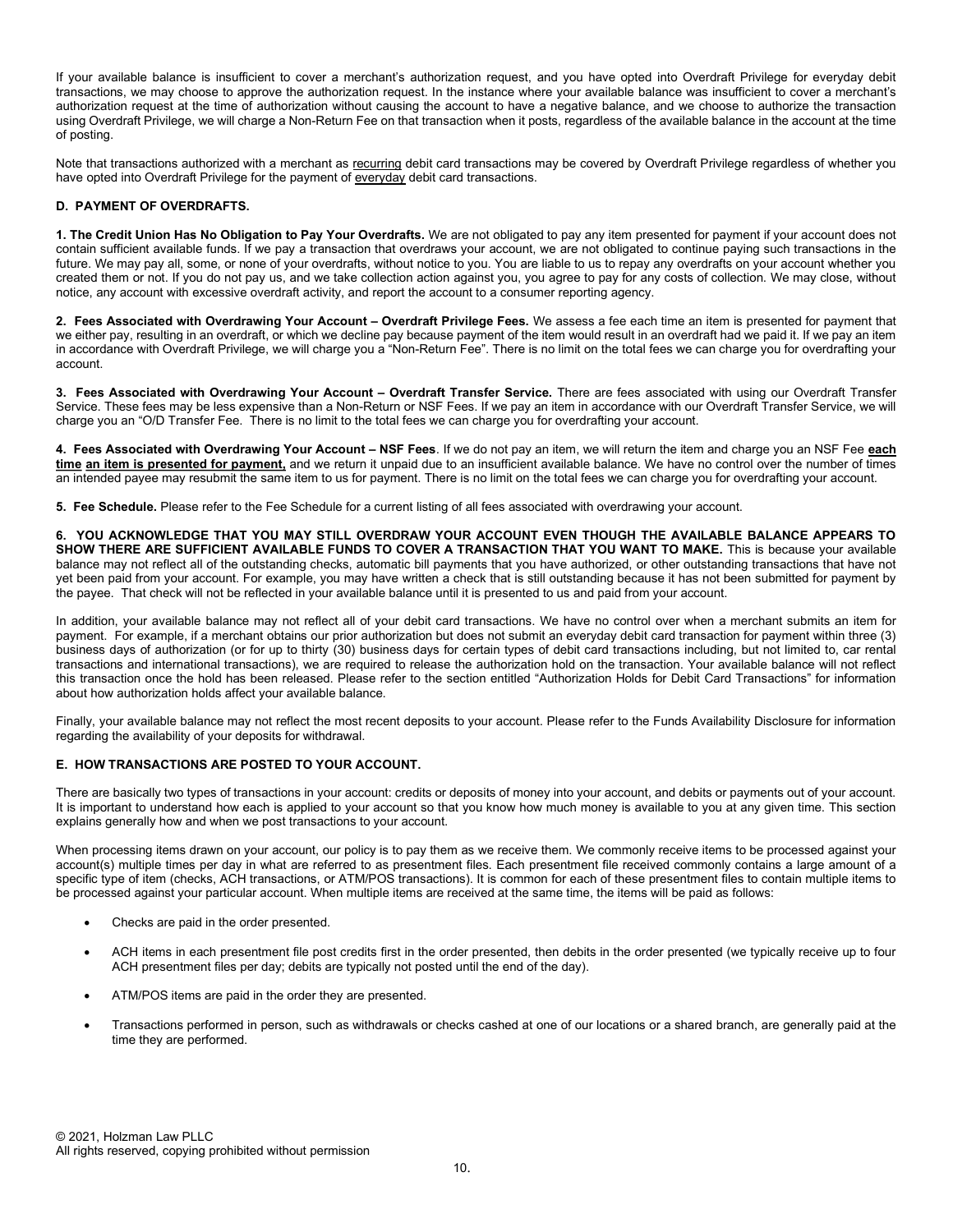If your available balance is insufficient to cover a merchant's authorization request, and you have opted into Overdraft Privilege for everyday debit transactions, we may choose to approve the authorization request. In the instance where your available balance was insufficient to cover a merchant's authorization request at the time of authorization without causing the account to have a negative balance, and we choose to authorize the transaction using Overdraft Privilege, we will charge a Non-Return Fee on that transaction when it posts, regardless of the available balance in the account at the time of posting.

Note that transactions authorized with a merchant as recurring debit card transactions may be covered by Overdraft Privilege regardless of whether you have opted into Overdraft Privilege for the payment of everyday debit card transactions.

**D. PAYMENT OF OVERDRAFTS.**

**1. The Credit Union Has No Obligation to Pay Your Overdrafts.** We are not obligated to pay any item presented for payment if your account does not contain sufficient available funds. If we pay a transaction that overdraws your account, we are not obligated to continue paying such transactions in the future. We may pay all, some, or none of your overdrafts, without notice to you. You are liable to us to repay any overdrafts on your account whether you created them or not. If you do not pay us, and we take collection action against you, you agree to pay for any costs of collection. We may close, without notice, any account with excessive overdraft activity, and report the account to a consumer reporting agency.

**2. Fees Associated with Overdrawing Your Account – Overdraft Privilege Fees.** We assess a fee each time an item is presented for payment that we either pay, resulting in an overdraft, or which we decline pay because payment of the item would result in an overdraft had we paid it. If we pay an item in accordance with Overdraft Privilege, we will charge you a "Non-Return Fee". There is no limit on the total fees we can charge you for overdrafting your account.

**3. Fees Associated with Overdrawing Your Account – Overdraft Transfer Service.** There are fees associated with using our Overdraft Transfer Service. These fees may be less expensive than a Non-Return or NSF Fees. If we pay an item in accordance with our Overdraft Transfer Service, we will charge you an "O/D Transfer Fee. There is no limit to the total fees we can charge you for overdrafting your account.

**4. Fees Associated with Overdrawing Your Account – NSF Fees**. If we do not pay an item, we will return the item and charge you an NSF Fee **each time an item is presented for payment,** and we return it unpaid due to an insufficient available balance. We have no control over the number of times an intended payee may resubmit the same item to us for payment. There is no limit on the total fees we can charge you for overdrafting your account.

**5. Fee Schedule.** Please refer to the Fee Schedule for a current listing of all fees associated with overdrawing your account.

**6. YOU ACKNOWLEDGE THAT YOU MAY STILL OVERDRAW YOUR ACCOUNT EVEN THOUGH THE AVAILABLE BALANCE APPEARS TO SHOW THERE ARE SUFFICIENT AVAILABLE FUNDS TO COVER A TRANSACTION THAT YOU WANT TO MAKE.** This is because your available balance may not reflect all of the outstanding checks, automatic bill payments that you have authorized, or other outstanding transactions that have not yet been paid from your account. For example, you may have written a check that is still outstanding because it has not been submitted for payment by the payee. That check will not be reflected in your available balance until it is presented to us and paid from your account.

In addition, your available balance may not reflect all of your debit card transactions. We have no control over when a merchant submits an item for payment. For example, if a merchant obtains our prior authorization but does not submit an everyday debit card transaction for payment within three (3) business days of authorization (or for up to thirty (30) business days for certain types of debit card transactions including, but not limited to, car rental transactions and international transactions), we are required to release the authorization hold on the transaction. Your available balance will not reflect this transaction once the hold has been released. Please refer to the section entitled "Authorization Holds for Debit Card Transactions" for information about how authorization holds affect your available balance.

Finally, your available balance may not reflect the most recent deposits to your account. Please refer to the Funds Availability Disclosure for information regarding the availability of your deposits for withdrawal.

**E. HOW TRANSACTIONS ARE POSTED TO YOUR ACCOUNT.**

There are basically two types of transactions in your account: credits or deposits of money into your account, and debits or payments out of your account. It is important to understand how each is applied to your account so that you know how much money is available to you at any given time. This section explains generally how and when we post transactions to your account.

When processing items drawn on your account, our policy is to pay them as we receive them. We commonly receive items to be processed against your account(s) multiple times per day in what are referred to as presentment files. Each presentment file received commonly contains a large amount of a specific type of item (checks, ACH transactions, or ATM/POS transactions). It is common for each of these presentment files to contain multiple items to be processed against your particular account. When multiple items are received at the same time, the items will be paid as follows:

- Checks are paid in the order presented.
- ACH items in each presentment file post credits first in the order presented, then debits in the order presented (we typically receive up to four ACH presentment files per day; debits are typically not posted until the end of the day).
- ATM/POS items are paid in the order they are presented.
- Transactions performed in person, such as withdrawals or checks cashed at one of our locations or a shared branch, are generally paid at the time they are performed.

© 2021, Holzman Law PLLC
All rights reserved, copying prohibited without permission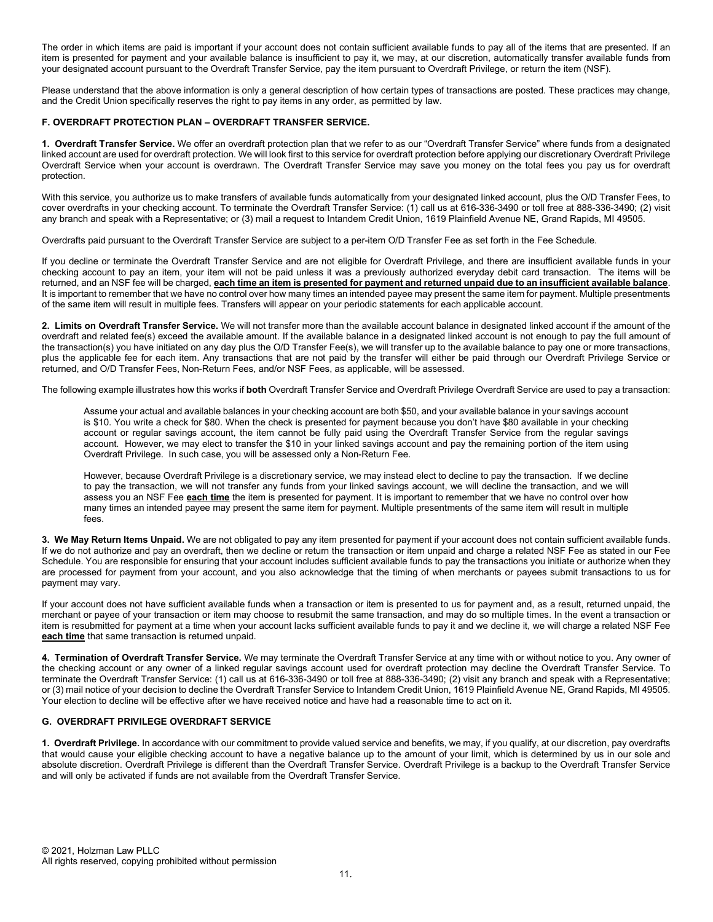The order in which items are paid is important if your account does not contain sufficient available funds to pay all of the items that are presented. If an item is presented for payment and your available balance is insufficient to pay it, we may, at our discretion, automatically transfer available funds from your designated account pursuant to the Overdraft Transfer Service, pay the item pursuant to Overdraft Privilege, or return the item (NSF).

Please understand that the above information is only a general description of how certain types of transactions are posted. These practices may change, and the Credit Union specifically reserves the right to pay items in any order, as permitted by law.

## F. OVERDRAFT PROTECTION PLAN – OVERDRAFT TRANSFER SERVICE.

**1. Overdraft Transfer Service.** We offer an overdraft protection plan that we refer to as our "Overdraft Transfer Service" where funds from a designated linked account are used for overdraft protection. We will look first to this service for overdraft protection before applying our discretionary Overdraft Privilege Overdraft Service when your account is overdrawn. The Overdraft Transfer Service may save you money on the total fees you pay us for overdraft protection.

With this service, you authorize us to make transfers of available funds automatically from your designated linked account, plus the O/D Transfer Fees, to cover overdrafts in your checking account. To terminate the Overdraft Transfer Service: (1) call us at 616-336-3490 or toll free at 888-336-3490; (2) visit any branch and speak with a Representative; or (3) mail a request to Intandem Credit Union, 1619 Plainfield Avenue NE, Grand Rapids, MI 49505.

Overdrafts paid pursuant to the Overdraft Transfer Service are subject to a per-item O/D Transfer Fee as set forth in the Fee Schedule.

If you decline or terminate the Overdraft Transfer Service and are not eligible for Overdraft Privilege, and there are insufficient available funds in your checking account to pay an item, your item will not be paid unless it was a previously authorized everyday debit card transaction. The items will be returned, and an NSF fee will be charged, **each time an item is presented for payment and returned unpaid due to an insufficient available balance**. It is important to remember that we have no control over how many times an intended payee may present the same item for payment. Multiple presentments of the same item will result in multiple fees. Transfers will appear on your periodic statements for each applicable account.

**2. Limits on Overdraft Transfer Service.** We will not transfer more than the available account balance in designated linked account if the amount of the overdraft and related fee(s) exceed the available amount. If the available balance in a designated linked account is not enough to pay the full amount of the transaction(s) you have initiated on any day plus the O/D Transfer Fee(s), we will transfer up to the available balance to pay one or more transactions, plus the applicable fee for each item. Any transactions that are not paid by the transfer will either be paid through our Overdraft Privilege Service or returned, and O/D Transfer Fees, Non-Return Fees, and/or NSF Fees, as applicable, will be assessed.

The following example illustrates how this works if **both** Overdraft Transfer Service and Overdraft Privilege Overdraft Service are used to pay a transaction:

> Assume your actual and available balances in your checking account are both $50, and your available balance in your savings account is $10. You write a check for $80. When the check is presented for payment because you don't have $80 available in your checking account or regular savings account, the item cannot be fully paid using the Overdraft Transfer Service from the regular savings account. However, we may elect to transfer the $10 in your linked savings account and pay the remaining portion of the item using Overdraft Privilege. In such case, you will be assessed only a Non-Return Fee.
>
> However, because Overdraft Privilege is a discretionary service, we may instead elect to decline to pay the transaction. If we decline to pay the transaction, we will not transfer any funds from your linked savings account, we will decline the transaction, and we will assess you an NSF Fee **each time** the item is presented for payment. It is important to remember that we have no control over how many times an intended payee may present the same item for payment. Multiple presentments of the same item will result in multiple fees.

**3. We May Return Items Unpaid.** We are not obligated to pay any item presented for payment if your account does not contain sufficient available funds. If we do not authorize and pay an overdraft, then we decline or return the transaction or item unpaid and charge a related NSF Fee as stated in our Fee Schedule. You are responsible for ensuring that your account includes sufficient available funds to pay the transactions you initiate or authorize when they are processed for payment from your account, and you also acknowledge that the timing of when merchants or payees submit transactions to us for payment may vary.

If your account does not have sufficient available funds when a transaction or item is presented to us for payment and, as a result, returned unpaid, the merchant or payee of your transaction or item may choose to resubmit the same transaction, and may do so multiple times. In the event a transaction or item is resubmitted for payment at a time when your account lacks sufficient available funds to pay it and we decline it, we will charge a related NSF Fee **each time** that same transaction is returned unpaid.

**4. Termination of Overdraft Transfer Service.** We may terminate the Overdraft Transfer Service at any time with or without notice to you. Any owner of the checking account or any owner of a linked regular savings account used for overdraft protection may decline the Overdraft Transfer Service. To terminate the Overdraft Transfer Service: (1) call us at 616-336-3490 or toll free at 888-336-3490; (2) visit any branch and speak with a Representative; or (3) mail notice of your decision to decline the Overdraft Transfer Service to Intandem Credit Union, 1619 Plainfield Avenue NE, Grand Rapids, MI 49505. Your election to decline will be effective after we have received notice and have had a reasonable time to act on it.

## G. OVERDRAFT PRIVILEGE OVERDRAFT SERVICE

**1. Overdraft Privilege.** In accordance with our commitment to provide valued service and benefits, we may, if you qualify, at our discretion, pay overdrafts that would cause your eligible checking account to have a negative balance up to the amount of your limit, which is determined by us in our sole and absolute discretion. Overdraft Privilege is different than the Overdraft Transfer Service. Overdraft Privilege is a backup to the Overdraft Transfer Service and will only be activated if funds are not available from the Overdraft Transfer Service.

© 2021, Holzman Law PLLC
All rights reserved, copying prohibited without permission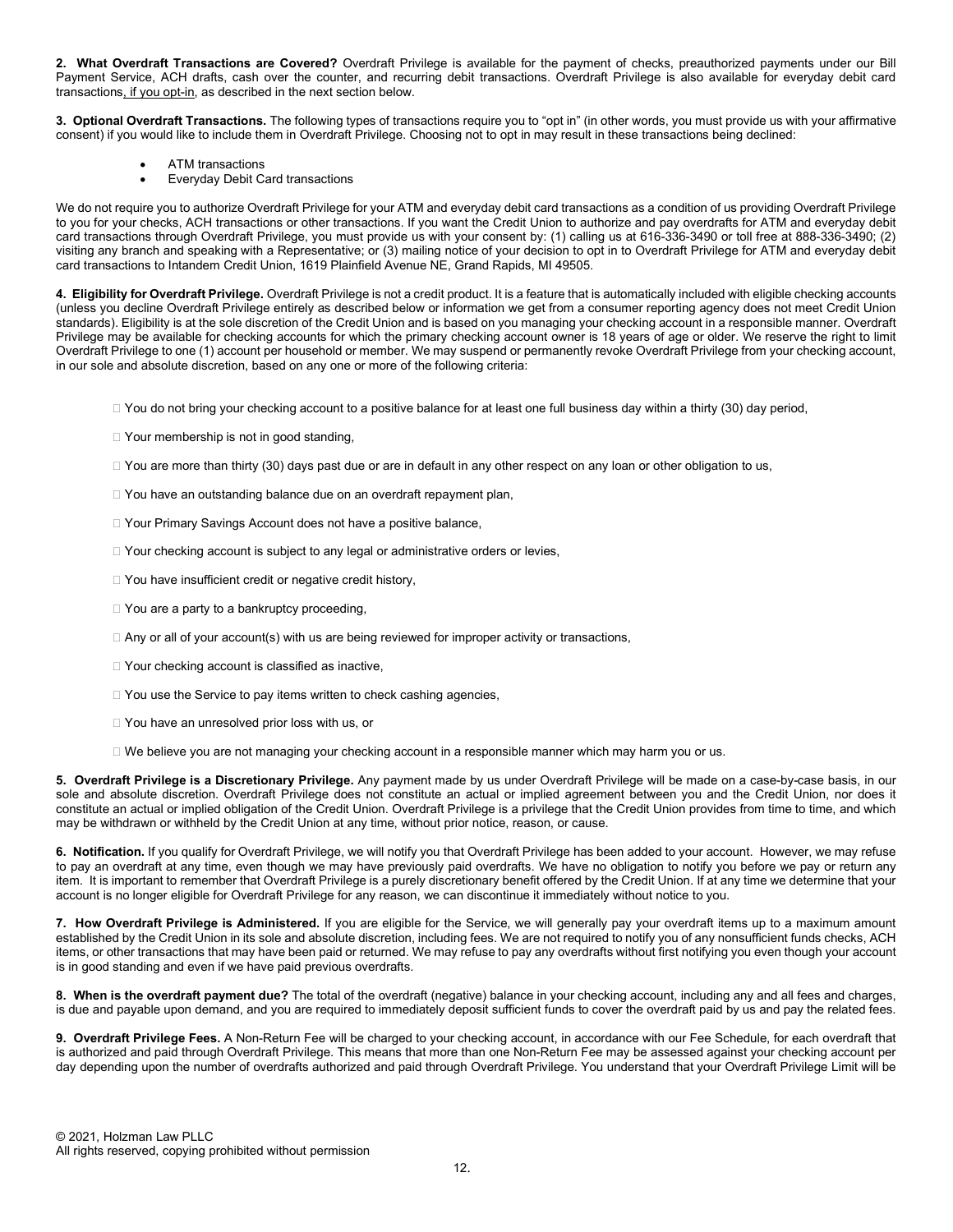**2. What Overdraft Transactions are Covered?** Overdraft Privilege is available for the payment of checks, preauthorized payments under our Bill Payment Service, ACH drafts, cash over the counter, and recurring debit transactions. Overdraft Privilege is also available for everyday debit card transactions, if you opt-in, as described in the next section below.

**3. Optional Overdraft Transactions.** The following types of transactions require you to "opt in" (in other words, you must provide us with your affirmative consent) if you would like to include them in Overdraft Privilege. Choosing not to opt in may result in these transactions being declined:

- ATM transactions
- Everyday Debit Card transactions

We do not require you to authorize Overdraft Privilege for your ATM and everyday debit card transactions as a condition of us providing Overdraft Privilege to you for your checks, ACH transactions or other transactions. If you want the Credit Union to authorize and pay overdrafts for ATM and everyday debit card transactions through Overdraft Privilege, you must provide us with your consent by: (1) calling us at 616-336-3490 or toll free at 888-336-3490; (2) visiting any branch and speaking with a Representative; or (3) mailing notice of your decision to opt in to Overdraft Privilege for ATM and everyday debit card transactions to Intandem Credit Union, 1619 Plainfield Avenue NE, Grand Rapids, MI 49505.

**4. Eligibility for Overdraft Privilege.** Overdraft Privilege is not a credit product. It is a feature that is automatically included with eligible checking accounts (unless you decline Overdraft Privilege entirely as described below or information we get from a consumer reporting agency does not meet Credit Union standards). Eligibility is at the sole discretion of the Credit Union and is based on you managing your checking account in a responsible manner. Overdraft Privilege may be available for checking accounts for which the primary checking account owner is 18 years of age or older. We reserve the right to limit Overdraft Privilege to one (1) account per household or member. We may suspend or permanently revoke Overdraft Privilege from your checking account, in our sole and absolute discretion, based on any one or more of the following criteria:

- You do not bring your checking account to a positive balance for at least one full business day within a thirty (30) day period,
- Your membership is not in good standing,
- You are more than thirty (30) days past due or are in default in any other respect on any loan or other obligation to us,
- You have an outstanding balance due on an overdraft repayment plan,
- Your Primary Savings Account does not have a positive balance,
- Your checking account is subject to any legal or administrative orders or levies,
- You have insufficient credit or negative credit history,
- You are a party to a bankruptcy proceeding,
- Any or all of your account(s) with us are being reviewed for improper activity or transactions,
- Your checking account is classified as inactive,
- You use the Service to pay items written to check cashing agencies,
- You have an unresolved prior loss with us, or
- We believe you are not managing your checking account in a responsible manner which may harm you or us.

**5. Overdraft Privilege is a Discretionary Privilege.** Any payment made by us under Overdraft Privilege will be made on a case-by-case basis, in our sole and absolute discretion. Overdraft Privilege does not constitute an actual or implied agreement between you and the Credit Union, nor does it constitute an actual or implied obligation of the Credit Union. Overdraft Privilege is a privilege that the Credit Union provides from time to time, and which may be withdrawn or withheld by the Credit Union at any time, without prior notice, reason, or cause.

**6. Notification.** If you qualify for Overdraft Privilege, we will notify you that Overdraft Privilege has been added to your account. However, we may refuse to pay an overdraft at any time, even though we may have previously paid overdrafts. We have no obligation to notify you before we pay or return any item. It is important to remember that Overdraft Privilege is a purely discretionary benefit offered by the Credit Union. If at any time we determine that your account is no longer eligible for Overdraft Privilege for any reason, we can discontinue it immediately without notice to you.

**7. How Overdraft Privilege is Administered.** If you are eligible for the Service, we will generally pay your overdraft items up to a maximum amount established by the Credit Union in its sole and absolute discretion, including fees. We are not required to notify you of any nonsufficient funds checks, ACH items, or other transactions that may have been paid or returned. We may refuse to pay any overdrafts without first notifying you even though your account is in good standing and even if we have paid previous overdrafts.

**8. When is the overdraft payment due?** The total of the overdraft (negative) balance in your checking account, including any and all fees and charges, is due and payable upon demand, and you are required to immediately deposit sufficient funds to cover the overdraft paid by us and pay the related fees.

**9. Overdraft Privilege Fees.** A Non-Return Fee will be charged to your checking account, in accordance with our Fee Schedule, for each overdraft that is authorized and paid through Overdraft Privilege. This means that more than one Non-Return Fee may be assessed against your checking account per day depending upon the number of overdrafts authorized and paid through Overdraft Privilege. You understand that your Overdraft Privilege Limit will be

© 2021, Holzman Law PLLC
All rights reserved, copying prohibited without permission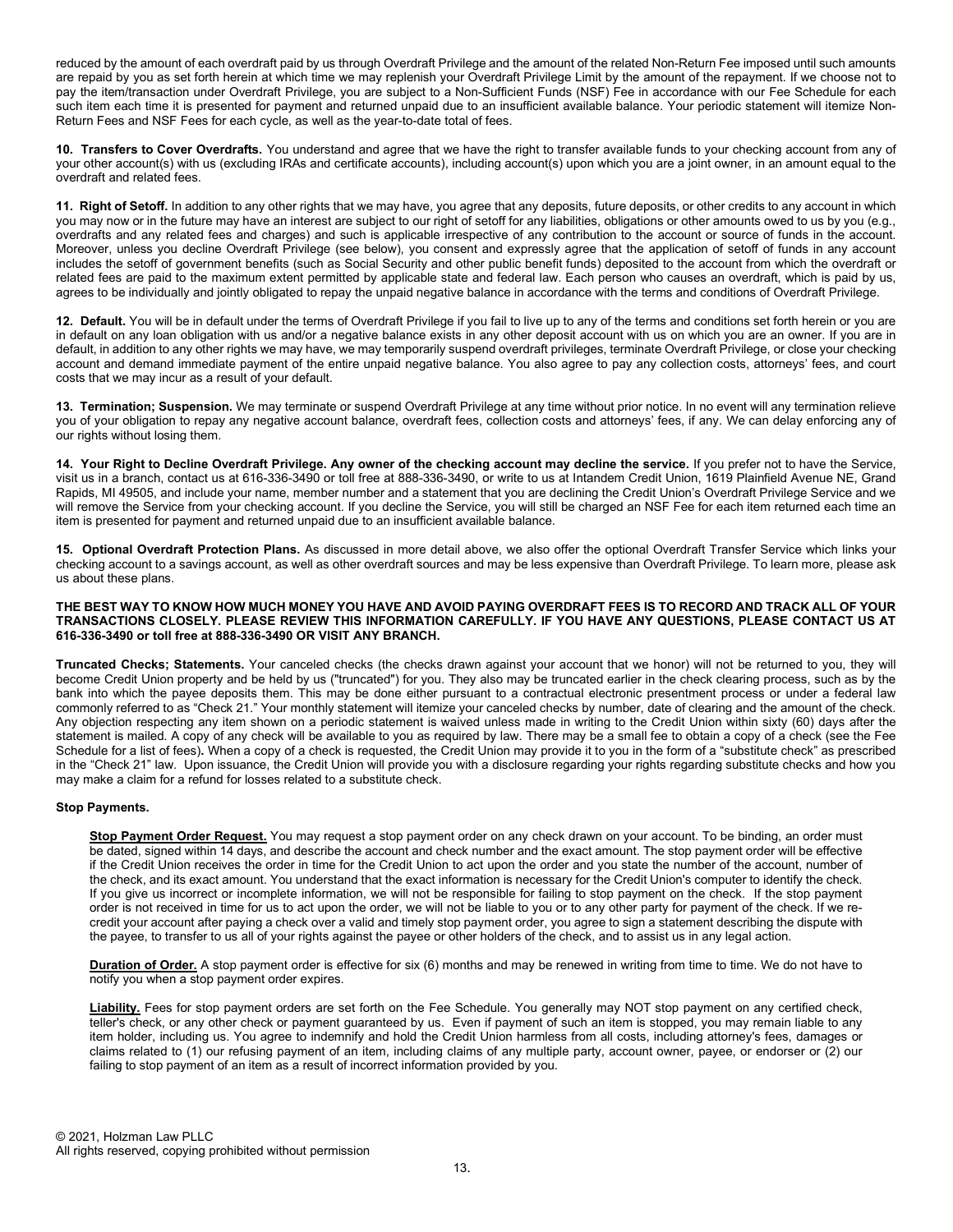reduced by the amount of each overdraft paid by us through Overdraft Privilege and the amount of the related Non-Return Fee imposed until such amounts are repaid by you as set forth herein at which time we may replenish your Overdraft Privilege Limit by the amount of the repayment. If we choose not to pay the item/transaction under Overdraft Privilege, you are subject to a Non-Sufficient Funds (NSF) Fee in accordance with our Fee Schedule for each such item each time it is presented for payment and returned unpaid due to an insufficient available balance. Your periodic statement will itemize Non-Return Fees and NSF Fees for each cycle, as well as the year-to-date total of fees.

**10. Transfers to Cover Overdrafts.** You understand and agree that we have the right to transfer available funds to your checking account from any of your other account(s) with us (excluding IRAs and certificate accounts), including account(s) upon which you are a joint owner, in an amount equal to the overdraft and related fees.

**11. Right of Setoff.** In addition to any other rights that we may have, you agree that any deposits, future deposits, or other credits to any account in which you may now or in the future may have an interest are subject to our right of setoff for any liabilities, obligations or other amounts owed to us by you (e.g., overdrafts and any related fees and charges) and such is applicable irrespective of any contribution to the account or source of funds in the account. Moreover, unless you decline Overdraft Privilege (see below), you consent and expressly agree that the application of setoff of funds in any account includes the setoff of government benefits (such as Social Security and other public benefit funds) deposited to the account from which the overdraft or related fees are paid to the maximum extent permitted by applicable state and federal law. Each person who causes an overdraft, which is paid by us, agrees to be individually and jointly obligated to repay the unpaid negative balance in accordance with the terms and conditions of Overdraft Privilege.

**12. Default.** You will be in default under the terms of Overdraft Privilege if you fail to live up to any of the terms and conditions set forth herein or you are in default on any loan obligation with us and/or a negative balance exists in any other deposit account with us on which you are an owner. If you are in default, in addition to any other rights we may have, we may temporarily suspend overdraft privileges, terminate Overdraft Privilege, or close your checking account and demand immediate payment of the entire unpaid negative balance. You also agree to pay any collection costs, attorneys' fees, and court costs that we may incur as a result of your default.

**13. Termination; Suspension.** We may terminate or suspend Overdraft Privilege at any time without prior notice. In no event will any termination relieve you of your obligation to repay any negative account balance, overdraft fees, collection costs and attorneys' fees, if any. We can delay enforcing any of our rights without losing them.

**14. Your Right to Decline Overdraft Privilege. Any owner of the checking account may decline the service.** If you prefer not to have the Service, visit us in a branch, contact us at 616-336-3490 or toll free at 888-336-3490, or write to us at Intandem Credit Union, 1619 Plainfield Avenue NE, Grand Rapids, MI 49505, and include your name, member number and a statement that you are declining the Credit Union's Overdraft Privilege Service and we will remove the Service from your checking account. If you decline the Service, you will still be charged an NSF Fee for each item returned each time an item is presented for payment and returned unpaid due to an insufficient available balance.

**15. Optional Overdraft Protection Plans.** As discussed in more detail above, we also offer the optional Overdraft Transfer Service which links your checking account to a savings account, as well as other overdraft sources and may be less expensive than Overdraft Privilege. To learn more, please ask us about these plans.

**THE BEST WAY TO KNOW HOW MUCH MONEY YOU HAVE AND AVOID PAYING OVERDRAFT FEES IS TO RECORD AND TRACK ALL OF YOUR TRANSACTIONS CLOSELY. PLEASE REVIEW THIS INFORMATION CAREFULLY. IF YOU HAVE ANY QUESTIONS, PLEASE CONTACT US AT 616-336-3490 or toll free at 888-336-3490 OR VISIT ANY BRANCH.**

**Truncated Checks; Statements.** Your canceled checks (the checks drawn against your account that we honor) will not be returned to you, they will become Credit Union property and be held by us ("truncated") for you. They also may be truncated earlier in the check clearing process, such as by the bank into which the payee deposits them. This may be done either pursuant to a contractual electronic presentment process or under a federal law commonly referred to as "Check 21." Your monthly statement will itemize your canceled checks by number, date of clearing and the amount of the check. Any objection respecting any item shown on a periodic statement is waived unless made in writing to the Credit Union within sixty (60) days after the statement is mailed. A copy of any check will be available to you as required by law. There may be a small fee to obtain a copy of a check (see the Fee Schedule for a list of fees). When a copy of a check is requested, the Credit Union may provide it to you in the form of a "substitute check" as prescribed in the "Check 21" law. Upon issuance, the Credit Union will provide you with a disclosure regarding your rights regarding substitute checks and how you may make a claim for a refund for losses related to a substitute check.

**Stop Payments.**

**Stop Payment Order Request.** You may request a stop payment order on any check drawn on your account. To be binding, an order must be dated, signed within 14 days, and describe the account and check number and the exact amount. The stop payment order will be effective if the Credit Union receives the order in time for the Credit Union to act upon the order and you state the number of the account, number of the check, and its exact amount. You understand that the exact information is necessary for the Credit Union's computer to identify the check. If you give us incorrect or incomplete information, we will not be responsible for failing to stop payment on the check. If the stop payment order is not received in time for us to act upon the order, we will not be liable to you or to any other party for payment of the check. If we re-credit your account after paying a check over a valid and timely stop payment order, you agree to sign a statement describing the dispute with the payee, to transfer to us all of your rights against the payee or other holders of the check, and to assist us in any legal action.

**Duration of Order.** A stop payment order is effective for six (6) months and may be renewed in writing from time to time. We do not have to notify you when a stop payment order expires.

**Liability.** Fees for stop payment orders are set forth on the Fee Schedule. You generally may NOT stop payment on any certified check, teller's check, or any other check or payment guaranteed by us. Even if payment of such an item is stopped, you may remain liable to any item holder, including us. You agree to indemnify and hold the Credit Union harmless from all costs, including attorney's fees, damages or claims related to (1) our refusing payment of an item, including claims of any multiple party, account owner, payee, or endorser or (2) our failing to stop payment of an item as a result of incorrect information provided by you.

© 2021, Holzman Law PLLC
All rights reserved, copying prohibited without permission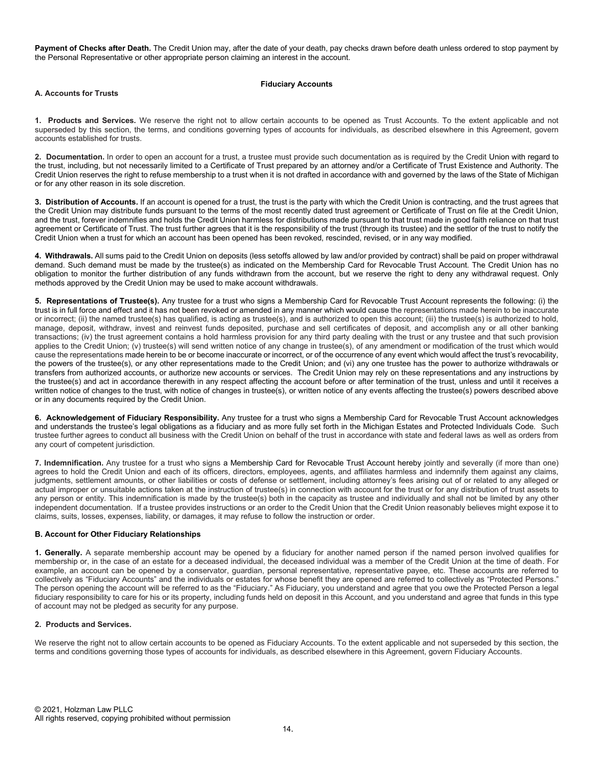**Payment of Checks after Death.** The Credit Union may, after the date of your death, pay checks drawn before death unless ordered to stop payment by the Personal Representative or other appropriate person claiming an interest in the account.

## Fiduciary Accounts

### A. Accounts for Trusts

**1. Products and Services.** We reserve the right not to allow certain accounts to be opened as Trust Accounts. To the extent applicable and not superseded by this section, the terms, and conditions governing types of accounts for individuals, as described elsewhere in this Agreement, govern accounts established for trusts.

**2. Documentation.** In order to open an account for a trust, a trustee must provide such documentation as is required by the Credit Union with regard to the trust, including, but not necessarily limited to a Certificate of Trust prepared by an attorney and/or a Certificate of Trust Existence and Authority. The Credit Union reserves the right to refuse membership to a trust when it is not drafted in accordance with and governed by the laws of the State of Michigan or for any other reason in its sole discretion.

**3. Distribution of Accounts.** If an account is opened for a trust, the trust is the party with which the Credit Union is contracting, and the trust agrees that the Credit Union may distribute funds pursuant to the terms of the most recently dated trust agreement or Certificate of Trust on file at the Credit Union, and the trust, forever indemnifies and holds the Credit Union harmless for distributions made pursuant to that trust made in good faith reliance on that trust agreement or Certificate of Trust. The trust further agrees that it is the responsibility of the trust (through its trustee) and the settlor of the trust to notify the Credit Union when a trust for which an account has been opened has been revoked, rescinded, revised, or in any way modified.

**4. Withdrawals.** All sums paid to the Credit Union on deposits (less setoffs allowed by law and/or provided by contract) shall be paid on proper withdrawal demand. Such demand must be made by the trustee(s) as indicated on the Membership Card for Revocable Trust Account. The Credit Union has no obligation to monitor the further distribution of any funds withdrawn from the account, but we reserve the right to deny any withdrawal request. Only methods approved by the Credit Union may be used to make account withdrawals.

**5. Representations of Trustee(s).** Any trustee for a trust who signs a Membership Card for Revocable Trust Account represents the following: (i) the trust is in full force and effect and it has not been revoked or amended in any manner which would cause the representations made herein to be inaccurate or incorrect; (ii) the named trustee(s) has qualified, is acting as trustee(s), and is authorized to open this account; (iii) the trustee(s) is authorized to hold, manage, deposit, withdraw, invest and reinvest funds deposited, purchase and sell certificates of deposit, and accomplish any or all other banking transactions; (iv) the trust agreement contains a hold harmless provision for any third party dealing with the trust or any trustee and that such provision applies to the Credit Union; (v) trustee(s) will send written notice of any change in trustee(s), of any amendment or modification of the trust which would cause the representations made herein to be or become inaccurate or incorrect, or of the occurrence of any event which would affect the trust's revocability, the powers of the trustee(s), or any other representations made to the Credit Union; and (vi) any one trustee has the power to authorize withdrawals or transfers from authorized accounts, or authorize new accounts or services. The Credit Union may rely on these representations and any instructions by the trustee(s) and act in accordance therewith in any respect affecting the account before or after termination of the trust, unless and until it receives a written notice of changes to the trust, with notice of changes in trustee(s), or written notice of any events affecting the trustee(s) powers described above or in any documents required by the Credit Union.

**6. Acknowledgement of Fiduciary Responsibility.** Any trustee for a trust who signs a Membership Card for Revocable Trust Account acknowledges and understands the trustee's legal obligations as a fiduciary and as more fully set forth in the Michigan Estates and Protected Individuals Code. Such trustee further agrees to conduct all business with the Credit Union on behalf of the trust in accordance with state and federal laws as well as orders from any court of competent jurisdiction.

**7. Indemnification.** Any trustee for a trust who signs a Membership Card for Revocable Trust Account hereby jointly and severally (if more than one) agrees to hold the Credit Union and each of its officers, directors, employees, agents, and affiliates harmless and indemnify them against any claims, judgments, settlement amounts, or other liabilities or costs of defense or settlement, including attorney's fees arising out of or related to any alleged or actual improper or unsuitable actions taken at the instruction of trustee(s) in connection with account for the trust or for any distribution of trust assets to any person or entity. This indemnification is made by the trustee(s) both in the capacity as trustee and individually and shall not be limited by any other independent documentation. If a trustee provides instructions or an order to the Credit Union that the Credit Union reasonably believes might expose it to claims, suits, losses, expenses, liability, or damages, it may refuse to follow the instruction or order.

### B. Account for Other Fiduciary Relationships

**1. Generally.** A separate membership account may be opened by a fiduciary for another named person if the named person involved qualifies for membership or, in the case of an estate for a deceased individual, the deceased individual was a member of the Credit Union at the time of death. For example, an account can be opened by a conservator, guardian, personal representative, representative payee, etc. These accounts are referred to collectively as "Fiduciary Accounts" and the individuals or estates for whose benefit they are opened are referred to collectively as "Protected Persons." The person opening the account will be referred to as the "Fiduciary." As Fiduciary, you understand and agree that you owe the Protected Person a legal fiduciary responsibility to care for his or its property, including funds held on deposit in this Account, and you understand and agree that funds in this type of account may not be pledged as security for any purpose.

**2. Products and Services.**

We reserve the right not to allow certain accounts to be opened as Fiduciary Accounts. To the extent applicable and not superseded by this section, the terms and conditions governing those types of accounts for individuals, as described elsewhere in this Agreement, govern Fiduciary Accounts.

© 2021, Holzman Law PLLC
All rights reserved, copying prohibited without permission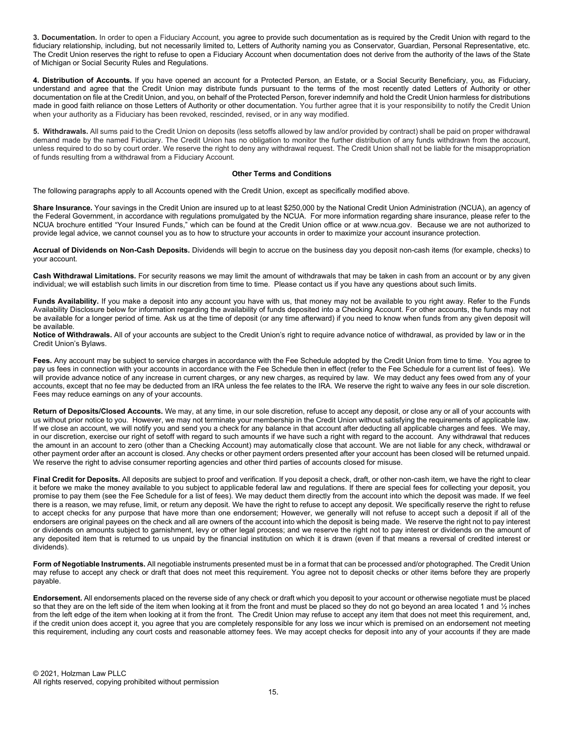**3. Documentation.** In order to open a Fiduciary Account, you agree to provide such documentation as is required by the Credit Union with regard to the fiduciary relationship, including, but not necessarily limited to, Letters of Authority naming you as Conservator, Guardian, Personal Representative, etc. The Credit Union reserves the right to refuse to open a Fiduciary Account when documentation does not derive from the authority of the laws of the State of Michigan or Social Security Rules and Regulations.

**4. Distribution of Accounts.** If you have opened an account for a Protected Person, an Estate, or a Social Security Beneficiary, you, as Fiduciary, understand and agree that the Credit Union may distribute funds pursuant to the terms of the most recently dated Letters of Authority or other documentation on file at the Credit Union, and you, on behalf of the Protected Person, forever indemnify and hold the Credit Union harmless for distributions made in good faith reliance on those Letters of Authority or other documentation. You further agree that it is your responsibility to notify the Credit Union when your authority as a Fiduciary has been revoked, rescinded, revised, or in any way modified.

**5. Withdrawals.** All sums paid to the Credit Union on deposits (less setoffs allowed by law and/or provided by contract) shall be paid on proper withdrawal demand made by the named Fiduciary. The Credit Union has no obligation to monitor the further distribution of any funds withdrawn from the account, unless required to do so by court order. We reserve the right to deny any withdrawal request. The Credit Union shall not be liable for the misappropriation of funds resulting from a withdrawal from a Fiduciary Account.

**Other Terms and Conditions**

The following paragraphs apply to all Accounts opened with the Credit Union, except as specifically modified above.

**Share Insurance.** Your savings in the Credit Union are insured up to at least $250,000 by the National Credit Union Administration (NCUA), an agency of the Federal Government, in accordance with regulations promulgated by the NCUA. For more information regarding share insurance, please refer to the NCUA brochure entitled "Your Insured Funds," which can be found at the Credit Union office or at www.ncua.gov. Because we are not authorized to provide legal advice, we cannot counsel you as to how to structure your accounts in order to maximize your account insurance protection.

**Accrual of Dividends on Non-Cash Deposits.** Dividends will begin to accrue on the business day you deposit non-cash items (for example, checks) to your account.

**Cash Withdrawal Limitations.** For security reasons we may limit the amount of withdrawals that may be taken in cash from an account or by any given individual; we will establish such limits in our discretion from time to time. Please contact us if you have any questions about such limits.

**Funds Availability.** If you make a deposit into any account you have with us, that money may not be available to you right away. Refer to the Funds Availability Disclosure below for information regarding the availability of funds deposited into a Checking Account. For other accounts, the funds may not be available for a longer period of time. Ask us at the time of deposit (or any time afterward) if you need to know when funds from any given deposit will be available.

**Notice of Withdrawals.** All of your accounts are subject to the Credit Union's right to require advance notice of withdrawal, as provided by law or in the Credit Union's Bylaws.

**Fees.** Any account may be subject to service charges in accordance with the Fee Schedule adopted by the Credit Union from time to time. You agree to pay us fees in connection with your accounts in accordance with the Fee Schedule then in effect (refer to the Fee Schedule for a current list of fees). We will provide advance notice of any increase in current charges, or any new charges, as required by law. We may deduct any fees owed from any of your accounts, except that no fee may be deducted from an IRA unless the fee relates to the IRA. We reserve the right to waive any fees in our sole discretion. Fees may reduce earnings on any of your accounts.

**Return of Deposits/Closed Accounts.** We may, at any time, in our sole discretion, refuse to accept any deposit, or close any or all of your accounts with us without prior notice to you. However, we may not terminate your membership in the Credit Union without satisfying the requirements of applicable law. If we close an account, we will notify you and send you a check for any balance in that account after deducting all applicable charges and fees. We may, in our discretion, exercise our right of setoff with regard to such amounts if we have such a right with regard to the account. Any withdrawal that reduces the amount in an account to zero (other than a Checking Account) may automatically close that account. We are not liable for any check, withdrawal or other payment order after an account is closed. Any checks or other payment orders presented after your account has been closed will be returned unpaid. We reserve the right to advise consumer reporting agencies and other third parties of accounts closed for misuse.

**Final Credit for Deposits.** All deposits are subject to proof and verification. If you deposit a check, draft, or other non-cash item, we have the right to clear it before we make the money available to you subject to applicable federal law and regulations. If there are special fees for collecting your deposit, you promise to pay them (see the Fee Schedule for a list of fees). We may deduct them directly from the account into which the deposit was made. If we feel there is a reason, we may refuse, limit, or return any deposit. We have the right to refuse to accept any deposit. We specifically reserve the right to refuse to accept checks for any purpose that have more than one endorsement; However, we generally will not refuse to accept such a deposit if all of the endorsers are original payees on the check and all are owners of the account into which the deposit is being made. We reserve the right not to pay interest or dividends on amounts subject to garnishment, levy or other legal process; and we reserve the right not to pay interest or dividends on the amount of any deposited item that is returned to us unpaid by the financial institution on which it is drawn (even if that means a reversal of credited interest or dividends).

**Form of Negotiable Instruments.** All negotiable instruments presented must be in a format that can be processed and/or photographed. The Credit Union may refuse to accept any check or draft that does not meet this requirement. You agree not to deposit checks or other items before they are properly payable.

**Endorsement.** All endorsements placed on the reverse side of any check or draft which you deposit to your account or otherwise negotiate must be placed so that they are on the left side of the item when looking at it from the front and must be placed so they do not go beyond an area located 1 and ½ inches from the left edge of the item when looking at it from the front. The Credit Union may refuse to accept any item that does not meet this requirement, and, if the credit union does accept it, you agree that you are completely responsible for any loss we incur which is premised on an endorsement not meeting this requirement, including any court costs and reasonable attorney fees. We may accept checks for deposit into any of your accounts if they are made

© 2021, Holzman Law PLLC
All rights reserved, copying prohibited without permission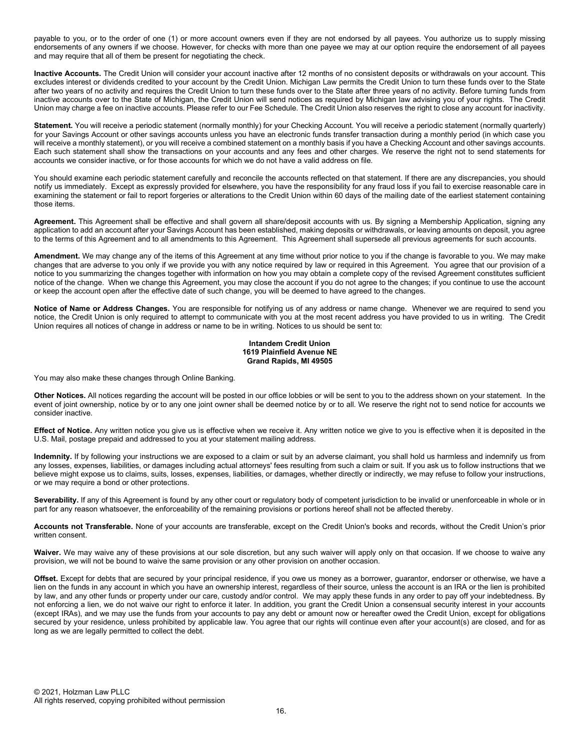payable to you, or to the order of one (1) or more account owners even if they are not endorsed by all payees. You authorize us to supply missing endorsements of any owners if we choose. However, for checks with more than one payee we may at our option require the endorsement of all payees and may require that all of them be present for negotiating the check.

**Inactive Accounts.** The Credit Union will consider your account inactive after 12 months of no consistent deposits or withdrawals on your account. This excludes interest or dividends credited to your account by the Credit Union. Michigan Law permits the Credit Union to turn these funds over to the State after two years of no activity and requires the Credit Union to turn these funds over to the State after three years of no activity. Before turning funds from inactive accounts over to the State of Michigan, the Credit Union will send notices as required by Michigan law advising you of your rights. The Credit Union may charge a fee on inactive accounts. Please refer to our Fee Schedule. The Credit Union also reserves the right to close any account for inactivity.

**Statement.** You will receive a periodic statement (normally monthly) for your Checking Account. You will receive a periodic statement (normally quarterly) for your Savings Account or other savings accounts unless you have an electronic funds transfer transaction during a monthly period (in which case you will receive a monthly statement), or you will receive a combined statement on a monthly basis if you have a Checking Account and other savings accounts. Each such statement shall show the transactions on your accounts and any fees and other charges. We reserve the right not to send statements for accounts we consider inactive, or for those accounts for which we do not have a valid address on file.

You should examine each periodic statement carefully and reconcile the accounts reflected on that statement. If there are any discrepancies, you should notify us immediately. Except as expressly provided for elsewhere, you have the responsibility for any fraud loss if you fail to exercise reasonable care in examining the statement or fail to report forgeries or alterations to the Credit Union within 60 days of the mailing date of the earliest statement containing those items.

**Agreement.** This Agreement shall be effective and shall govern all share/deposit accounts with us. By signing a Membership Application, signing any application to add an account after your Savings Account has been established, making deposits or withdrawals, or leaving amounts on deposit, you agree to the terms of this Agreement and to all amendments to this Agreement. This Agreement shall supersede all previous agreements for such accounts.

**Amendment.** We may change any of the items of this Agreement at any time without prior notice to you if the change is favorable to you. We may make changes that are adverse to you only if we provide you with any notice required by law or required in this Agreement. You agree that our provision of a notice to you summarizing the changes together with information on how you may obtain a complete copy of the revised Agreement constitutes sufficient notice of the change. When we change this Agreement, you may close the account if you do not agree to the changes; if you continue to use the account or keep the account open after the effective date of such change, you will be deemed to have agreed to the changes.

**Notice of Name or Address Changes.** You are responsible for notifying us of any address or name change. Whenever we are required to send you notice, the Credit Union is only required to attempt to communicate with you at the most recent address you have provided to us in writing. The Credit Union requires all notices of change in address or name to be in writing. Notices to us should be sent to:

**Intandem Credit Union**
**1619 Plainfield Avenue NE**
**Grand Rapids, MI 49505**

You may also make these changes through Online Banking.

**Other Notices.** All notices regarding the account will be posted in our office lobbies or will be sent to you to the address shown on your statement. In the event of joint ownership, notice by or to any one joint owner shall be deemed notice by or to all. We reserve the right not to send notice for accounts we consider inactive.

**Effect of Notice.** Any written notice you give us is effective when we receive it. Any written notice we give to you is effective when it is deposited in the U.S. Mail, postage prepaid and addressed to you at your statement mailing address.

**Indemnity.** If by following your instructions we are exposed to a claim or suit by an adverse claimant, you shall hold us harmless and indemnify us from any losses, expenses, liabilities, or damages including actual attorneys' fees resulting from such a claim or suit. If you ask us to follow instructions that we believe might expose us to claims, suits, losses, expenses, liabilities, or damages, whether directly or indirectly, we may refuse to follow your instructions, or we may require a bond or other protections.

**Severability.** If any of this Agreement is found by any other court or regulatory body of competent jurisdiction to be invalid or unenforceable in whole or in part for any reason whatsoever, the enforceability of the remaining provisions or portions hereof shall not be affected thereby.

**Accounts not Transferable.** None of your accounts are transferable, except on the Credit Union's books and records, without the Credit Union's prior written consent.

**Waiver.** We may waive any of these provisions at our sole discretion, but any such waiver will apply only on that occasion. If we choose to waive any provision, we will not be bound to waive the same provision or any other provision on another occasion.

**Offset.** Except for debts that are secured by your principal residence, if you owe us money as a borrower, guarantor, endorser or otherwise, we have a lien on the funds in any account in which you have an ownership interest, regardless of their source, unless the account is an IRA or the lien is prohibited by law, and any other funds or property under our care, custody and/or control. We may apply these funds in any order to pay off your indebtedness. By not enforcing a lien, we do not waive our right to enforce it later. In addition, you grant the Credit Union a consensual security interest in your accounts (except IRAs), and we may use the funds from your accounts to pay any debt or amount now or hereafter owed the Credit Union, except for obligations secured by your residence, unless prohibited by applicable law. You agree that our rights will continue even after your account(s) are closed, and for as long as we are legally permitted to collect the debt.

© 2021, Holzman Law PLLC
All rights reserved, copying prohibited without permission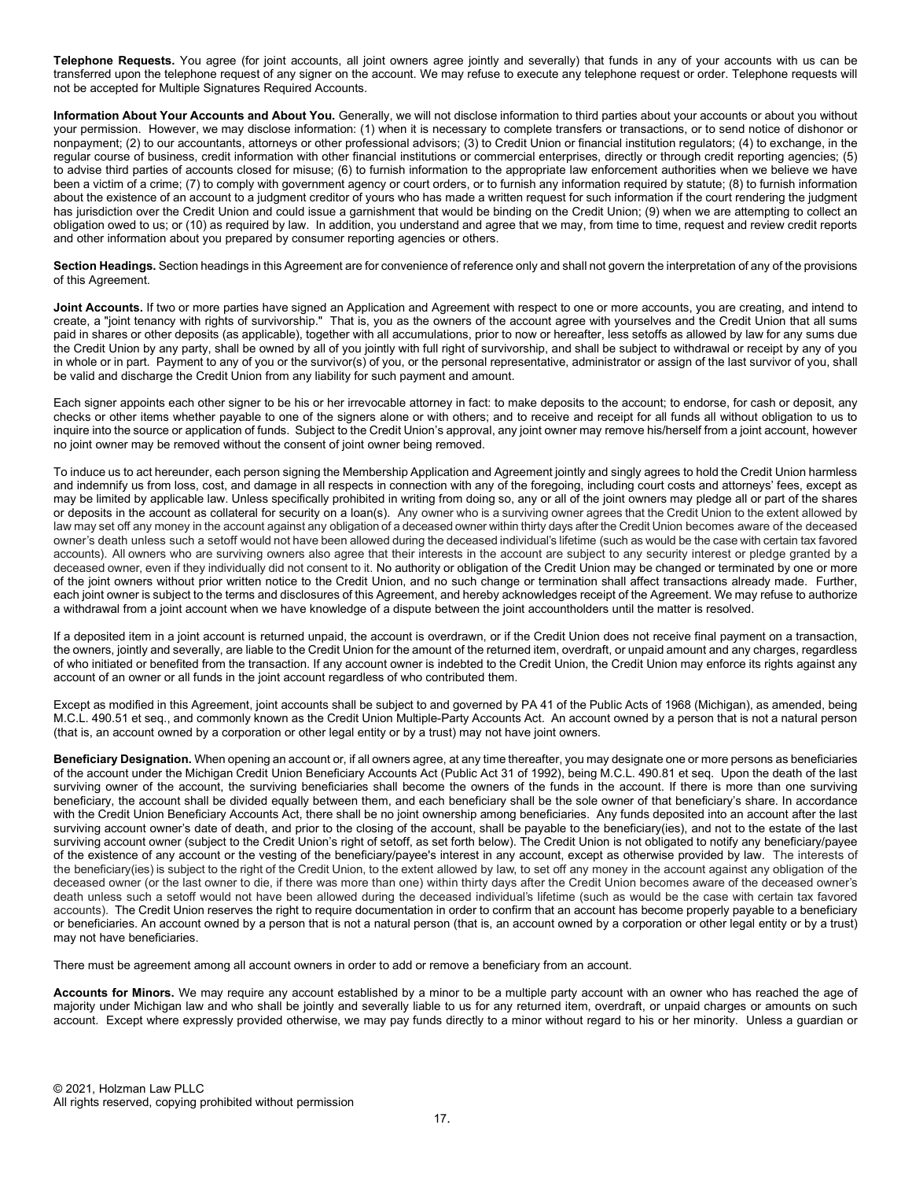**Telephone Requests.** You agree (for joint accounts, all joint owners agree jointly and severally) that funds in any of your accounts with us can be transferred upon the telephone request of any signer on the account. We may refuse to execute any telephone request or order. Telephone requests will not be accepted for Multiple Signatures Required Accounts.

**Information About Your Accounts and About You.** Generally, we will not disclose information to third parties about your accounts or about you without your permission. However, we may disclose information: (1) when it is necessary to complete transfers or transactions, or to send notice of dishonor or nonpayment; (2) to our accountants, attorneys or other professional advisors; (3) to Credit Union or financial institution regulators; (4) to exchange, in the regular course of business, credit information with other financial institutions or commercial enterprises, directly or through credit reporting agencies; (5) to advise third parties of accounts closed for misuse; (6) to furnish information to the appropriate law enforcement authorities when we believe we have been a victim of a crime; (7) to comply with government agency or court orders, or to furnish any information required by statute; (8) to furnish information about the existence of an account to a judgment creditor of yours who has made a written request for such information if the court rendering the judgment has jurisdiction over the Credit Union and could issue a garnishment that would be binding on the Credit Union; (9) when we are attempting to collect an obligation owed to us; or (10) as required by law. In addition, you understand and agree that we may, from time to time, request and review credit reports and other information about you prepared by consumer reporting agencies or others.

**Section Headings.** Section headings in this Agreement are for convenience of reference only and shall not govern the interpretation of any of the provisions of this Agreement.

**Joint Accounts.** If two or more parties have signed an Application and Agreement with respect to one or more accounts, you are creating, and intend to create, a "joint tenancy with rights of survivorship." That is, you as the owners of the account agree with yourselves and the Credit Union that all sums paid in shares or other deposits (as applicable), together with all accumulations, prior to now or hereafter, less setoffs as allowed by law for any sums due the Credit Union by any party, shall be owned by all of you jointly with full right of survivorship, and shall be subject to withdrawal or receipt by any of you in whole or in part. Payment to any of you or the survivor(s) of you, or the personal representative, administrator or assign of the last survivor of you, shall be valid and discharge the Credit Union from any liability for such payment and amount.

Each signer appoints each other signer to be his or her irrevocable attorney in fact: to make deposits to the account; to endorse, for cash or deposit, any checks or other items whether payable to one of the signers alone or with others; and to receive and receipt for all funds all without obligation to us to inquire into the source or application of funds. Subject to the Credit Union's approval, any joint owner may remove his/herself from a joint account, however no joint owner may be removed without the consent of joint owner being removed.

To induce us to act hereunder, each person signing the Membership Application and Agreement jointly and singly agrees to hold the Credit Union harmless and indemnify us from loss, cost, and damage in all respects in connection with any of the foregoing, including court costs and attorneys' fees, except as may be limited by applicable law. Unless specifically prohibited in writing from doing so, any or all of the joint owners may pledge all or part of the shares or deposits in the account as collateral for security on a loan(s). Any owner who is a surviving owner agrees that the Credit Union to the extent allowed by law may set off any money in the account against any obligation of a deceased owner within thirty days after the Credit Union becomes aware of the deceased owner's death unless such a setoff would not have been allowed during the deceased individual's lifetime (such as would be the case with certain tax favored accounts). All owners who are surviving owners also agree that their interests in the account are subject to any security interest or pledge granted by a deceased owner, even if they individually did not consent to it. No authority or obligation of the Credit Union may be changed or terminated by one or more of the joint owners without prior written notice to the Credit Union, and no such change or termination shall affect transactions already made. Further, each joint owner is subject to the terms and disclosures of this Agreement, and hereby acknowledges receipt of the Agreement. We may refuse to authorize a withdrawal from a joint account when we have knowledge of a dispute between the joint accountholders until the matter is resolved.

If a deposited item in a joint account is returned unpaid, the account is overdrawn, or if the Credit Union does not receive final payment on a transaction, the owners, jointly and severally, are liable to the Credit Union for the amount of the returned item, overdraft, or unpaid amount and any charges, regardless of who initiated or benefited from the transaction. If any account owner is indebted to the Credit Union, the Credit Union may enforce its rights against any account of an owner or all funds in the joint account regardless of who contributed them.

Except as modified in this Agreement, joint accounts shall be subject to and governed by PA 41 of the Public Acts of 1968 (Michigan), as amended, being M.C.L. 490.51 et seq., and commonly known as the Credit Union Multiple-Party Accounts Act. An account owned by a person that is not a natural person (that is, an account owned by a corporation or other legal entity or by a trust) may not have joint owners.

**Beneficiary Designation.** When opening an account or, if all owners agree, at any time thereafter, you may designate one or more persons as beneficiaries of the account under the Michigan Credit Union Beneficiary Accounts Act (Public Act 31 of 1992), being M.C.L. 490.81 et seq. Upon the death of the last surviving owner of the account, the surviving beneficiaries shall become the owners of the funds in the account. If there is more than one surviving beneficiary, the account shall be divided equally between them, and each beneficiary shall be the sole owner of that beneficiary's share. In accordance with the Credit Union Beneficiary Accounts Act, there shall be no joint ownership among beneficiaries. Any funds deposited into an account after the last surviving account owner's date of death, and prior to the closing of the account, shall be payable to the beneficiary(ies), and not to the estate of the last surviving account owner (subject to the Credit Union's right of setoff, as set forth below). The Credit Union is not obligated to notify any beneficiary/payee of the existence of any account or the vesting of the beneficiary/payee's interest in any account, except as otherwise provided by law. The interests of the beneficiary(ies) is subject to the right of the Credit Union, to the extent allowed by law, to set off any money in the account against any obligation of the deceased owner (or the last owner to die, if there was more than one) within thirty days after the Credit Union becomes aware of the deceased owner's death unless such a setoff would not have been allowed during the deceased individual's lifetime (such as would be the case with certain tax favored accounts). The Credit Union reserves the right to require documentation in order to confirm that an account has become properly payable to a beneficiary or beneficiaries. An account owned by a person that is not a natural person (that is, an account owned by a corporation or other legal entity or by a trust) may not have beneficiaries.

There must be agreement among all account owners in order to add or remove a beneficiary from an account.

**Accounts for Minors.** We may require any account established by a minor to be a multiple party account with an owner who has reached the age of majority under Michigan law and who shall be jointly and severally liable to us for any returned item, overdraft, or unpaid charges or amounts on such account. Except where expressly provided otherwise, we may pay funds directly to a minor without regard to his or her minority. Unless a guardian or

© 2021, Holzman Law PLLC
All rights reserved, copying prohibited without permission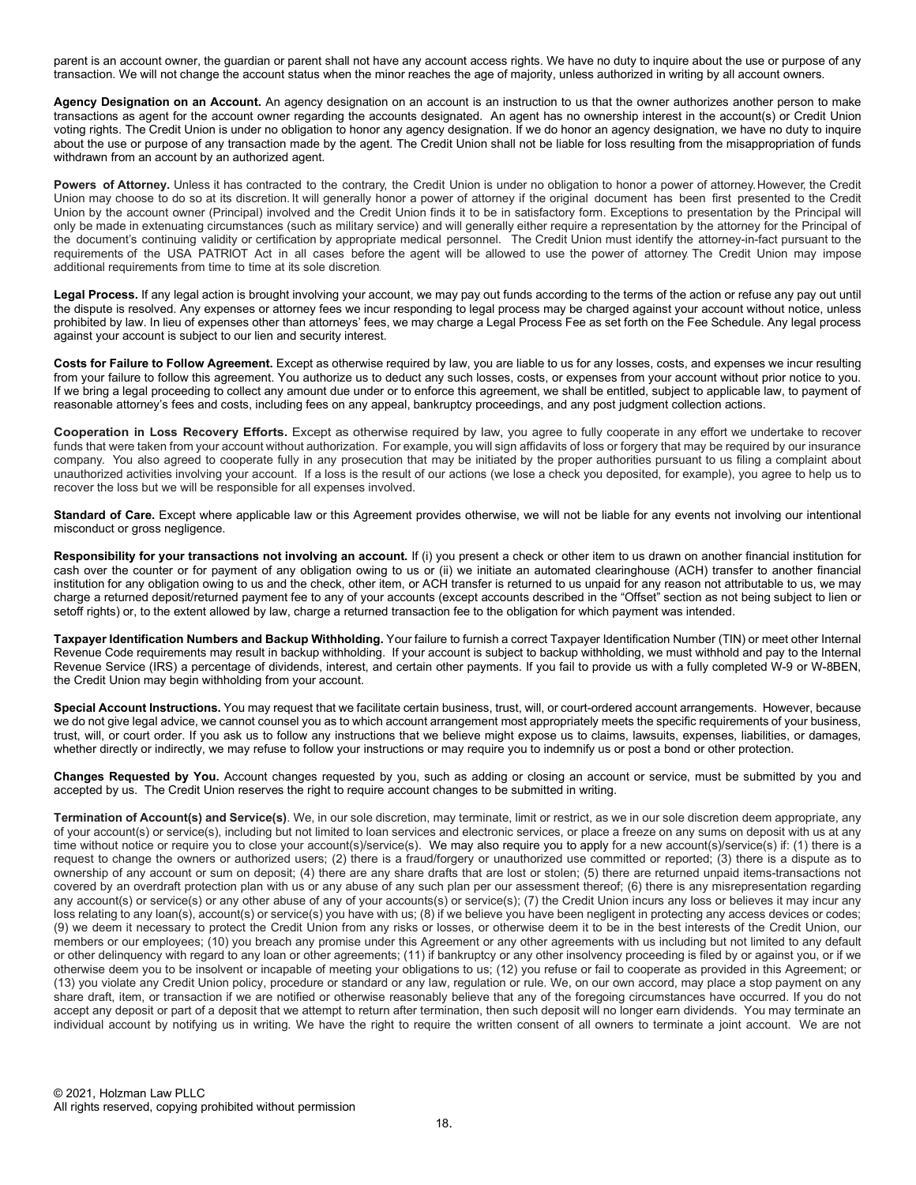parent is an account owner, the guardian or parent shall not have any account access rights. We have no duty to inquire about the use or purpose of any transaction. We will not change the account status when the minor reaches the age of majority, unless authorized in writing by all account owners.

**Agency Designation on an Account.** An agency designation on an account is an instruction to us that the owner authorizes another person to make transactions as agent for the account owner regarding the accounts designated. An agent has no ownership interest in the account(s) or Credit Union voting rights. The Credit Union is under no obligation to honor any agency designation. If we do honor an agency designation, we have no duty to inquire about the use or purpose of any transaction made by the agent. The Credit Union shall not be liable for loss resulting from the misappropriation of funds withdrawn from an account by an authorized agent.

**Powers of Attorney.** Unless it has contracted to the contrary, the Credit Union is under no obligation to honor a power of attorney. However, the Credit Union may choose to do so at its discretion. It will generally honor a power of attorney if the original document has been first presented to the Credit Union by the account owner (Principal) involved and the Credit Union finds it to be in satisfactory form. Exceptions to presentation by the Principal will only be made in extenuating circumstances (such as military service) and will generally either require a representation by the attorney for the Principal of the document's continuing validity or certification by appropriate medical personnel. The Credit Union must identify the attorney-in-fact pursuant to the requirements of the USA PATRIOT Act in all cases before the agent will be allowed to use the power of attorney. The Credit Union may impose additional requirements from time to time at its sole discretion.

**Legal Process.** If any legal action is brought involving your account, we may pay out funds according to the terms of the action or refuse any pay out until the dispute is resolved. Any expenses or attorney fees we incur responding to legal process may be charged against your account without notice, unless prohibited by law. In lieu of expenses other than attorneys' fees, we may charge a Legal Process Fee as set forth on the Fee Schedule. Any legal process against your account is subject to our lien and security interest.

**Costs for Failure to Follow Agreement.** Except as otherwise required by law, you are liable to us for any losses, costs, and expenses we incur resulting from your failure to follow this agreement. You authorize us to deduct any such losses, costs, or expenses from your account without prior notice to you. If we bring a legal proceeding to collect any amount due under or to enforce this agreement, we shall be entitled, subject to applicable law, to payment of reasonable attorney's fees and costs, including fees on any appeal, bankruptcy proceedings, and any post judgment collection actions.

**Cooperation in Loss Recovery Efforts.** Except as otherwise required by law, you agree to fully cooperate in any effort we undertake to recover funds that were taken from your account without authorization. For example, you will sign affidavits of loss or forgery that may be required by our insurance company. You also agreed to cooperate fully in any prosecution that may be initiated by the proper authorities pursuant to us filing a complaint about unauthorized activities involving your account. If a loss is the result of our actions (we lose a check you deposited, for example), you agree to help us to recover the loss but we will be responsible for all expenses involved.

**Standard of Care.** Except where applicable law or this Agreement provides otherwise, we will not be liable for any events not involving our intentional misconduct or gross negligence.

**Responsibility for your transactions not involving an account.** If (i) you present a check or other item to us drawn on another financial institution for cash over the counter or for payment of any obligation owing to us or (ii) we initiate an automated clearinghouse (ACH) transfer to another financial institution for any obligation owing to us and the check, other item, or ACH transfer is returned to us unpaid for any reason not attributable to us, we may charge a returned deposit/returned payment fee to any of your accounts (except accounts described in the "Offset" section as not being subject to lien or setoff rights) or, to the extent allowed by law, charge a returned transaction fee to the obligation for which payment was intended.

**Taxpayer Identification Numbers and Backup Withholding.** Your failure to furnish a correct Taxpayer Identification Number (TIN) or meet other Internal Revenue Code requirements may result in backup withholding. If your account is subject to backup withholding, we must withhold and pay to the Internal Revenue Service (IRS) a percentage of dividends, interest, and certain other payments. If you fail to provide us with a fully completed W-9 or W-8BEN, the Credit Union may begin withholding from your account.

**Special Account Instructions.** You may request that we facilitate certain business, trust, will, or court-ordered account arrangements. However, because we do not give legal advice, we cannot counsel you as to which account arrangement most appropriately meets the specific requirements of your business, trust, will, or court order. If you ask us to follow any instructions that we believe might expose us to claims, lawsuits, expenses, liabilities, or damages, whether directly or indirectly, we may refuse to follow your instructions or may require you to indemnify us or post a bond or other protection.

**Changes Requested by You.** Account changes requested by you, such as adding or closing an account or service, must be submitted by you and accepted by us. The Credit Union reserves the right to require account changes to be submitted in writing.

**Termination of Account(s) and Service(s)**. We, in our sole discretion, may terminate, limit or restrict, as we in our sole discretion deem appropriate, any of your account(s) or service(s), including but not limited to loan services and electronic services, or place a freeze on any sums on deposit with us at any time without notice or require you to close your account(s)/service(s). We may also require you to apply for a new account(s)/service(s) if: (1) there is a request to change the owners or authorized users; (2) there is a fraud/forgery or unauthorized use committed or reported; (3) there is a dispute as to ownership of any account or sum on deposit; (4) there are any share drafts that are lost or stolen; (5) there are returned unpaid items-transactions not covered by an overdraft protection plan with us or any abuse of any such plan per our assessment thereof; (6) there is any misrepresentation regarding any account(s) or service(s) or any other abuse of any of your accounts(s) or service(s); (7) the Credit Union incurs any loss or believes it may incur any loss relating to any loan(s), account(s) or service(s) you have with us; (8) if we believe you have been negligent in protecting any access devices or codes; (9) we deem it necessary to protect the Credit Union from any risks or losses, or otherwise deem it to be in the best interests of the Credit Union, our members or our employees; (10) you breach any promise under this Agreement or any other agreements with us including but not limited to any default or other delinquency with regard to any loan or other agreements; (11) if bankruptcy or any other insolvency proceeding is filed by or against you, or if we otherwise deem you to be insolvent or incapable of meeting your obligations to us; (12) you refuse or fail to cooperate as provided in this Agreement; or (13) you violate any Credit Union policy, procedure or standard or any law, regulation or rule. We, on our own accord, may place a stop payment on any share draft, item, or transaction if we are notified or otherwise reasonably believe that any of the foregoing circumstances have occurred. If you do not accept any deposit or part of a deposit that we attempt to return after termination, then such deposit will no longer earn dividends. You may terminate an individual account by notifying us in writing. We have the right to require the written consent of all owners to terminate a joint account. We are not

© 2021, Holzman Law PLLC
All rights reserved, copying prohibited without permission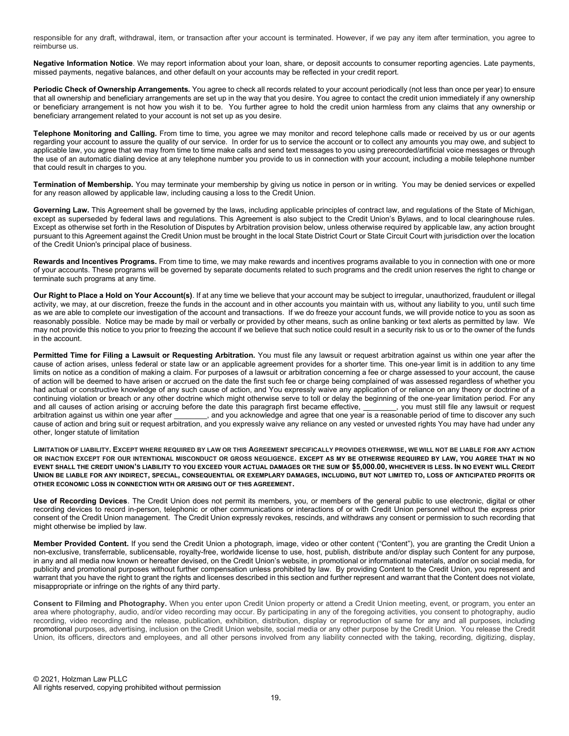responsible for any draft, withdrawal, item, or transaction after your account is terminated. However, if we pay any item after termination, you agree to reimburse us.

**Negative Information Notice**. We may report information about your loan, share, or deposit accounts to consumer reporting agencies. Late payments, missed payments, negative balances, and other default on your accounts may be reflected in your credit report.

**Periodic Check of Ownership Arrangements.** You agree to check all records related to your account periodically (not less than once per year) to ensure that all ownership and beneficiary arrangements are set up in the way that you desire. You agree to contact the credit union immediately if any ownership or beneficiary arrangement is not how you wish it to be. You further agree to hold the credit union harmless from any claims that any ownership or beneficiary arrangement related to your account is not set up as you desire.

**Telephone Monitoring and Calling.** From time to time, you agree we may monitor and record telephone calls made or received by us or our agents regarding your account to assure the quality of our service. In order for us to service the account or to collect any amounts you may owe, and subject to applicable law, you agree that we may from time to time make calls and send text messages to you using prerecorded/artificial voice messages or through the use of an automatic dialing device at any telephone number you provide to us in connection with your account, including a mobile telephone number that could result in charges to you.

**Termination of Membership.** You may terminate your membership by giving us notice in person or in writing. You may be denied services or expelled for any reason allowed by applicable law, including causing a loss to the Credit Union.

**Governing Law.** This Agreement shall be governed by the laws, including applicable principles of contract law, and regulations of the State of Michigan, except as superseded by federal laws and regulations. This Agreement is also subject to the Credit Union's Bylaws, and to local clearinghouse rules. Except as otherwise set forth in the Resolution of Disputes by Arbitration provision below, unless otherwise required by applicable law, any action brought pursuant to this Agreement against the Credit Union must be brought in the local State District Court or State Circuit Court with jurisdiction over the location of the Credit Union's principal place of business.

**Rewards and Incentives Programs.** From time to time, we may make rewards and incentives programs available to you in connection with one or more of your accounts. These programs will be governed by separate documents related to such programs and the credit union reserves the right to change or terminate such programs at any time.

**Our Right to Place a Hold on Your Account(s)**. If at any time we believe that your account may be subject to irregular, unauthorized, fraudulent or illegal activity, we may, at our discretion, freeze the funds in the account and in other accounts you maintain with us, without any liability to you, until such time as we are able to complete our investigation of the account and transactions. If we do freeze your account funds, we will provide notice to you as soon as reasonably possible. Notice may be made by mail or verbally or provided by other means, such as online banking or text alerts as permitted by law. We may not provide this notice to you prior to freezing the account if we believe that such notice could result in a security risk to us or to the owner of the funds in the account.

**Permitted Time for Filing a Lawsuit or Requesting Arbitration.** You must file any lawsuit or request arbitration against us within one year after the cause of action arises, unless federal or state law or an applicable agreement provides for a shorter time. This one-year limit is in addition to any time limits on notice as a condition of making a claim. For purposes of a lawsuit or arbitration concerning a fee or charge assessed to your account, the cause of action will be deemed to have arisen or accrued on the date the first such fee or charge being complained of was assessed regardless of whether you had actual or constructive knowledge of any such cause of action, and You expressly waive any application of or reliance on any theory or doctrine of a continuing violation or breach or any other doctrine which might otherwise serve to toll or delay the beginning of the one-year limitation period. For any and all causes of action arising or accruing before the date this paragraph first became effective, ________, you must still file any lawsuit or request arbitration against us within one year after ________, and you acknowledge and agree that one year is a reasonable period of time to discover any such cause of action and bring suit or request arbitration, and you expressly waive any reliance on any vested or unvested rights You may have had under any other, longer statute of limitation

**LIMITATION OF LIABILITY. EXCEPT WHERE REQUIRED BY LAW OR THIS AGREEMENT SPECIFICALLY PROVIDES OTHERWISE, WE WILL NOT BE LIABLE FOR ANY ACTION OR INACTION EXCEPT FOR OUR INTENTIONAL MISCONDUCT OR GROSS NEGLIGENCE. EXCEPT AS MY BE OTHERWISE REQUIRED BY LAW, YOU AGREE THAT IN NO EVENT SHALL THE CREDIT UNION'S LIABILITY TO YOU EXCEED YOUR ACTUAL DAMAGES OR THE SUM OF $5,000.00, WHICHEVER IS LESS. IN NO EVENT WILL CREDIT UNION BE LIABLE FOR ANY INDIRECT, SPECIAL, CONSEQUENTIAL OR EXEMPLARY DAMAGES, INCLUDING, BUT NOT LIMITED TO, LOSS OF ANTICIPATED PROFITS OR OTHER ECONOMIC LOSS IN CONNECTION WITH OR ARISING OUT OF THIS AGREEMENT.**

**Use of Recording Devices**. The Credit Union does not permit its members, you, or members of the general public to use electronic, digital or other recording devices to record in-person, telephonic or other communications or interactions of or with Credit Union personnel without the express prior consent of the Credit Union management. The Credit Union expressly revokes, rescinds, and withdraws any consent or permission to such recording that might otherwise be implied by law.

**Member Provided Content.** If you send the Credit Union a photograph, image, video or other content ("Content"), you are granting the Credit Union a non-exclusive, transferrable, sublicensable, royalty-free, worldwide license to use, host, publish, distribute and/or display such Content for any purpose, in any and all media now known or hereafter devised, on the Credit Union's website, in promotional or informational materials, and/or on social media, for publicity and promotional purposes without further compensation unless prohibited by law. By providing Content to the Credit Union, you represent and warrant that you have the right to grant the rights and licenses described in this section and further represent and warrant that the Content does not violate, misappropriate or infringe on the rights of any third party.

**Consent to Filming and Photography.** When you enter upon Credit Union property or attend a Credit Union meeting, event, or program, you enter an area where photography, audio, and/or video recording may occur. By participating in any of the foregoing activities, you consent to photography, audio recording, video recording and the release, publication, exhibition, distribution, display or reproduction of same for any and all purposes, including promotional purposes, advertising, inclusion on the Credit Union website, social media or any other purpose by the Credit Union. You release the Credit Union, its officers, directors and employees, and all other persons involved from any liability connected with the taking, recording, digitizing, display,

© 2021, Holzman Law PLLC
All rights reserved, copying prohibited without permission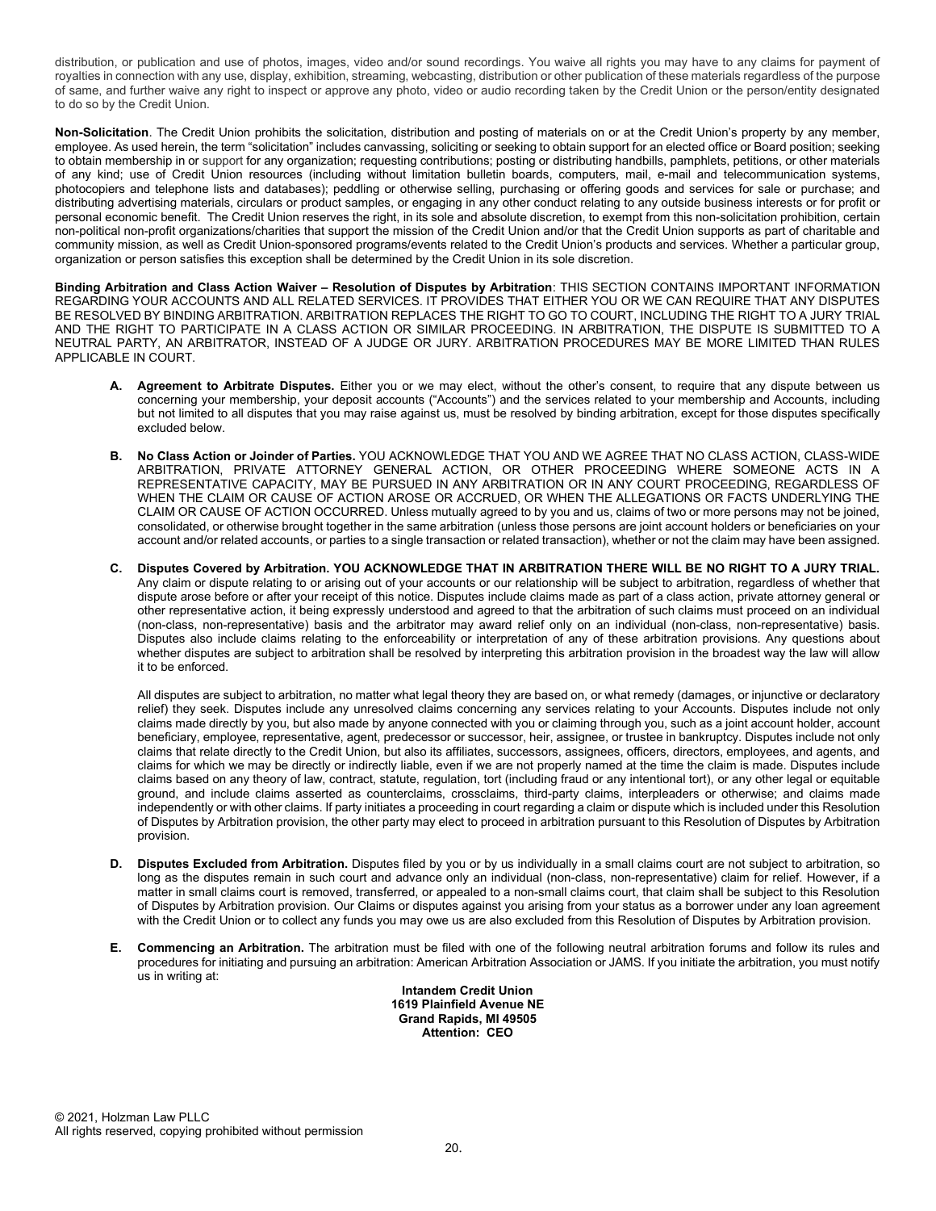distribution, or publication and use of photos, images, video and/or sound recordings. You waive all rights you may have to any claims for payment of royalties in connection with any use, display, exhibition, streaming, webcasting, distribution or other publication of these materials regardless of the purpose of same, and further waive any right to inspect or approve any photo, video or audio recording taken by the Credit Union or the person/entity designated to do so by the Credit Union.

**Non-Solicitation**. The Credit Union prohibits the solicitation, distribution and posting of materials on or at the Credit Union's property by any member, employee. As used herein, the term "solicitation" includes canvassing, soliciting or seeking to obtain support for an elected office or Board position; seeking to obtain membership in or support for any organization; requesting contributions; posting or distributing handbills, pamphlets, petitions, or other materials of any kind; use of Credit Union resources (including without limitation bulletin boards, computers, mail, e-mail and telecommunication systems, photocopiers and telephone lists and databases); peddling or otherwise selling, purchasing or offering goods and services for sale or purchase; and distributing advertising materials, circulars or product samples, or engaging in any other conduct relating to any outside business interests or for profit or personal economic benefit. The Credit Union reserves the right, in its sole and absolute discretion, to exempt from this non-solicitation prohibition, certain non-political non-profit organizations/charities that support the mission of the Credit Union and/or that the Credit Union supports as part of charitable and community mission, as well as Credit Union-sponsored programs/events related to the Credit Union's products and services. Whether a particular group, organization or person satisfies this exception shall be determined by the Credit Union in its sole discretion.

**Binding Arbitration and Class Action Waiver – Resolution of Disputes by Arbitration**: THIS SECTION CONTAINS IMPORTANT INFORMATION REGARDING YOUR ACCOUNTS AND ALL RELATED SERVICES. IT PROVIDES THAT EITHER YOU OR WE CAN REQUIRE THAT ANY DISPUTES BE RESOLVED BY BINDING ARBITRATION. ARBITRATION REPLACES THE RIGHT TO GO TO COURT, INCLUDING THE RIGHT TO A JURY TRIAL AND THE RIGHT TO PARTICIPATE IN A CLASS ACTION OR SIMILAR PROCEEDING. IN ARBITRATION, THE DISPUTE IS SUBMITTED TO A NEUTRAL PARTY, AN ARBITRATOR, INSTEAD OF A JUDGE OR JURY. ARBITRATION PROCEDURES MAY BE MORE LIMITED THAN RULES APPLICABLE IN COURT.

A. **Agreement to Arbitrate Disputes.** Either you or we may elect, without the other's consent, to require that any dispute between us concerning your membership, your deposit accounts ("Accounts") and the services related to your membership and Accounts, including but not limited to all disputes that you may raise against us, must be resolved by binding arbitration, except for those disputes specifically excluded below.

B. **No Class Action or Joinder of Parties.** YOU ACKNOWLEDGE THAT YOU AND WE AGREE THAT NO CLASS ACTION, CLASS-WIDE ARBITRATION, PRIVATE ATTORNEY GENERAL ACTION, OR OTHER PROCEEDING WHERE SOMEONE ACTS IN A REPRESENTATIVE CAPACITY, MAY BE PURSUED IN ANY ARBITRATION OR IN ANY COURT PROCEEDING, REGARDLESS OF WHEN THE CLAIM OR CAUSE OF ACTION AROSE OR ACCRUED, OR WHEN THE ALLEGATIONS OR FACTS UNDERLYING THE CLAIM OR CAUSE OF ACTION OCCURRED. Unless mutually agreed to by you and us, claims of two or more persons may not be joined, consolidated, or otherwise brought together in the same arbitration (unless those persons are joint account holders or beneficiaries on your account and/or related accounts, or parties to a single transaction or related transaction), whether or not the claim may have been assigned.

C. **Disputes Covered by Arbitration. YOU ACKNOWLEDGE THAT IN ARBITRATION THERE WILL BE NO RIGHT TO A JURY TRIAL.** Any claim or dispute relating to or arising out of your accounts or our relationship will be subject to arbitration, regardless of whether that dispute arose before or after your receipt of this notice. Disputes include claims made as part of a class action, private attorney general or other representative action, it being expressly understood and agreed to that the arbitration of such claims must proceed on an individual (non-class, non-representative) basis and the arbitrator may award relief only on an individual (non-class, non-representative) basis. Disputes also include claims relating to the enforceability or interpretation of any of these arbitration provisions. Any questions about whether disputes are subject to arbitration shall be resolved by interpreting this arbitration provision in the broadest way the law will allow it to be enforced.

   All disputes are subject to arbitration, no matter what legal theory they are based on, or what remedy (damages, or injunctive or declaratory relief) they seek. Disputes include any unresolved claims concerning any services relating to your Accounts. Disputes include not only claims made directly by you, but also made by anyone connected with you or claiming through you, such as a joint account holder, account beneficiary, employee, representative, agent, predecessor or successor, heir, assignee, or trustee in bankruptcy. Disputes include not only claims that relate directly to the Credit Union, but also its affiliates, successors, assignees, officers, directors, employees, and agents, and claims for which we may be directly or indirectly liable, even if we are not properly named at the time the claim is made. Disputes include claims based on any theory of law, contract, statute, regulation, tort (including fraud or any intentional tort), or any other legal or equitable ground, and include claims asserted as counterclaims, crossclaims, third-party claims, interpleaders or otherwise; and claims made independently or with other claims. If party initiates a proceeding in court regarding a claim or dispute which is included under this Resolution of Disputes by Arbitration provision, the other party may elect to proceed in arbitration pursuant to this Resolution of Disputes by Arbitration provision.

D. **Disputes Excluded from Arbitration.** Disputes filed by you or by us individually in a small claims court are not subject to arbitration, so long as the disputes remain in such court and advance only an individual (non-class, non-representative) claim for relief. However, if a matter in small claims court is removed, transferred, or appealed to a non-small claims court, that claim shall be subject to this Resolution of Disputes by Arbitration provision. Our Claims or disputes against you arising from your status as a borrower under any loan agreement with the Credit Union or to collect any funds you may owe us are also excluded from this Resolution of Disputes by Arbitration provision.

E. **Commencing an Arbitration.** The arbitration must be filed with one of the following neutral arbitration forums and follow its rules and procedures for initiating and pursuing an arbitration: American Arbitration Association or JAMS. If you initiate the arbitration, you must notify us in writing at:

**Intandem Credit Union**
**1619 Plainfield Avenue NE**
**Grand Rapids, MI 49505**
**Attention: CEO**

© 2021, Holzman Law PLLC
All rights reserved, copying prohibited without permission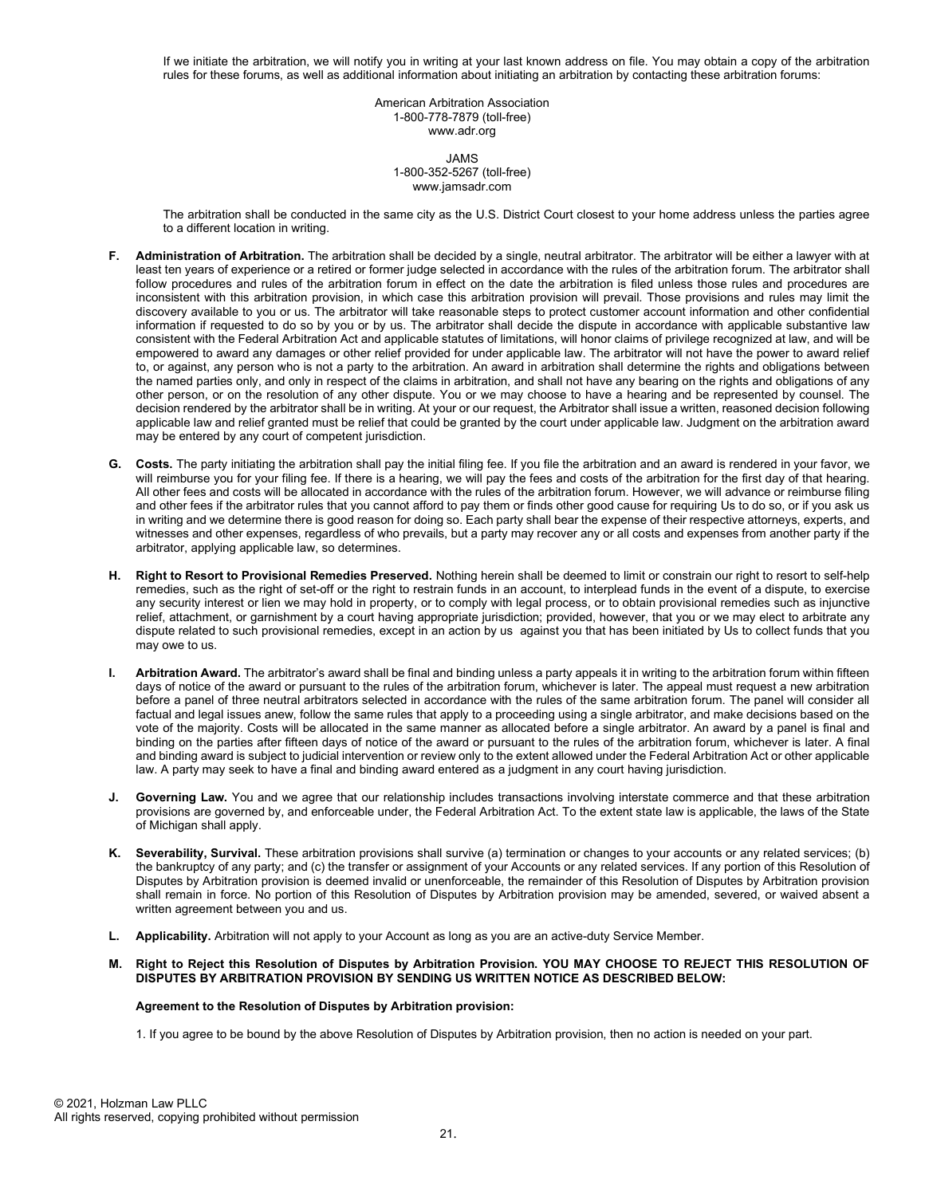If we initiate the arbitration, we will notify you in writing at your last known address on file. You may obtain a copy of the arbitration rules for these forums, as well as additional information about initiating an arbitration by contacting these arbitration forums:

American Arbitration Association
1-800-778-7879 (toll-free)
www.adr.org

JAMS
1-800-352-5267 (toll-free)
www.jamsadr.com

The arbitration shall be conducted in the same city as the U.S. District Court closest to your home address unless the parties agree to a different location in writing.

**F. Administration of Arbitration.** The arbitration shall be decided by a single, neutral arbitrator. The arbitrator will be either a lawyer with at least ten years of experience or a retired or former judge selected in accordance with the rules of the arbitration forum. The arbitrator shall follow procedures and rules of the arbitration forum in effect on the date the arbitration is filed unless those rules and procedures are inconsistent with this arbitration provision, in which case this arbitration provision will prevail. Those provisions and rules may limit the discovery available to you or us. The arbitrator will take reasonable steps to protect customer account information and other confidential information if requested to do so by you or by us. The arbitrator shall decide the dispute in accordance with applicable substantive law consistent with the Federal Arbitration Act and applicable statutes of limitations, will honor claims of privilege recognized at law, and will be empowered to award any damages or other relief provided for under applicable law. The arbitrator will not have the power to award relief to, or against, any person who is not a party to the arbitration. An award in arbitration shall determine the rights and obligations between the named parties only, and only in respect of the claims in arbitration, and shall not have any bearing on the rights and obligations of any other person, or on the resolution of any other dispute. You or we may choose to have a hearing and be represented by counsel. The decision rendered by the arbitrator shall be in writing. At your or our request, the Arbitrator shall issue a written, reasoned decision following applicable law and relief granted must be relief that could be granted by the court under applicable law. Judgment on the arbitration award may be entered by any court of competent jurisdiction.

**G. Costs.** The party initiating the arbitration shall pay the initial filing fee. If you file the arbitration and an award is rendered in your favor, we will reimburse you for your filing fee. If there is a hearing, we will pay the fees and costs of the arbitration for the first day of that hearing. All other fees and costs will be allocated in accordance with the rules of the arbitration forum. However, we will advance or reimburse filing and other fees if the arbitrator rules that you cannot afford to pay them or finds other good cause for requiring Us to do so, or if you ask us in writing and we determine there is good reason for doing so. Each party shall bear the expense of their respective attorneys, experts, and witnesses and other expenses, regardless of who prevails, but a party may recover any or all costs and expenses from another party if the arbitrator, applying applicable law, so determines.

**H. Right to Resort to Provisional Remedies Preserved.** Nothing herein shall be deemed to limit or constrain our right to resort to self-help remedies, such as the right of set-off or the right to restrain funds in an account, to interplead funds in the event of a dispute, to exercise any security interest or lien we may hold in property, or to comply with legal process, or to obtain provisional remedies such as injunctive relief, attachment, or garnishment by a court having appropriate jurisdiction; provided, however, that you or we may elect to arbitrate any dispute related to such provisional remedies, except in an action by us against you that has been initiated by Us to collect funds that you may owe to us.

**I. Arbitration Award.** The arbitrator's award shall be final and binding unless a party appeals it in writing to the arbitration forum within fifteen days of notice of the award or pursuant to the rules of the arbitration forum, whichever is later. The appeal must request a new arbitration before a panel of three neutral arbitrators selected in accordance with the rules of the same arbitration forum. The panel will consider all factual and legal issues anew, follow the same rules that apply to a proceeding using a single arbitrator, and make decisions based on the vote of the majority. Costs will be allocated in the same manner as allocated before a single arbitrator. An award by a panel is final and binding on the parties after fifteen days of notice of the award or pursuant to the rules of the arbitration forum, whichever is later. A final and binding award is subject to judicial intervention or review only to the extent allowed under the Federal Arbitration Act or other applicable law. A party may seek to have a final and binding award entered as a judgment in any court having jurisdiction.

**J. Governing Law.** You and we agree that our relationship includes transactions involving interstate commerce and that these arbitration provisions are governed by, and enforceable under, the Federal Arbitration Act. To the extent state law is applicable, the laws of the State of Michigan shall apply.

**K. Severability, Survival.** These arbitration provisions shall survive (a) termination or changes to your accounts or any related services; (b) the bankruptcy of any party; and (c) the transfer or assignment of your Accounts or any related services. If any portion of this Resolution of Disputes by Arbitration provision is deemed invalid or unenforceable, the remainder of this Resolution of Disputes by Arbitration provision shall remain in force. No portion of this Resolution of Disputes by Arbitration provision may be amended, severed, or waived absent a written agreement between you and us.

**L. Applicability.** Arbitration will not apply to your Account as long as you are an active-duty Service Member.

**M. Right to Reject this Resolution of Disputes by Arbitration Provision. YOU MAY CHOOSE TO REJECT THIS RESOLUTION OF DISPUTES BY ARBITRATION PROVISION BY SENDING US WRITTEN NOTICE AS DESCRIBED BELOW:**

**Agreement to the Resolution of Disputes by Arbitration provision:**

1. If you agree to be bound by the above Resolution of Disputes by Arbitration provision, then no action is needed on your part.

© 2021, Holzman Law PLLC
All rights reserved, copying prohibited without permission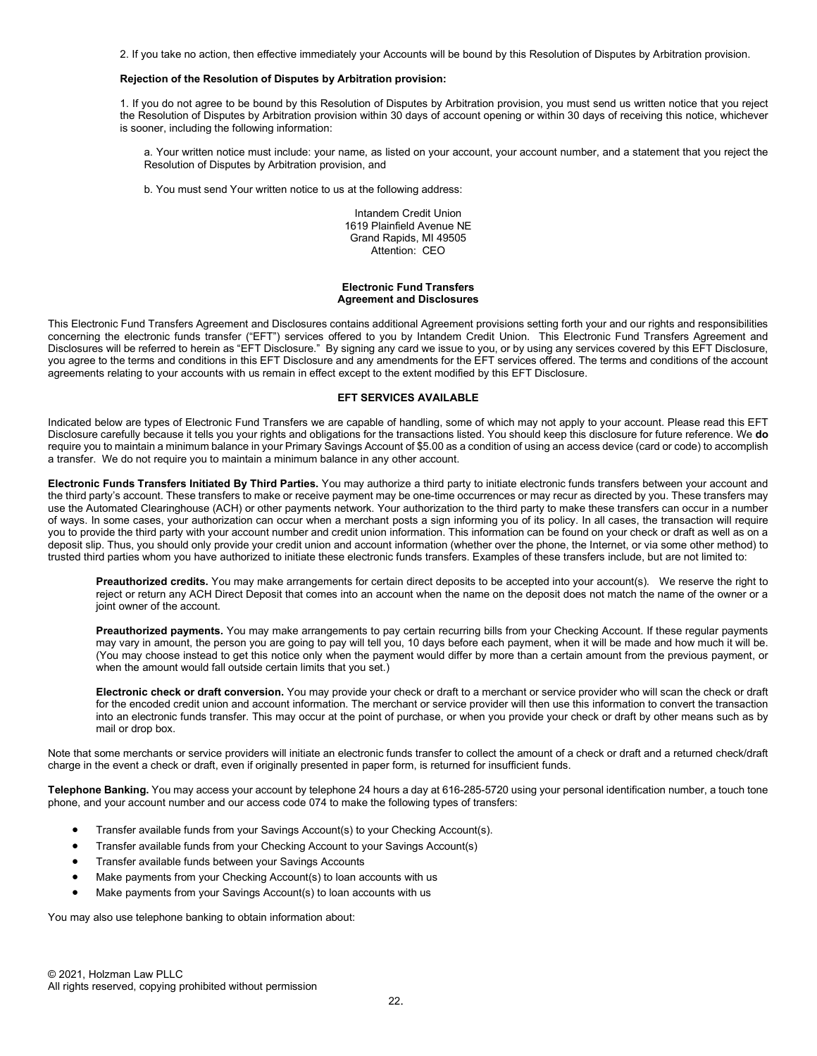2. If you take no action, then effective immediately your Accounts will be bound by this Resolution of Disputes by Arbitration provision.

**Rejection of the Resolution of Disputes by Arbitration provision:**

1. If you do not agree to be bound by this Resolution of Disputes by Arbitration provision, you must send us written notice that you reject the Resolution of Disputes by Arbitration provision within 30 days of account opening or within 30 days of receiving this notice, whichever is sooner, including the following information:

a. Your written notice must include: your name, as listed on your account, your account number, and a statement that you reject the Resolution of Disputes by Arbitration provision, and

b. You must send Your written notice to us at the following address:

Intandem Credit Union
1619 Plainfield Avenue NE
Grand Rapids, MI 49505
Attention: CEO

## Electronic Fund Transfers Agreement and Disclosures

This Electronic Fund Transfers Agreement and Disclosures contains additional Agreement provisions setting forth your and our rights and responsibilities concerning the electronic funds transfer ("EFT") services offered to you by Intandem Credit Union. This Electronic Fund Transfers Agreement and Disclosures will be referred to herein as "EFT Disclosure." By signing any card we issue to you, or by using any services covered by this EFT Disclosure, you agree to the terms and conditions in this EFT Disclosure and any amendments for the EFT services offered. The terms and conditions of the account agreements relating to your accounts with us remain in effect except to the extent modified by this EFT Disclosure.

### EFT SERVICES AVAILABLE

Indicated below are types of Electronic Fund Transfers we are capable of handling, some of which may not apply to your account. Please read this EFT Disclosure carefully because it tells you your rights and obligations for the transactions listed. You should keep this disclosure for future reference. We **do** require you to maintain a minimum balance in your Primary Savings Account of $5.00 as a condition of using an access device (card or code) to accomplish a transfer. We do not require you to maintain a minimum balance in any other account.

**Electronic Funds Transfers Initiated By Third Parties.** You may authorize a third party to initiate electronic funds transfers between your account and the third party's account. These transfers to make or receive payment may be one-time occurrences or may recur as directed by you. These transfers may use the Automated Clearinghouse (ACH) or other payments network. Your authorization to the third party to make these transfers can occur in a number of ways. In some cases, your authorization can occur when a merchant posts a sign informing you of its policy. In all cases, the transaction will require you to provide the third party with your account number and credit union information. This information can be found on your check or draft as well as on a deposit slip. Thus, you should only provide your credit union and account information (whether over the phone, the Internet, or via some other method) to trusted third parties whom you have authorized to initiate these electronic funds transfers. Examples of these transfers include, but are not limited to:

**Preauthorized credits.** You may make arrangements for certain direct deposits to be accepted into your account(s). We reserve the right to reject or return any ACH Direct Deposit that comes into an account when the name on the deposit does not match the name of the owner or a joint owner of the account.

**Preauthorized payments.** You may make arrangements to pay certain recurring bills from your Checking Account. If these regular payments may vary in amount, the person you are going to pay will tell you, 10 days before each payment, when it will be made and how much it will be. (You may choose instead to get this notice only when the payment would differ by more than a certain amount from the previous payment, or when the amount would fall outside certain limits that you set.)

**Electronic check or draft conversion.** You may provide your check or draft to a merchant or service provider who will scan the check or draft for the encoded credit union and account information. The merchant or service provider will then use this information to convert the transaction into an electronic funds transfer. This may occur at the point of purchase, or when you provide your check or draft by other means such as by mail or drop box.

Note that some merchants or service providers will initiate an electronic funds transfer to collect the amount of a check or draft and a returned check/draft charge in the event a check or draft, even if originally presented in paper form, is returned for insufficient funds.

**Telephone Banking.** You may access your account by telephone 24 hours a day at 616-285-5720 using your personal identification number, a touch tone phone, and your account number and our access code 074 to make the following types of transfers:

- Transfer available funds from your Savings Account(s) to your Checking Account(s).
- Transfer available funds from your Checking Account to your Savings Account(s)
- Transfer available funds between your Savings Accounts
- Make payments from your Checking Account(s) to loan accounts with us
- Make payments from your Savings Account(s) to loan accounts with us

You may also use telephone banking to obtain information about:

© 2021, Holzman Law PLLC
All rights reserved, copying prohibited without permission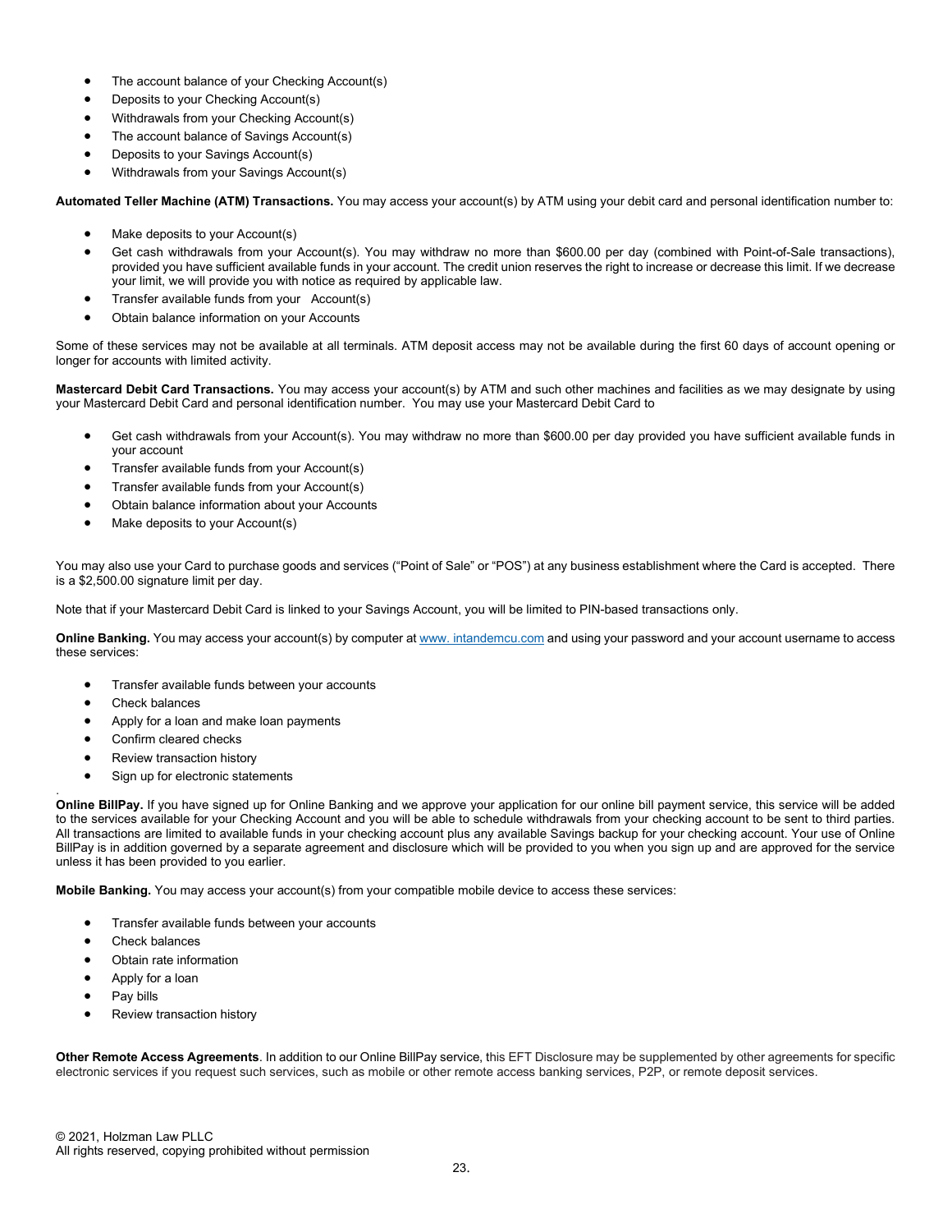- The account balance of your Checking Account(s)
- Deposits to your Checking Account(s)
- Withdrawals from your Checking Account(s)
- The account balance of Savings Account(s)
- Deposits to your Savings Account(s)
- Withdrawals from your Savings Account(s)

**Automated Teller Machine (ATM) Transactions.** You may access your account(s) by ATM using your debit card and personal identification number to:

- Make deposits to your Account(s)
- Get cash withdrawals from your Account(s). You may withdraw no more than $600.00 per day (combined with Point-of-Sale transactions), provided you have sufficient available funds in your account. The credit union reserves the right to increase or decrease this limit. If we decrease your limit, we will provide you with notice as required by applicable law.
- Transfer available funds from your Account(s)
- Obtain balance information on your Accounts

Some of these services may not be available at all terminals. ATM deposit access may not be available during the first 60 days of account opening or longer for accounts with limited activity.

**Mastercard Debit Card Transactions.** You may access your account(s) by ATM and such other machines and facilities as we may designate by using your Mastercard Debit Card and personal identification number. You may use your Mastercard Debit Card to

- Get cash withdrawals from your Account(s). You may withdraw no more than $600.00 per day provided you have sufficient available funds in your account
- Transfer available funds from your Account(s)
- Transfer available funds from your Account(s)
- Obtain balance information about your Accounts
- Make deposits to your Account(s)

You may also use your Card to purchase goods and services ("Point of Sale" or "POS") at any business establishment where the Card is accepted. There is a $2,500.00 signature limit per day.

Note that if your Mastercard Debit Card is linked to your Savings Account, you will be limited to PIN-based transactions only.

**Online Banking.** You may access your account(s) by computer at www. intandemcu.com and using your password and your account username to access these services:

- Transfer available funds between your accounts
- Check balances
- Apply for a loan and make loan payments
- Confirm cleared checks
- Review transaction history
- Sign up for electronic statements

**Online BillPay.** If you have signed up for Online Banking and we approve your application for our online bill payment service, this service will be added to the services available for your Checking Account and you will be able to schedule withdrawals from your checking account to be sent to third parties. All transactions are limited to available funds in your checking account plus any available Savings backup for your checking account. Your use of Online BillPay is in addition governed by a separate agreement and disclosure which will be provided to you when you sign up and are approved for the service unless it has been provided to you earlier.

**Mobile Banking.** You may access your account(s) from your compatible mobile device to access these services:

- Transfer available funds between your accounts
- Check balances
- Obtain rate information
- Apply for a loan
- Pay bills
- Review transaction history

**Other Remote Access Agreements**. In addition to our Online BillPay service, this EFT Disclosure may be supplemented by other agreements for specific electronic services if you request such services, such as mobile or other remote access banking services, P2P, or remote deposit services.

© 2021, Holzman Law PLLC
All rights reserved, copying prohibited without permission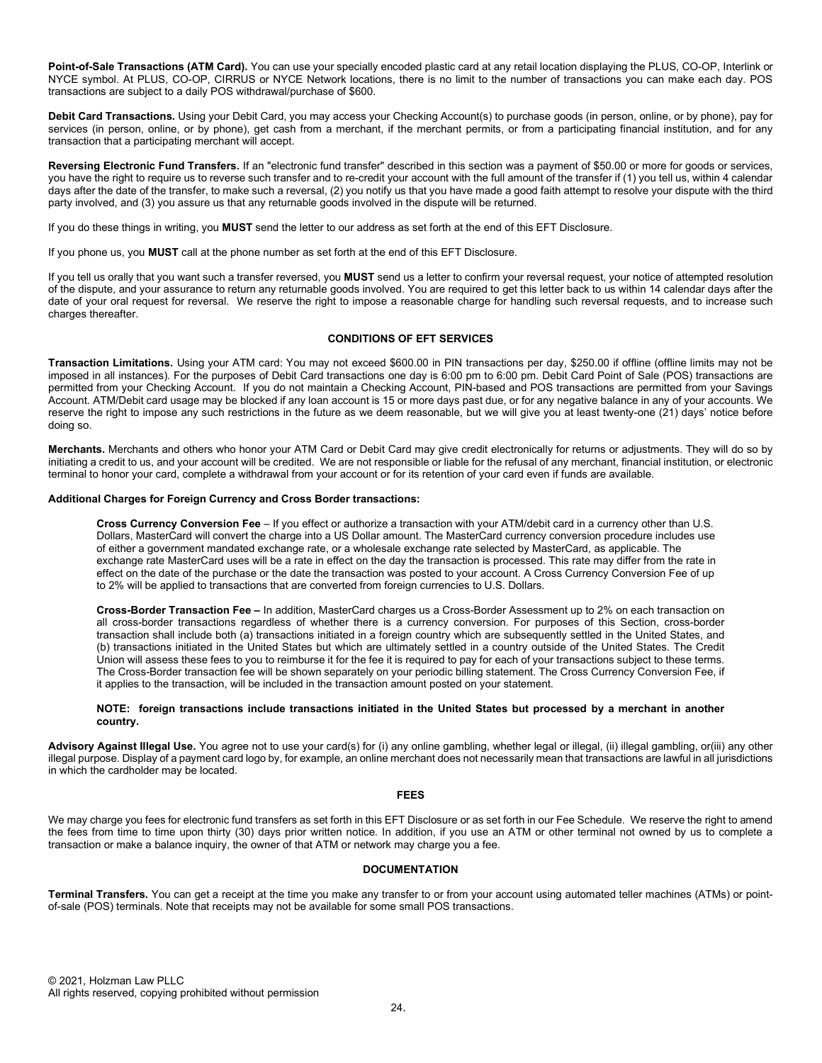**Point-of-Sale Transactions (ATM Card).** You can use your specially encoded plastic card at any retail location displaying the PLUS, CO-OP, Interlink or NYCE symbol. At PLUS, CO-OP, CIRRUS or NYCE Network locations, there is no limit to the number of transactions you can make each day. POS transactions are subject to a daily POS withdrawal/purchase of $600.

**Debit Card Transactions.** Using your Debit Card, you may access your Checking Account(s) to purchase goods (in person, online, or by phone), pay for services (in person, online, or by phone), get cash from a merchant, if the merchant permits, or from a participating financial institution, and for any transaction that a participating merchant will accept.

**Reversing Electronic Fund Transfers.** If an "electronic fund transfer" described in this section was a payment of $50.00 or more for goods or services, you have the right to require us to reverse such transfer and to re-credit your account with the full amount of the transfer if (1) you tell us, within 4 calendar days after the date of the transfer, to make such a reversal, (2) you notify us that you have made a good faith attempt to resolve your dispute with the third party involved, and (3) you assure us that any returnable goods involved in the dispute will be returned.

If you do these things in writing, you **MUST** send the letter to our address as set forth at the end of this EFT Disclosure.

If you phone us, you **MUST** call at the phone number as set forth at the end of this EFT Disclosure.

If you tell us orally that you want such a transfer reversed, you **MUST** send us a letter to confirm your reversal request, your notice of attempted resolution of the dispute, and your assurance to return any returnable goods involved. You are required to get this letter back to us within 14 calendar days after the date of your oral request for reversal. We reserve the right to impose a reasonable charge for handling such reversal requests, and to increase such charges thereafter.

## CONDITIONS OF EFT SERVICES

**Transaction Limitations.** Using your ATM card: You may not exceed $600.00 in PIN transactions per day, $250.00 if offline (offline limits may not be imposed in all instances). For the purposes of Debit Card transactions one day is 6:00 pm to 6:00 pm. Debit Card Point of Sale (POS) transactions are permitted from your Checking Account. If you do not maintain a Checking Account, PIN-based and POS transactions are permitted from your Savings Account. ATM/Debit card usage may be blocked if any loan account is 15 or more days past due, or for any negative balance in any of your accounts. We reserve the right to impose any such restrictions in the future as we deem reasonable, but we will give you at least twenty-one (21) days' notice before doing so.

**Merchants.** Merchants and others who honor your ATM Card or Debit Card may give credit electronically for returns or adjustments. They will do so by initiating a credit to us, and your account will be credited. We are not responsible or liable for the refusal of any merchant, financial institution, or electronic terminal to honor your card, complete a withdrawal from your account or for its retention of your card even if funds are available.

**Additional Charges for Foreign Currency and Cross Border transactions:**

**Cross Currency Conversion Fee** – If you effect or authorize a transaction with your ATM/debit card in a currency other than U.S. Dollars, MasterCard will convert the charge into a US Dollar amount. The MasterCard currency conversion procedure includes use of either a government mandated exchange rate, or a wholesale exchange rate selected by MasterCard, as applicable. The exchange rate MasterCard uses will be a rate in effect on the day the transaction is processed. This rate may differ from the rate in effect on the date of the purchase or the date the transaction was posted to your account. A Cross Currency Conversion Fee of up to 2% will be applied to transactions that are converted from foreign currencies to U.S. Dollars.

**Cross-Border Transaction Fee –** In addition, MasterCard charges us a Cross-Border Assessment up to 2% on each transaction on all cross-border transactions regardless of whether there is a currency conversion. For purposes of this Section, cross-border transaction shall include both (a) transactions initiated in a foreign country which are subsequently settled in the United States, and (b) transactions initiated in the United States but which are ultimately settled in a country outside of the United States. The Credit Union will assess these fees to you to reimburse it for the fee it is required to pay for each of your transactions subject to these terms. The Cross-Border transaction fee will be shown separately on your periodic billing statement. The Cross Currency Conversion Fee, if it applies to the transaction, will be included in the transaction amount posted on your statement.

**NOTE: foreign transactions include transactions initiated in the United States but processed by a merchant in another country.**

**Advisory Against Illegal Use.** You agree not to use your card(s) for (i) any online gambling, whether legal or illegal, (ii) illegal gambling, or(iii) any other illegal purpose. Display of a payment card logo by, for example, an online merchant does not necessarily mean that transactions are lawful in all jurisdictions in which the cardholder may be located.

## FEES

We may charge you fees for electronic fund transfers as set forth in this EFT Disclosure or as set forth in our Fee Schedule. We reserve the right to amend the fees from time to time upon thirty (30) days prior written notice. In addition, if you use an ATM or other terminal not owned by us to complete a transaction or make a balance inquiry, the owner of that ATM or network may charge you a fee.

## DOCUMENTATION

**Terminal Transfers.** You can get a receipt at the time you make any transfer to or from your account using automated teller machines (ATMs) or point-of-sale (POS) terminals. Note that receipts may not be available for some small POS transactions.

© 2021, Holzman Law PLLC
All rights reserved, copying prohibited without permission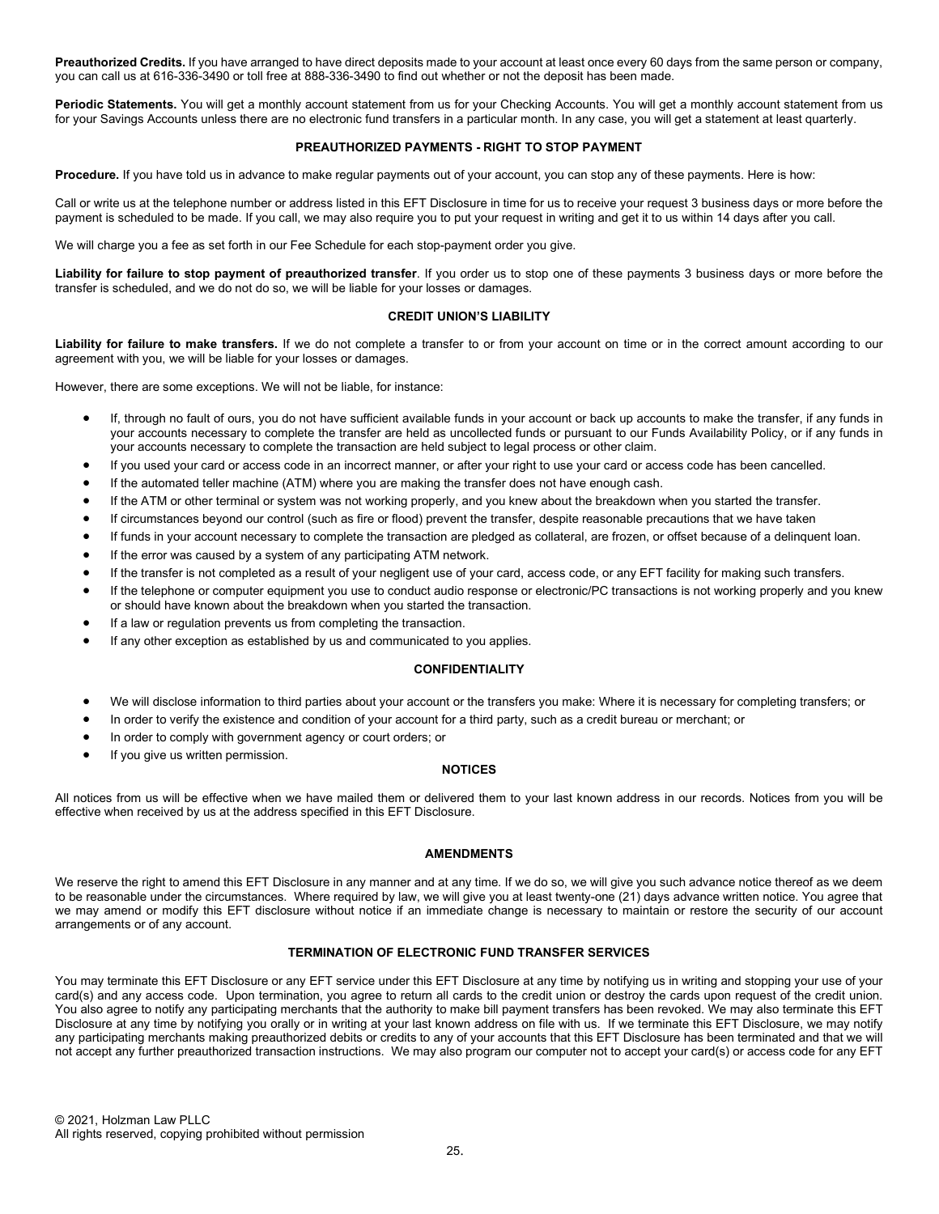**Preauthorized Credits.** If you have arranged to have direct deposits made to your account at least once every 60 days from the same person or company, you can call us at 616-336-3490 or toll free at 888-336-3490 to find out whether or not the deposit has been made.

**Periodic Statements.** You will get a monthly account statement from us for your Checking Accounts. You will get a monthly account statement from us for your Savings Accounts unless there are no electronic fund transfers in a particular month. In any case, you will get a statement at least quarterly.

### PREAUTHORIZED PAYMENTS - RIGHT TO STOP PAYMENT

**Procedure.** If you have told us in advance to make regular payments out of your account, you can stop any of these payments. Here is how:

Call or write us at the telephone number or address listed in this EFT Disclosure in time for us to receive your request 3 business days or more before the payment is scheduled to be made. If you call, we may also require you to put your request in writing and get it to us within 14 days after you call.

We will charge you a fee as set forth in our Fee Schedule for each stop-payment order you give.

**Liability for failure to stop payment of preauthorized transfer**. If you order us to stop one of these payments 3 business days or more before the transfer is scheduled, and we do not do so, we will be liable for your losses or damages.

### CREDIT UNION'S LIABILITY

**Liability for failure to make transfers.** If we do not complete a transfer to or from your account on time or in the correct amount according to our agreement with you, we will be liable for your losses or damages.

However, there are some exceptions. We will not be liable, for instance:

- If, through no fault of ours, you do not have sufficient available funds in your account or back up accounts to make the transfer, if any funds in your accounts necessary to complete the transfer are held as uncollected funds or pursuant to our Funds Availability Policy, or if any funds in your accounts necessary to complete the transaction are held subject to legal process or other claim.
- If you used your card or access code in an incorrect manner, or after your right to use your card or access code has been cancelled.
- If the automated teller machine (ATM) where you are making the transfer does not have enough cash.
- If the ATM or other terminal or system was not working properly, and you knew about the breakdown when you started the transfer.
- If circumstances beyond our control (such as fire or flood) prevent the transfer, despite reasonable precautions that we have taken
- If funds in your account necessary to complete the transaction are pledged as collateral, are frozen, or offset because of a delinquent loan.
- If the error was caused by a system of any participating ATM network.
- If the transfer is not completed as a result of your negligent use of your card, access code, or any EFT facility for making such transfers.
- If the telephone or computer equipment you use to conduct audio response or electronic/PC transactions is not working properly and you knew or should have known about the breakdown when you started the transaction.
- If a law or regulation prevents us from completing the transaction.
- If any other exception as established by us and communicated to you applies.

### CONFIDENTIALITY

- We will disclose information to third parties about your account or the transfers you make: Where it is necessary for completing transfers; or
- In order to verify the existence and condition of your account for a third party, such as a credit bureau or merchant; or
- In order to comply with government agency or court orders; or
- If you give us written permission.

### NOTICES

All notices from us will be effective when we have mailed them or delivered them to your last known address in our records. Notices from you will be effective when received by us at the address specified in this EFT Disclosure.

### AMENDMENTS

We reserve the right to amend this EFT Disclosure in any manner and at any time. If we do so, we will give you such advance notice thereof as we deem to be reasonable under the circumstances. Where required by law, we will give you at least twenty-one (21) days advance written notice. You agree that we may amend or modify this EFT disclosure without notice if an immediate change is necessary to maintain or restore the security of our account arrangements or of any account.

### TERMINATION OF ELECTRONIC FUND TRANSFER SERVICES

You may terminate this EFT Disclosure or any EFT service under this EFT Disclosure at any time by notifying us in writing and stopping your use of your card(s) and any access code. Upon termination, you agree to return all cards to the credit union or destroy the cards upon request of the credit union. You also agree to notify any participating merchants that the authority to make bill payment transfers has been revoked. We may also terminate this EFT Disclosure at any time by notifying you orally or in writing at your last known address on file with us. If we terminate this EFT Disclosure, we may notify any participating merchants making preauthorized debits or credits to any of your accounts that this EFT Disclosure has been terminated and that we will not accept any further preauthorized transaction instructions. We may also program our computer not to accept your card(s) or access code for any EFT

© 2021, Holzman Law PLLC
All rights reserved, copying prohibited without permission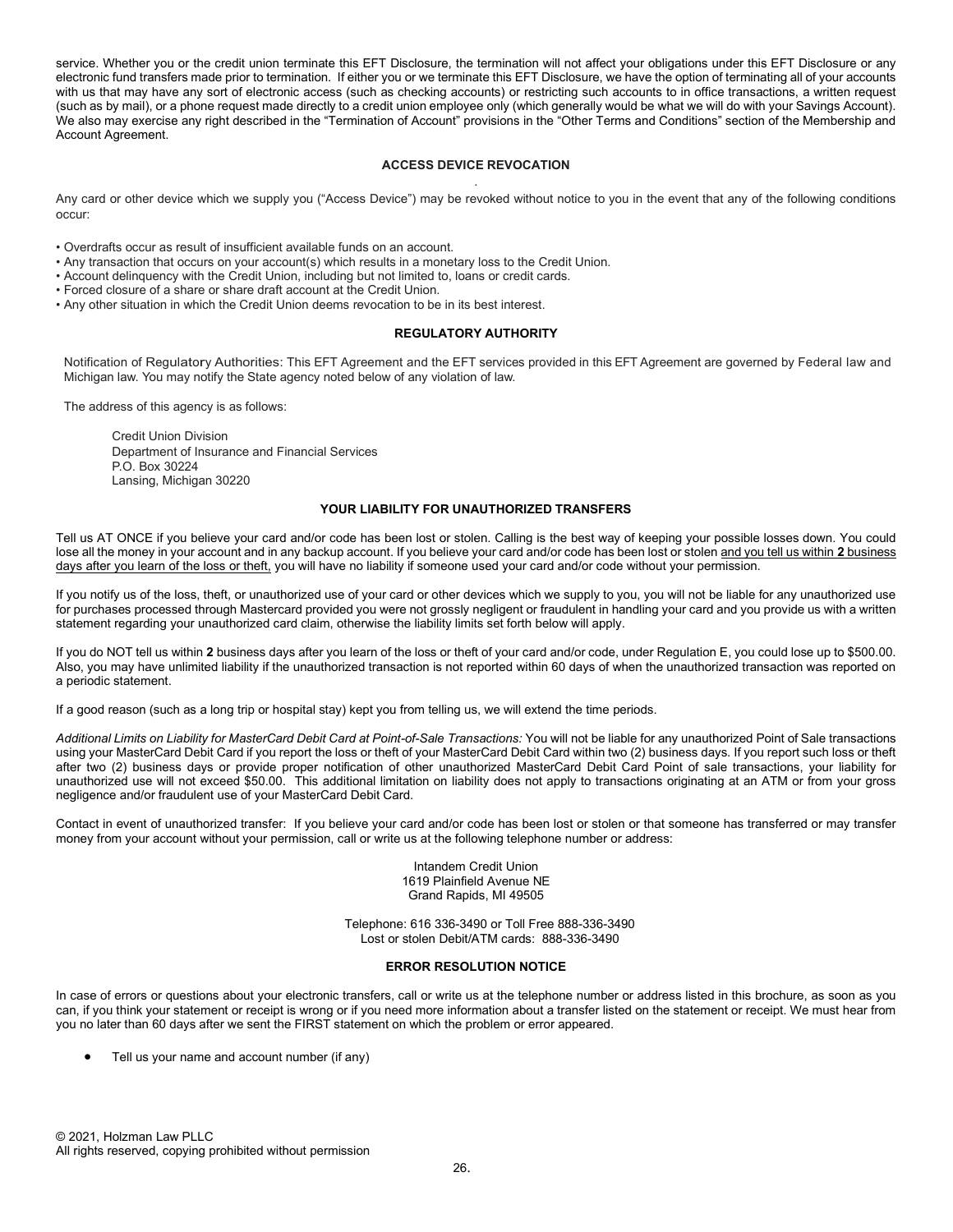service. Whether you or the credit union terminate this EFT Disclosure, the termination will not affect your obligations under this EFT Disclosure or any electronic fund transfers made prior to termination. If either you or we terminate this EFT Disclosure, we have the option of terminating all of your accounts with us that may have any sort of electronic access (such as checking accounts) or restricting such accounts to in office transactions, a written request (such as by mail), or a phone request made directly to a credit union employee only (which generally would be what we will do with your Savings Account). We also may exercise any right described in the "Termination of Account" provisions in the "Other Terms and Conditions" section of the Membership and Account Agreement.

## ACCESS DEVICE REVOCATION

Any card or other device which we supply you ("Access Device") may be revoked without notice to you in the event that any of the following conditions occur:

- Overdrafts occur as result of insufficient available funds on an account.
- Any transaction that occurs on your account(s) which results in a monetary loss to the Credit Union.
- Account delinquency with the Credit Union, including but not limited to, loans or credit cards.
- Forced closure of a share or share draft account at the Credit Union.
- Any other situation in which the Credit Union deems revocation to be in its best interest.

## REGULATORY AUTHORITY

Notification of Regulatory Authorities: This EFT Agreement and the EFT services provided in this EFT Agreement are governed by Federal law and Michigan law. You may notify the State agency noted below of any violation of law.

The address of this agency is as follows:

Credit Union Division
Department of Insurance and Financial Services
P.O. Box 30224
Lansing, Michigan 30220

## YOUR LIABILITY FOR UNAUTHORIZED TRANSFERS

Tell us AT ONCE if you believe your card and/or code has been lost or stolen. Calling is the best way of keeping your possible losses down. You could lose all the money in your account and in any backup account. If you believe your card and/or code has been lost or stolen and you tell us within **2** business days after you learn of the loss or theft, you will have no liability if someone used your card and/or code without your permission.

If you notify us of the loss, theft, or unauthorized use of your card or other devices which we supply to you, you will not be liable for any unauthorized use for purchases processed through Mastercard provided you were not grossly negligent or fraudulent in handling your card and you provide us with a written statement regarding your unauthorized card claim, otherwise the liability limits set forth below will apply.

If you do NOT tell us within **2** business days after you learn of the loss or theft of your card and/or code, under Regulation E, you could lose up to $500.00. Also, you may have unlimited liability if the unauthorized transaction is not reported within 60 days of when the unauthorized transaction was reported on a periodic statement.

If a good reason (such as a long trip or hospital stay) kept you from telling us, we will extend the time periods.

*Additional Limits on Liability for MasterCard Debit Card at Point-of-Sale Transactions:* You will not be liable for any unauthorized Point of Sale transactions using your MasterCard Debit Card if you report the loss or theft of your MasterCard Debit Card within two (2) business days. If you report such loss or theft after two (2) business days or provide proper notification of other unauthorized MasterCard Debit Card Point of sale transactions, your liability for unauthorized use will not exceed $50.00. This additional limitation on liability does not apply to transactions originating at an ATM or from your gross negligence and/or fraudulent use of your MasterCard Debit Card.

Contact in event of unauthorized transfer: If you believe your card and/or code has been lost or stolen or that someone has transferred or may transfer money from your account without your permission, call or write us at the following telephone number or address:

Intandem Credit Union
1619 Plainfield Avenue NE
Grand Rapids, MI 49505

Telephone: 616 336-3490 or Toll Free 888-336-3490
Lost or stolen Debit/ATM cards: 888-336-3490

## ERROR RESOLUTION NOTICE

In case of errors or questions about your electronic transfers, call or write us at the telephone number or address listed in this brochure, as soon as you can, if you think your statement or receipt is wrong or if you need more information about a transfer listed on the statement or receipt. We must hear from you no later than 60 days after we sent the FIRST statement on which the problem or error appeared.

- Tell us your name and account number (if any)

© 2021, Holzman Law PLLC
All rights reserved, copying prohibited without permission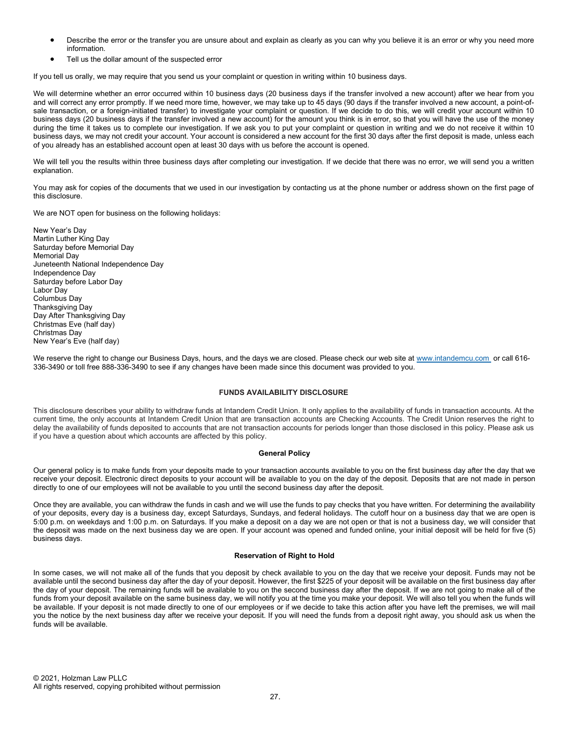- Describe the error or the transfer you are unsure about and explain as clearly as you can why you believe it is an error or why you need more information.
- Tell us the dollar amount of the suspected error

If you tell us orally, we may require that you send us your complaint or question in writing within 10 business days.

We will determine whether an error occurred within 10 business days (20 business days if the transfer involved a new account) after we hear from you and will correct any error promptly. If we need more time, however, we may take up to 45 days (90 days if the transfer involved a new account, a point-of-sale transaction, or a foreign-initiated transfer) to investigate your complaint or question. If we decide to do this, we will credit your account within 10 business days (20 business days if the transfer involved a new account) for the amount you think is in error, so that you will have the use of the money during the time it takes us to complete our investigation. If we ask you to put your complaint or question in writing and we do not receive it within 10 business days, we may not credit your account. Your account is considered a new account for the first 30 days after the first deposit is made, unless each of you already has an established account open at least 30 days with us before the account is opened.

We will tell you the results within three business days after completing our investigation. If we decide that there was no error, we will send you a written explanation.

You may ask for copies of the documents that we used in our investigation by contacting us at the phone number or address shown on the first page of this disclosure.

We are NOT open for business on the following holidays:

New Year's Day
Martin Luther King Day
Saturday before Memorial Day
Memorial Day
Juneteenth National Independence Day
Independence Day
Saturday before Labor Day
Labor Day
Columbus Day
Thanksgiving Day
Day After Thanksgiving Day
Christmas Eve (half day)
Christmas Day
New Year's Eve (half day)

We reserve the right to change our Business Days, hours, and the days we are closed. Please check our web site at www.intandemcu.com or call 616-336-3490 or toll free 888-336-3490 to see if any changes have been made since this document was provided to you.

## FUNDS AVAILABILITY DISCLOSURE

This disclosure describes your ability to withdraw funds at Intandem Credit Union. It only applies to the availability of funds in transaction accounts. At the current time, the only accounts at Intandem Credit Union that are transaction accounts are Checking Accounts. The Credit Union reserves the right to delay the availability of funds deposited to accounts that are not transaction accounts for periods longer than those disclosed in this policy. Please ask us if you have a question about which accounts are affected by this policy.

### General Policy

Our general policy is to make funds from your deposits made to your transaction accounts available to you on the first business day after the day that we receive your deposit. Electronic direct deposits to your account will be available to you on the day of the deposit. Deposits that are not made in person directly to one of our employees will not be available to you until the second business day after the deposit.

Once they are available, you can withdraw the funds in cash and we will use the funds to pay checks that you have written. For determining the availability of your deposits, every day is a business day, except Saturdays, Sundays, and federal holidays. The cutoff hour on a business day that we are open is 5:00 p.m. on weekdays and 1:00 p.m. on Saturdays. If you make a deposit on a day we are not open or that is not a business day, we will consider that the deposit was made on the next business day we are open. If your account was opened and funded online, your initial deposit will be held for five (5) business days.

### Reservation of Right to Hold

In some cases, we will not make all of the funds that you deposit by check available to you on the day that we receive your deposit. Funds may not be available until the second business day after the day of your deposit. However, the first $225 of your deposit will be available on the first business day after the day of your deposit. The remaining funds will be available to you on the second business day after the deposit. If we are not going to make all of the funds from your deposit available on the same business day, we will notify you at the time you make your deposit. We will also tell you when the funds will be available. If your deposit is not made directly to one of our employees or if we decide to take this action after you have left the premises, we will mail you the notice by the next business day after we receive your deposit. If you will need the funds from a deposit right away, you should ask us when the funds will be available.

© 2021, Holzman Law PLLC
All rights reserved, copying prohibited without permission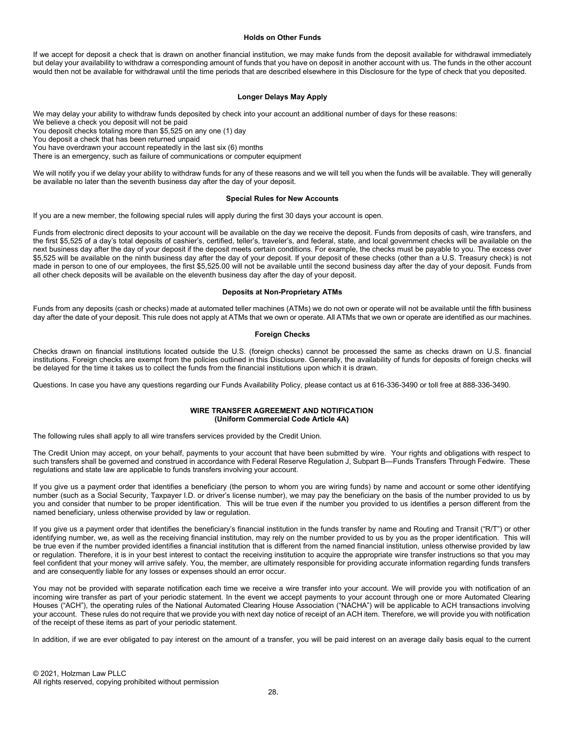### Holds on Other Funds

If we accept for deposit a check that is drawn on another financial institution, we may make funds from the deposit available for withdrawal immediately but delay your availability to withdraw a corresponding amount of funds that you have on deposit in another account with us. The funds in the other account would then not be available for withdrawal until the time periods that are described elsewhere in this Disclosure for the type of check that you deposited.

### Longer Delays May Apply

We may delay your ability to withdraw funds deposited by check into your account an additional number of days for these reasons:
We believe a check you deposit will not be paid
You deposit checks totaling more than $5,525 on any one (1) day
You deposit a check that has been returned unpaid
You have overdrawn your account repeatedly in the last six (6) months
There is an emergency, such as failure of communications or computer equipment

We will notify you if we delay your ability to withdraw funds for any of these reasons and we will tell you when the funds will be available. They will generally be available no later than the seventh business day after the day of your deposit.

### Special Rules for New Accounts

If you are a new member, the following special rules will apply during the first 30 days your account is open.

Funds from electronic direct deposits to your account will be available on the day we receive the deposit. Funds from deposits of cash, wire transfers, and the first $5,525 of a day's total deposits of cashier's, certified, teller's, traveler's, and federal, state, and local government checks will be available on the next business day after the day of your deposit if the deposit meets certain conditions. For example, the checks must be payable to you. The excess over $5,525 will be available on the ninth business day after the day of your deposit. If your deposit of these checks (other than a U.S. Treasury check) is not made in person to one of our employees, the first $5,525.00 will not be available until the second business day after the day of your deposit. Funds from all other check deposits will be available on the eleventh business day after the day of your deposit.

### Deposits at Non-Proprietary ATMs

Funds from any deposits (cash or checks) made at automated teller machines (ATMs) we do not own or operate will not be available until the fifth business day after the date of your deposit. This rule does not apply at ATMs that we own or operate. All ATMs that we own or operate are identified as our machines.

### Foreign Checks

Checks drawn on financial institutions located outside the U.S. (foreign checks) cannot be processed the same as checks drawn on U.S. financial institutions. Foreign checks are exempt from the policies outlined in this Disclosure. Generally, the availability of funds for deposits of foreign checks will be delayed for the time it takes us to collect the funds from the financial institutions upon which it is drawn.

Questions. In case you have any questions regarding our Funds Availability Policy, please contact us at 616-336-3490 or toll free at 888-336-3490.

## WIRE TRANSFER AGREEMENT AND NOTIFICATION
**(Uniform Commercial Code Article 4A)**

The following rules shall apply to all wire transfers services provided by the Credit Union.

The Credit Union may accept, on your behalf, payments to your account that have been submitted by wire. Your rights and obligations with respect to such transfers shall be governed and construed in accordance with Federal Reserve Regulation J, Subpart B—Funds Transfers Through Fedwire. These regulations and state law are applicable to funds transfers involving your account.

If you give us a payment order that identifies a beneficiary (the person to whom you are wiring funds) by name and account or some other identifying number (such as a Social Security, Taxpayer I.D. or driver's license number), we may pay the beneficiary on the basis of the number provided to us by you and consider that number to be proper identification. This will be true even if the number you provided to us identifies a person different from the named beneficiary, unless otherwise provided by law or regulation.

If you give us a payment order that identifies the beneficiary's financial institution in the funds transfer by name and Routing and Transit ("R/T") or other identifying number, we, as well as the receiving financial institution, may rely on the number provided to us by you as the proper identification. This will be true even if the number provided identifies a financial institution that is different from the named financial institution, unless otherwise provided by law or regulation. Therefore, it is in your best interest to contact the receiving institution to acquire the appropriate wire transfer instructions so that you may feel confident that your money will arrive safely. You, the member, are ultimately responsible for providing accurate information regarding funds transfers and are consequently liable for any losses or expenses should an error occur.

You may not be provided with separate notification each time we receive a wire transfer into your account. We will provide you with notification of an incoming wire transfer as part of your periodic statement. In the event we accept payments to your account through one or more Automated Clearing Houses ("ACH"), the operating rules of the National Automated Clearing House Association ("NACHA") will be applicable to ACH transactions involving your account. These rules do not require that we provide you with next day notice of receipt of an ACH item. Therefore, we will provide you with notification of the receipt of these items as part of your periodic statement.

In addition, if we are ever obligated to pay interest on the amount of a transfer, you will be paid interest on an average daily basis equal to the current

© 2021, Holzman Law PLLC
All rights reserved, copying prohibited without permission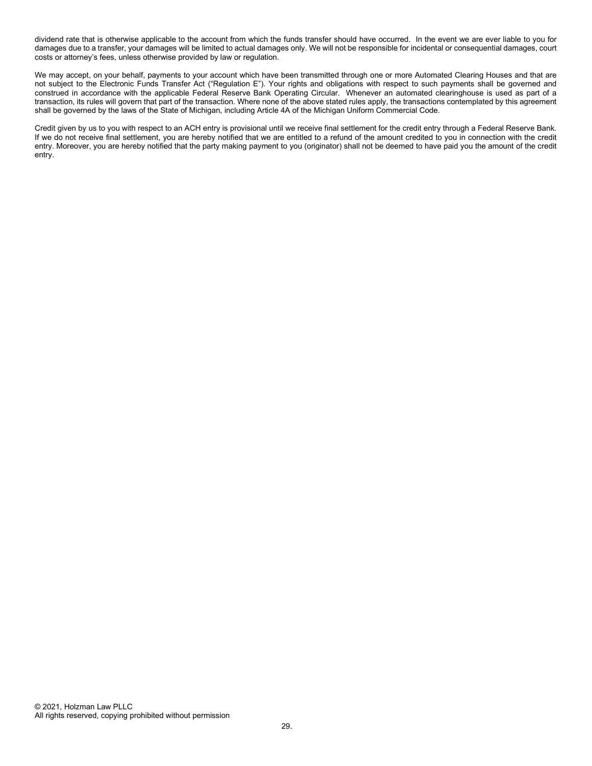dividend rate that is otherwise applicable to the account from which the funds transfer should have occurred. In the event we are ever liable to you for damages due to a transfer, your damages will be limited to actual damages only. We will not be responsible for incidental or consequential damages, court costs or attorney's fees, unless otherwise provided by law or regulation.

We may accept, on your behalf, payments to your account which have been transmitted through one or more Automated Clearing Houses and that are not subject to the Electronic Funds Transfer Act ("Regulation E"). Your rights and obligations with respect to such payments shall be governed and construed in accordance with the applicable Federal Reserve Bank Operating Circular. Whenever an automated clearinghouse is used as part of a transaction, its rules will govern that part of the transaction. Where none of the above stated rules apply, the transactions contemplated by this agreement shall be governed by the laws of the State of Michigan, including Article 4A of the Michigan Uniform Commercial Code.

Credit given by us to you with respect to an ACH entry is provisional until we receive final settlement for the credit entry through a Federal Reserve Bank. If we do not receive final settlement, you are hereby notified that we are entitled to a refund of the amount credited to you in connection with the credit entry. Moreover, you are hereby notified that the party making payment to you (originator) shall not be deemed to have paid you the amount of the credit entry.

© 2021, Holzman Law PLLC
All rights reserved, copying prohibited without permission